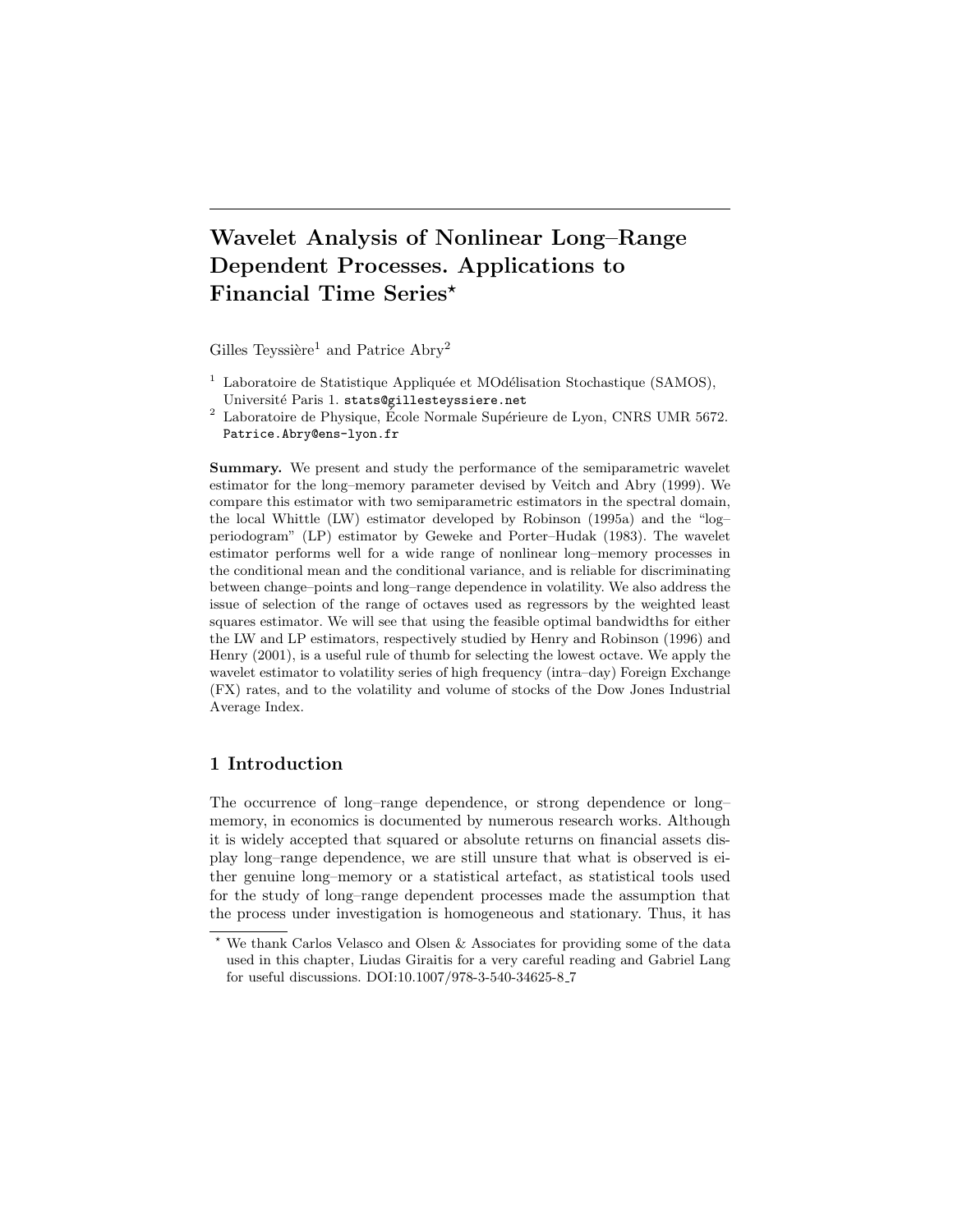# Wavelet Analysis of Nonlinear Long–Range Dependent Processes. Applications to Financial Time Series*

Gilles Teyssière[1] and Patrice Abry[2]

[1] Laboratoire de Statistique Appliquée et MOdélisation Stochastique (SAMOS), Université Paris 1. stats@gillesteyssiere.net

[2] Laboratoire de Physique, École Normale Supérieure de Lyon, CNRS UMR 5672. Patrice.Abry@ens-lyon.fr

**Summary.** We present and study the performance of the semiparametric wavelet estimator for the long–memory parameter devised by Veitch and Abry (1999). We compare this estimator with two semiparametric estimators in the spectral domain, the local Whittle (LW) estimator developed by Robinson (1995a) and the "log–periodogram" (LP) estimator by Geweke and Porter–Hudak (1983). The wavelet estimator performs well for a wide range of nonlinear long–memory processes in the conditional mean and the conditional variance, and is reliable for discriminating between change–points and long–range dependence in volatility. We also address the issue of selection of the range of octaves used as regressors by the weighted least squares estimator. We will see that using the feasible optimal bandwidths for either the LW and LP estimators, respectively studied by Henry and Robinson (1996) and Henry (2001), is a useful rule of thumb for selecting the lowest octave. We apply the wavelet estimator to volatility series of high frequency (intra–day) Foreign Exchange (FX) rates, and to the volatility and volume of stocks of the Dow Jones Industrial Average Index.

## 1 Introduction

The occurrence of long–range dependence, or strong dependence or long–memory, in economics is documented by numerous research works. Although it is widely accepted that squared or absolute returns on financial assets display long–range dependence, we are still unsure that what is observed is either genuine long–memory or a statistical artefact, as statistical tools used for the study of long–range dependent processes made the assumption that the process under investigation is homogeneous and stationary. Thus, it has

---

* We thank Carlos Velasco and Olsen & Associates for providing some of the data used in this chapter, Liudas Giraitis for a very careful reading and Gabriel Lang for useful discussions. DOI:10.1007/978-3-540-34625-8_7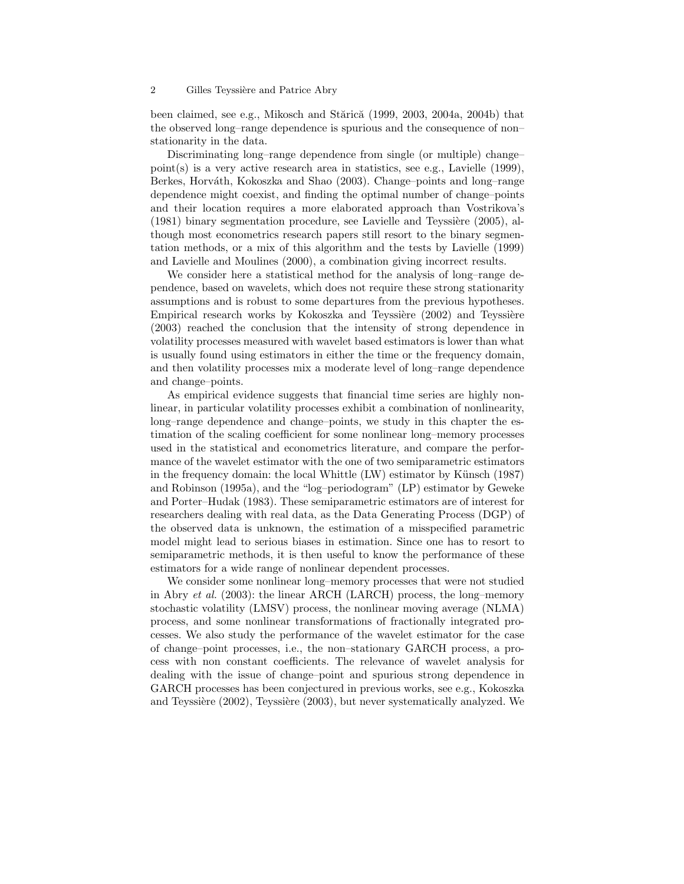been claimed, see e.g., Mikosch and Stărică (1999, 2003, 2004a, 2004b) that the observed long–range dependence is spurious and the consequence of non–stationarity in the data.

Discriminating long–range dependence from single (or multiple) change–point(s) is a very active research area in statistics, see e.g., Lavielle (1999), Berkes, Horváth, Kokoszka and Shao (2003). Change–points and long–range dependence might coexist, and finding the optimal number of change–points and their location requires a more elaborated approach than Vostrikova's (1981) binary segmentation procedure, see Lavielle and Teyssière (2005), although most econometrics research papers still resort to the binary segmentation methods, or a mix of this algorithm and the tests by Lavielle (1999) and Lavielle and Moulines (2000), a combination giving incorrect results.

We consider here a statistical method for the analysis of long–range dependence, based on wavelets, which does not require these strong stationarity assumptions and is robust to some departures from the previous hypotheses. Empirical research works by Kokoszka and Teyssière (2002) and Teyssière (2003) reached the conclusion that the intensity of strong dependence in volatility processes measured with wavelet based estimators is lower than what is usually found using estimators in either the time or the frequency domain, and then volatility processes mix a moderate level of long–range dependence and change–points.

As empirical evidence suggests that financial time series are highly nonlinear, in particular volatility processes exhibit a combination of nonlinearity, long–range dependence and change–points, we study in this chapter the estimation of the scaling coefficient for some nonlinear long–memory processes used in the statistical and econometrics literature, and compare the performance of the wavelet estimator with the one of two semiparametric estimators in the frequency domain: the local Whittle (LW) estimator by Künsch (1987) and Robinson (1995a), and the "log–periodogram" (LP) estimator by Geweke and Porter–Hudak (1983). These semiparametric estimators are of interest for researchers dealing with real data, as the Data Generating Process (DGP) of the observed data is unknown, the estimation of a misspecified parametric model might lead to serious biases in estimation. Since one has to resort to semiparametric methods, it is then useful to know the performance of these estimators for a wide range of nonlinear dependent processes.

We consider some nonlinear long–memory processes that were not studied in Abry *et al.* (2003): the linear ARCH (LARCH) process, the long–memory stochastic volatility (LMSV) process, the nonlinear moving average (NLMA) process, and some nonlinear transformations of fractionally integrated processes. We also study the performance of the wavelet estimator for the case of change–point processes, i.e., the non–stationary GARCH process, a process with non constant coefficients. The relevance of wavelet analysis for dealing with the issue of change–point and spurious strong dependence in GARCH processes has been conjectured in previous works, see e.g., Kokoszka and Teyssière (2002), Teyssière (2003), but never systematically analyzed. We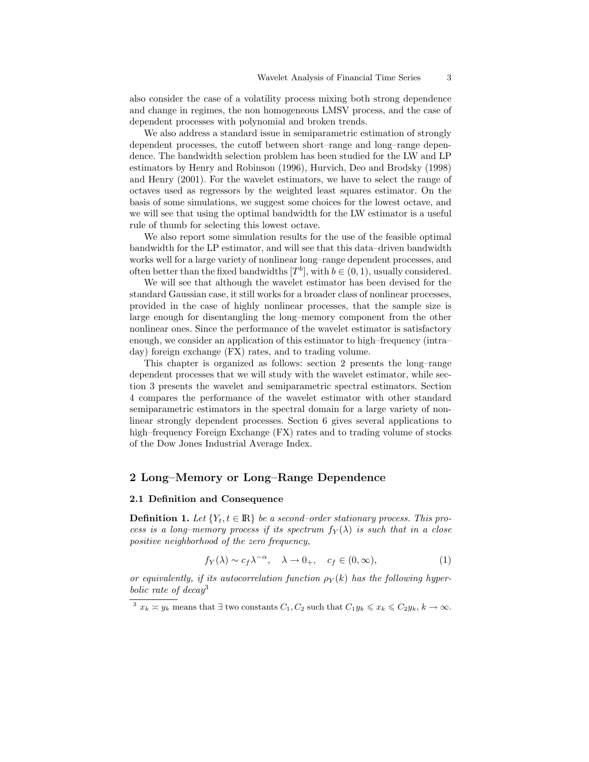also consider the case of a volatility process mixing both strong dependence and change in regimes, the non homogeneous LMSV process, and the case of dependent processes with polynomial and broken trends.

We also address a standard issue in semiparametric estimation of strongly dependent processes, the cutoff between short–range and long–range dependence. The bandwidth selection problem has been studied for the LW and LP estimators by Henry and Robinson (1996), Hurvich, Deo and Brodsky (1998) and Henry (2001). For the wavelet estimators, we have to select the range of octaves used as regressors by the weighted least squares estimator. On the basis of some simulations, we suggest some choices for the lowest octave, and we will see that using the optimal bandwidth for the LW estimator is a useful rule of thumb for selecting this lowest octave.

We also report some simulation results for the use of the feasible optimal bandwidth for the LP estimator, and will see that this data–driven bandwidth works well for a large variety of nonlinear long–range dependent processes, and often better than the fixed bandwidths $[T^b]$, with $b \in (0, 1)$, usually considered.

We will see that although the wavelet estimator has been devised for the standard Gaussian case, it still works for a broader class of nonlinear processes, provided in the case of highly nonlinear processes, that the sample size is large enough for disentangling the long–memory component from the other nonlinear ones. Since the performance of the wavelet estimator is satisfactory enough, we consider an application of this estimator to high–frequency (intra–day) foreign exchange (FX) rates, and to trading volume.

This chapter is organized as follows: section 2 presents the long–range dependent processes that we will study with the wavelet estimator, while section 3 presents the wavelet and semiparametric spectral estimators. Section 4 compares the performance of the wavelet estimator with other standard semiparametric estimators in the spectral domain for a large variety of nonlinear strongly dependent processes. Section 6 gives several applications to high–frequency Foreign Exchange (FX) rates and to trading volume of stocks of the Dow Jones Industrial Average Index.

## 2 Long–Memory or Long–Range Dependence

### 2.1 Definition and Consequence

**Definition 1.** *Let $\{Y_t, t \in \mathbb{R}\}$ be a second–order stationary process. This process is a long–memory process if its spectrum $f_Y(\lambda)$ is such that in a close positive neighborhood of the zero frequency,*

$$f_Y(\lambda) \sim c_f \lambda^{-\alpha}, \quad \lambda \to 0_+, \quad c_f \in (0, \infty), \tag{1}$$

*or equivalently, if its autocorrelation function $\rho_Y(k)$ has the following hyperbolic rate of decay*[3]

[3] $x_k \asymp y_k$ means that $\exists$ two constants $C_1, C_2$ such that $C_1 y_k \leqslant x_k \leqslant C_2 y_k$, $k \to \infty$.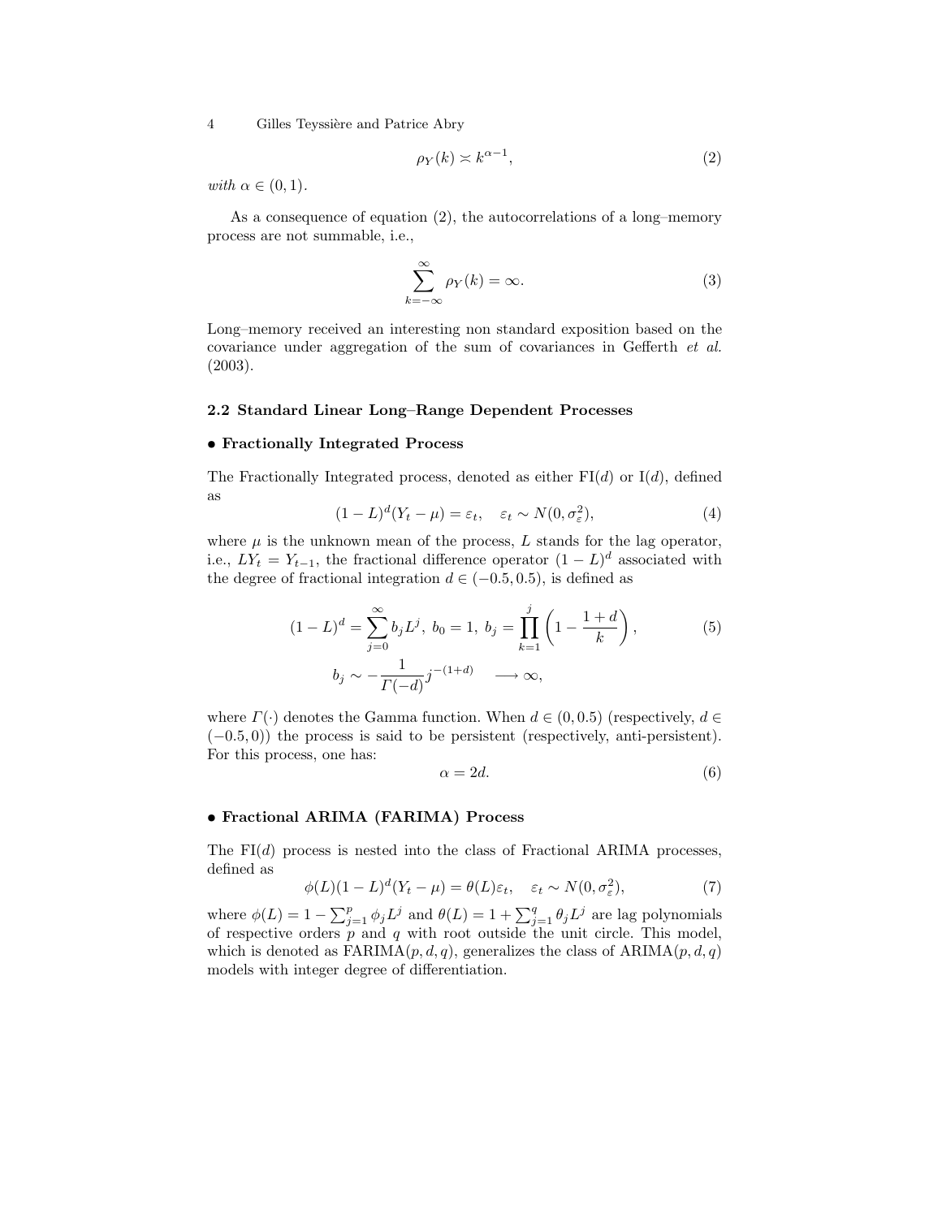$$\rho_Y(k) \asymp k^{\alpha-1}, \tag{2}$$

*with* $\alpha \in (0,1)$.

As a consequence of equation (2), the autocorrelations of a long–memory process are not summable, i.e.,

$$\sum_{k=-\infty}^{\infty} \rho_Y(k) = \infty. \tag{3}$$

Long–memory received an interesting non standard exposition based on the covariance under aggregation of the sum of covariances in Gefferth *et al.* (2003).

### 2.2 Standard Linear Long–Range Dependent Processes

**• Fractionally Integrated Process**

The Fractionally Integrated process, denoted as either FI($d$) or I($d$), defined as

$$(1-L)^d(Y_t - \mu) = \varepsilon_t, \quad \varepsilon_t \sim N(0, \sigma_\varepsilon^2), \tag{4}$$

where $\mu$ is the unknown mean of the process, $L$ stands for the lag operator, i.e., $LY_t = Y_{t-1}$, the fractional difference operator $(1-L)^d$ associated with the degree of fractional integration $d \in (-0.5, 0.5)$, is defined as

$$(1-L)^d = \sum_{j=0}^{\infty} b_j L^j, \; b_0 = 1, \; b_j = \prod_{k=1}^{j} \left(1 - \frac{1+d}{k}\right), \tag{5}$$
$$b_j \sim -\frac{1}{\Gamma(-d)} j^{-(1+d)} \quad \longrightarrow \infty,$$

where $\Gamma(\cdot)$ denotes the Gamma function. When $d \in (0, 0.5)$ (respectively, $d \in (-0.5, 0)$) the process is said to be persistent (respectively, anti-persistent). For this process, one has:

$$\alpha = 2d. \tag{6}$$

**• Fractional ARIMA (FARIMA) Process**

The FI($d$) process is nested into the class of Fractional ARIMA processes, defined as

$$\phi(L)(1-L)^d(Y_t - \mu) = \theta(L)\varepsilon_t, \quad \varepsilon_t \sim N(0, \sigma_\varepsilon^2), \tag{7}$$

where $\phi(L) = 1 - \sum_{j=1}^{p} \phi_j L^j$ and $\theta(L) = 1 + \sum_{j=1}^{q} \theta_j L^j$ are lag polynomials of respective orders $p$ and $q$ with root outside the unit circle. This model, which is denoted as FARIMA($p, d, q$), generalizes the class of ARIMA($p, d, q$) models with integer degree of differentiation.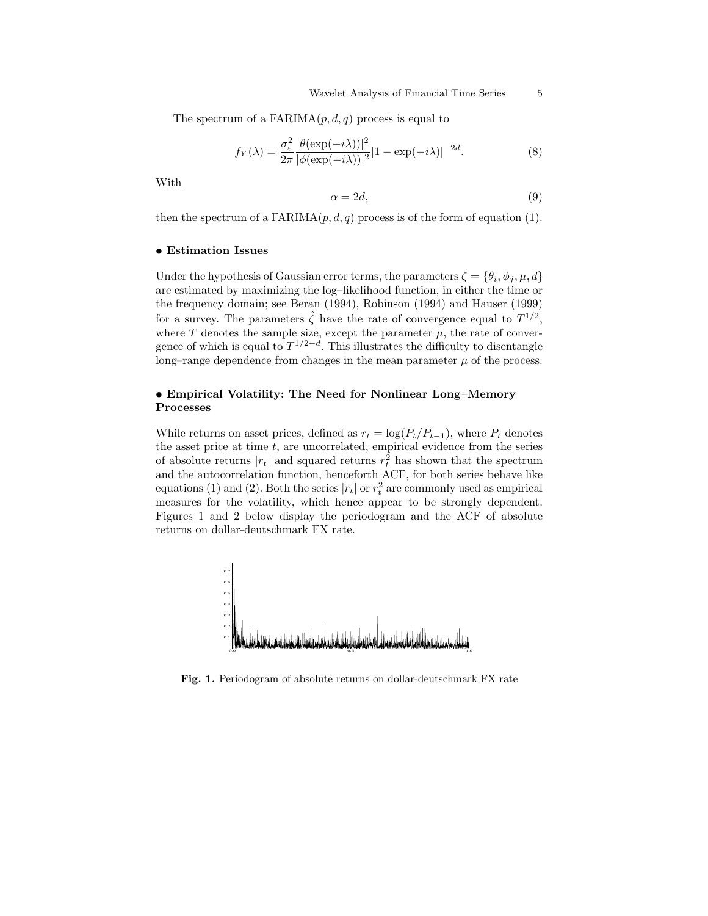The spectrum of a FARIMA$(p, d, q)$ process is equal to

$$f_Y(\lambda) = \frac{\sigma_\varepsilon^2}{2\pi} \frac{|\theta(\exp(-i\lambda))|^2}{|\phi(\exp(-i\lambda))|^2} |1 - \exp(-i\lambda)|^{-2d}. \tag{8}$$

With

$$\alpha = 2d, \tag{9}$$

then the spectrum of a FARIMA$(p, d, q)$ process is of the form of equation (1).

**• Estimation Issues**

Under the hypothesis of Gaussian error terms, the parameters $\zeta = \{\theta_i, \phi_j, \mu, d\}$ are estimated by maximizing the log–likelihood function, in either the time or the frequency domain; see Beran (1994), Robinson (1994) and Hauser (1999) for a survey. The parameters $\hat{\zeta}$ have the rate of convergence equal to $T^{1/2}$, where $T$ denotes the sample size, except the parameter $\mu$, the rate of convergence of which is equal to $T^{1/2-d}$. This illustrates the difficulty to disentangle long–range dependence from changes in the mean parameter $\mu$ of the process.

**• Empirical Volatility: The Need for Nonlinear Long–Memory Processes**

While returns on asset prices, defined as $r_t = \log(P_t/P_{t-1})$, where $P_t$ denotes the asset price at time $t$, are uncorrelated, empirical evidence from the series of absolute returns $|r_t|$ and squared returns $r_t^2$ has shown that the spectrum and the autocorrelation function, henceforth ACF, for both series behave like equations (1) and (2). Both the series $|r_t|$ or $r_t^2$ are commonly used as empirical measures for the volatility, which hence appear to be strongly dependent. Figures 1 and 2 below display the periodogram and the ACF of absolute returns on dollar-deutschmark FX rate.

**Fig. 1.** Periodogram of absolute returns on dollar-deutschmark FX rate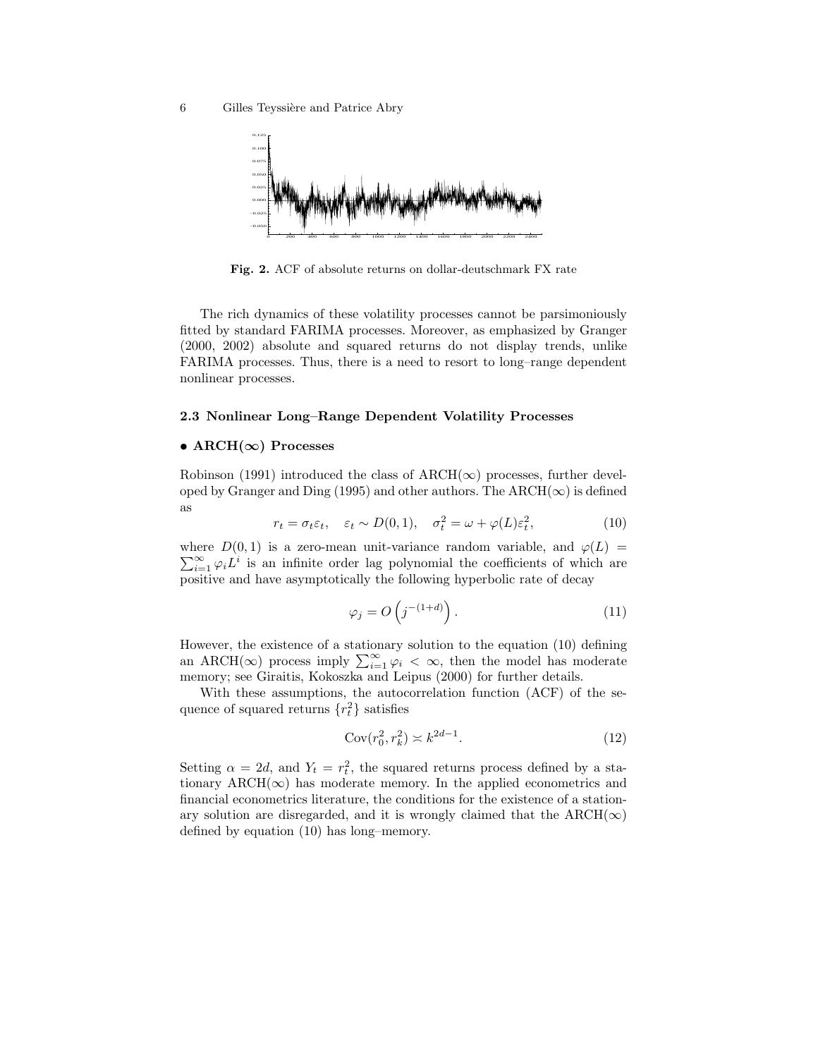Fig. 2. ACF of absolute returns on dollar-deutschmark FX rate

The rich dynamics of these volatility processes cannot be parsimoniously fitted by standard FARIMA processes. Moreover, as emphasized by Granger (2000, 2002) absolute and squared returns do not display trends, unlike FARIMA processes. Thus, there is a need to resort to long–range dependent nonlinear processes.

### 2.3 Nonlinear Long–Range Dependent Volatility Processes

#### • ARCH($\infty$) Processes

Robinson (1991) introduced the class of ARCH($\infty$) processes, further developed by Granger and Ding (1995) and other authors. The ARCH($\infty$) is defined as

$$r_t = \sigma_t \varepsilon_t, \quad \varepsilon_t \sim D(0,1), \quad \sigma_t^2 = \omega + \varphi(L)\varepsilon_t^2, \tag{10}$$

where $D(0,1)$ is a zero-mean unit-variance random variable, and $\varphi(L) = \sum_{i=1}^{\infty} \varphi_i L^i$ is an infinite order lag polynomial the coefficients of which are positive and have asymptotically the following hyperbolic rate of decay

$$\varphi_j = O\left(j^{-(1+d)}\right). \tag{11}$$

However, the existence of a stationary solution to the equation (10) defining an ARCH($\infty$) process imply $\sum_{i=1}^{\infty} \varphi_i < \infty$, then the model has moderate memory; see Giraitis, Kokoszka and Leipus (2000) for further details.

With these assumptions, the autocorrelation function (ACF) of the sequence of squared returns $\{r_t^2\}$ satisfies

$$\mathrm{Cov}(r_0^2, r_k^2) \asymp k^{2d-1}. \tag{12}$$

Setting $\alpha = 2d$, and $Y_t = r_t^2$, the squared returns process defined by a stationary ARCH($\infty$) has moderate memory. In the applied econometrics and financial econometrics literature, the conditions for the existence of a stationary solution are disregarded, and it is wrongly claimed that the ARCH($\infty$) defined by equation (10) has long–memory.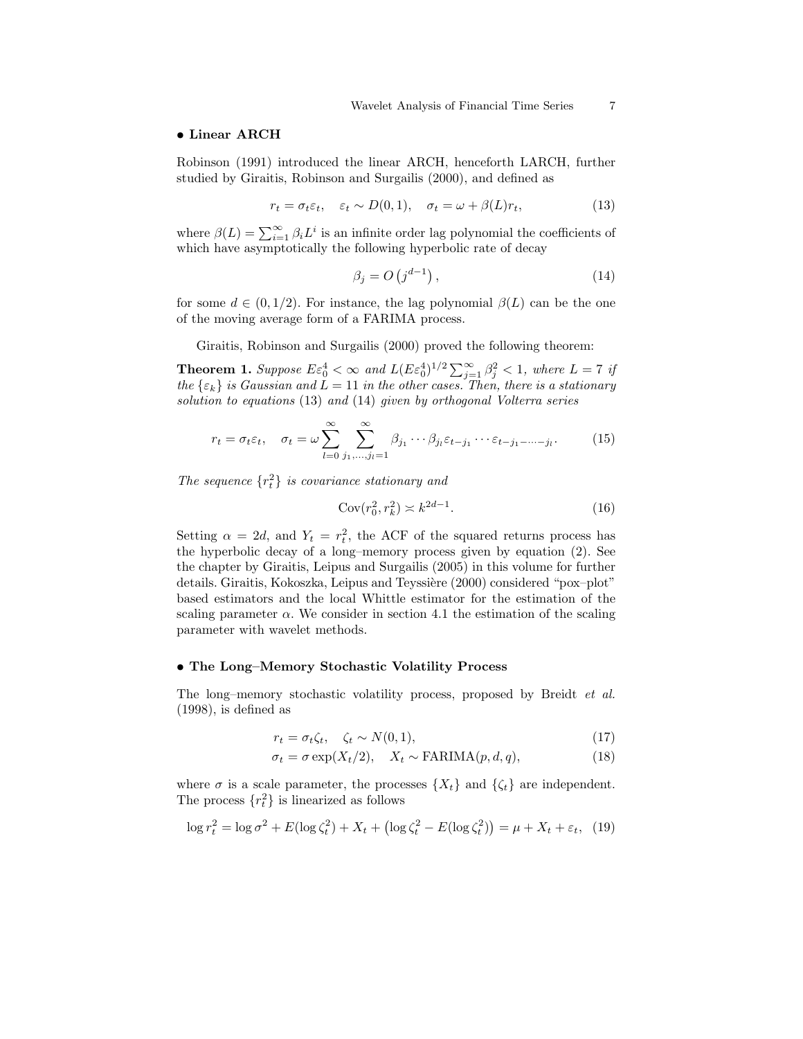**• Linear ARCH**

Robinson (1991) introduced the linear ARCH, henceforth LARCH, further studied by Giraitis, Robinson and Surgailis (2000), and defined as

$$r_t = \sigma_t \varepsilon_t, \quad \varepsilon_t \sim D(0,1), \quad \sigma_t = \omega + \beta(L) r_t, \tag{13}$$

where $\beta(L) = \sum_{i=1}^{\infty} \beta_i L^i$ is an infinite order lag polynomial the coefficients of which have asymptotically the following hyperbolic rate of decay

$$\beta_j = O\left(j^{d-1}\right), \tag{14}$$

for some $d \in (0, 1/2)$. For instance, the lag polynomial $\beta(L)$ can be the one of the moving average form of a FARIMA process.

Giraitis, Robinson and Surgailis (2000) proved the following theorem:

**Theorem 1.** *Suppose $E\varepsilon_0^4 < \infty$ and $L(E\varepsilon_0^4)^{1/2} \sum_{j=1}^{\infty} \beta_j^2 < 1$, where $L = 7$ if the $\{\varepsilon_k\}$ is Gaussian and $L = 11$ in the other cases. Then, there is a stationary solution to equations* (13) *and* (14) *given by orthogonal Volterra series*

$$r_t = \sigma_t \varepsilon_t, \quad \sigma_t = \omega \sum_{l=0}^{\infty} \sum_{j_1, \ldots, j_l = 1}^{\infty} \beta_{j_1} \cdots \beta_{j_l} \varepsilon_{t-j_1} \cdots \varepsilon_{t-j_1-\cdots-j_l}. \tag{15}$$

*The sequence $\{r_t^2\}$ is covariance stationary and*

$$\operatorname{Cov}(r_0^2, r_k^2) \asymp k^{2d-1}. \tag{16}$$

Setting $\alpha = 2d$, and $Y_t = r_t^2$, the ACF of the squared returns process has the hyperbolic decay of a long–memory process given by equation (2). See the chapter by Giraitis, Leipus and Surgailis (2005) in this volume for further details. Giraitis, Kokoszka, Leipus and Teyssière (2000) considered "pox–plot" based estimators and the local Whittle estimator for the estimation of the scaling parameter $\alpha$. We consider in section 4.1 the estimation of the scaling parameter with wavelet methods.

**• The Long–Memory Stochastic Volatility Process**

The long–memory stochastic volatility process, proposed by Breidt *et al.* (1998), is defined as

$$r_t = \sigma_t \zeta_t, \quad \zeta_t \sim N(0,1), \tag{17}$$

$$\sigma_t = \sigma \exp(X_t/2), \quad X_t \sim \text{FARIMA}(p,d,q), \tag{18}$$

where $\sigma$ is a scale parameter, the processes $\{X_t\}$ and $\{\zeta_t\}$ are independent. The process $\{r_t^2\}$ is linearized as follows

$$\log r_t^2 = \log \sigma^2 + E(\log \zeta_t^2) + X_t + \left(\log \zeta_t^2 - E(\log \zeta_t^2)\right) = \mu + X_t + \varepsilon_t, \tag{19}$$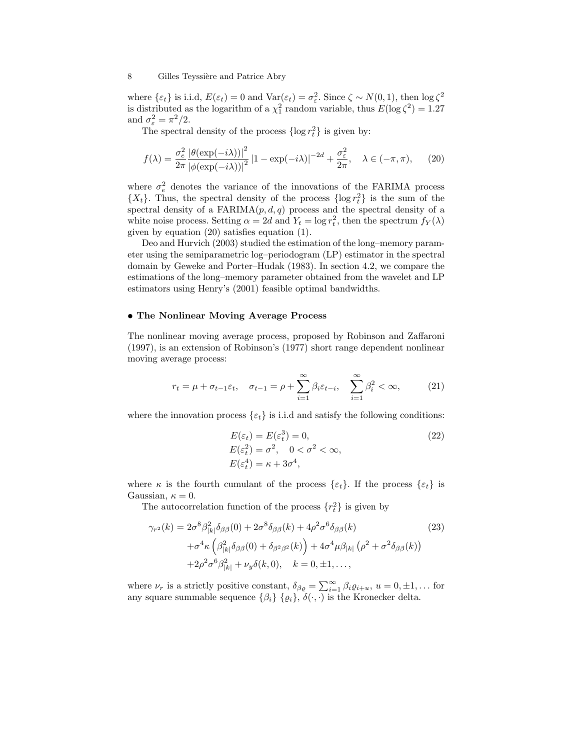where $\{\varepsilon_t\}$ is i.i.d, $E(\varepsilon_t) = 0$ and $\text{Var}(\varepsilon_t) = \sigma_\varepsilon^2$. Since $\zeta \sim N(0,1)$, then $\log \zeta^2$ is distributed as the logarithm of a $\chi_1^2$ random variable, thus $E(\log \zeta^2) = 1.27$ and $\sigma_\varepsilon^2 = \pi^2/2$.

The spectral density of the process $\{\log r_t^2\}$ is given by:

$$f(\lambda) = \frac{\sigma_e^2}{2\pi} \frac{|\theta(\exp(-i\lambda))|^2}{|\phi(\exp(-i\lambda))|^2} |1 - \exp(-i\lambda)|^{-2d} + \frac{\sigma_\varepsilon^2}{2\pi}, \quad \lambda \in (-\pi, \pi), \tag{20}$$

where $\sigma_e^2$ denotes the variance of the innovations of the FARIMA process $\{X_t\}$. Thus, the spectral density of the process $\{\log r_t^2\}$ is the sum of the spectral density of a FARIMA$(p, d, q)$ process and the spectral density of a white noise process. Setting $\alpha = 2d$ and $Y_t = \log r_t^2$, then the spectrum $f_Y(\lambda)$ given by equation (20) satisfies equation (1).

Deo and Hurvich (2003) studied the estimation of the long–memory parameter using the semiparametric log–periodogram (LP) estimator in the spectral domain by Geweke and Porter–Hudak (1983). In section 4.2, we compare the estimations of the long–memory parameter obtained from the wavelet and LP estimators using Henry's (2001) feasible optimal bandwidths.

**• The Nonlinear Moving Average Process**

The nonlinear moving average process, proposed by Robinson and Zaffaroni (1997), is an extension of Robinson's (1977) short range dependent nonlinear moving average process:

$$r_t = \mu + \sigma_{t-1}\varepsilon_t, \quad \sigma_{t-1} = \rho + \sum_{i=1}^{\infty} \beta_i \varepsilon_{t-i}, \quad \sum_{i=1}^{\infty} \beta_i^2 < \infty, \tag{21}$$

where the innovation process $\{\varepsilon_t\}$ is i.i.d and satisfy the following conditions:

$$\begin{aligned}
&E(\varepsilon_t) = E(\varepsilon_t^3) = 0, \\
&E(\varepsilon_t^2) = \sigma^2, \quad 0 < \sigma^2 < \infty, \\
&E(\varepsilon_t^4) = \kappa + 3\sigma^4,
\end{aligned} \tag{22}$$

where $\kappa$ is the fourth cumulant of the process $\{\varepsilon_t\}$. If the process $\{\varepsilon_t\}$ is Gaussian, $\kappa = 0$.

The autocorrelation function of the process $\{r_t^2\}$ is given by

$$\begin{aligned}
\gamma_{r^2}(k) = {} & 2\sigma^8 \beta_{|k|}^2 \delta_{\beta\beta}(0) + 2\sigma^8 \delta_{\beta\beta}(k) + 4\rho^2\sigma^6 \delta_{\beta\beta}(k) \\
& + \sigma^4 \kappa \left( \beta_{|k|}^2 \delta_{\beta\beta}(0) + \delta_{\beta^2\beta^2}(k) \right) + 4\sigma^4 \mu \beta_{|k|} \left( \rho^2 + \sigma^2 \delta_{\beta\beta}(k) \right) \\
& + 2\rho^2 \sigma^6 \beta_{|k|}^2 + \nu_y \delta(k, 0), \quad k = 0, \pm 1, \ldots,
\end{aligned} \tag{23}$$

where $\nu_r$ is a strictly positive constant, $\delta_{\beta\varrho} = \sum_{i=1}^{\infty} \beta_i \varrho_{i+u}$, $u = 0, \pm 1, \ldots$ for any square summable sequence $\{\beta_i\}$ $\{\varrho_i\}$, $\delta(\cdot, \cdot)$ is the Kronecker delta.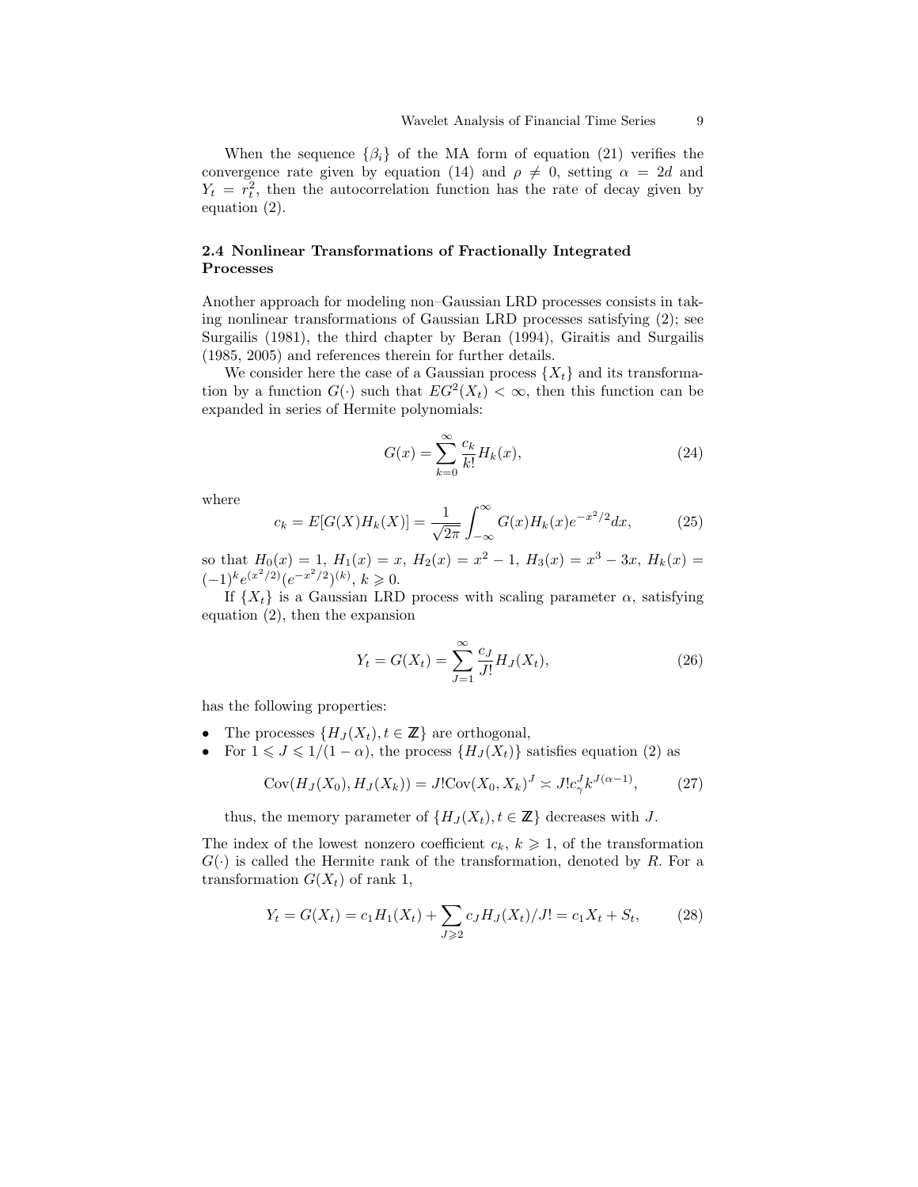When the sequence $\{\beta_i\}$ of the MA form of equation (21) verifies the convergence rate given by equation (14) and $\rho \neq 0$, setting $\alpha = 2d$ and $Y_t = r_t^2$, then the autocorrelation function has the rate of decay given by equation (2).

### 2.4 Nonlinear Transformations of Fractionally Integrated Processes

Another approach for modeling non–Gaussian LRD processes consists in taking nonlinear transformations of Gaussian LRD processes satisfying (2); see Surgailis (1981), the third chapter by Beran (1994), Giraitis and Surgailis (1985, 2005) and references therein for further details.

We consider here the case of a Gaussian process $\{X_t\}$ and its transformation by a function $G(\cdot)$ such that $EG^2(X_t) < \infty$, then this function can be expanded in series of Hermite polynomials:

$$G(x) = \sum_{k=0}^{\infty} \frac{c_k}{k!} H_k(x), \tag{24}$$

where

$$c_k = E[G(X)H_k(X)] = \frac{1}{\sqrt{2\pi}} \int_{-\infty}^{\infty} G(x)H_k(x)e^{-x^2/2}dx, \tag{25}$$

so that $H_0(x) = 1$, $H_1(x) = x$, $H_2(x) = x^2 - 1$, $H_3(x) = x^3 - 3x$, $H_k(x) = (-1)^k e^{(x^2/2)}(e^{-x^2/2})^{(k)}$, $k \geqslant 0$.

If $\{X_t\}$ is a Gaussian LRD process with scaling parameter $\alpha$, satisfying equation (2), then the expansion

$$Y_t = G(X_t) = \sum_{J=1}^{\infty} \frac{c_J}{J!} H_J(X_t), \tag{26}$$

has the following properties:

- The processes $\{H_J(X_t), t \in \mathbb{Z}\}$ are orthogonal,
- For $1 \leqslant J \leqslant 1/(1-\alpha)$, the process $\{H_J(X_t)\}$ satisfies equation (2) as

$$\text{Cov}(H_J(X_0), H_J(X_k)) = J!\text{Cov}(X_0, X_k)^J \asymp J! c_\gamma^J k^{J(\alpha-1)}, \tag{27}$$

thus, the memory parameter of $\{H_J(X_t), t \in \mathbb{Z}\}$ decreases with $J$.

The index of the lowest nonzero coefficient $c_k$, $k \geqslant 1$, of the transformation $G(\cdot)$ is called the Hermite rank of the transformation, denoted by $R$. For a transformation $G(X_t)$ of rank 1,

$$Y_t = G(X_t) = c_1 H_1(X_t) + \sum_{J \geqslant 2} c_J H_J(X_t)/J! = c_1 X_t + S_t, \tag{28}$$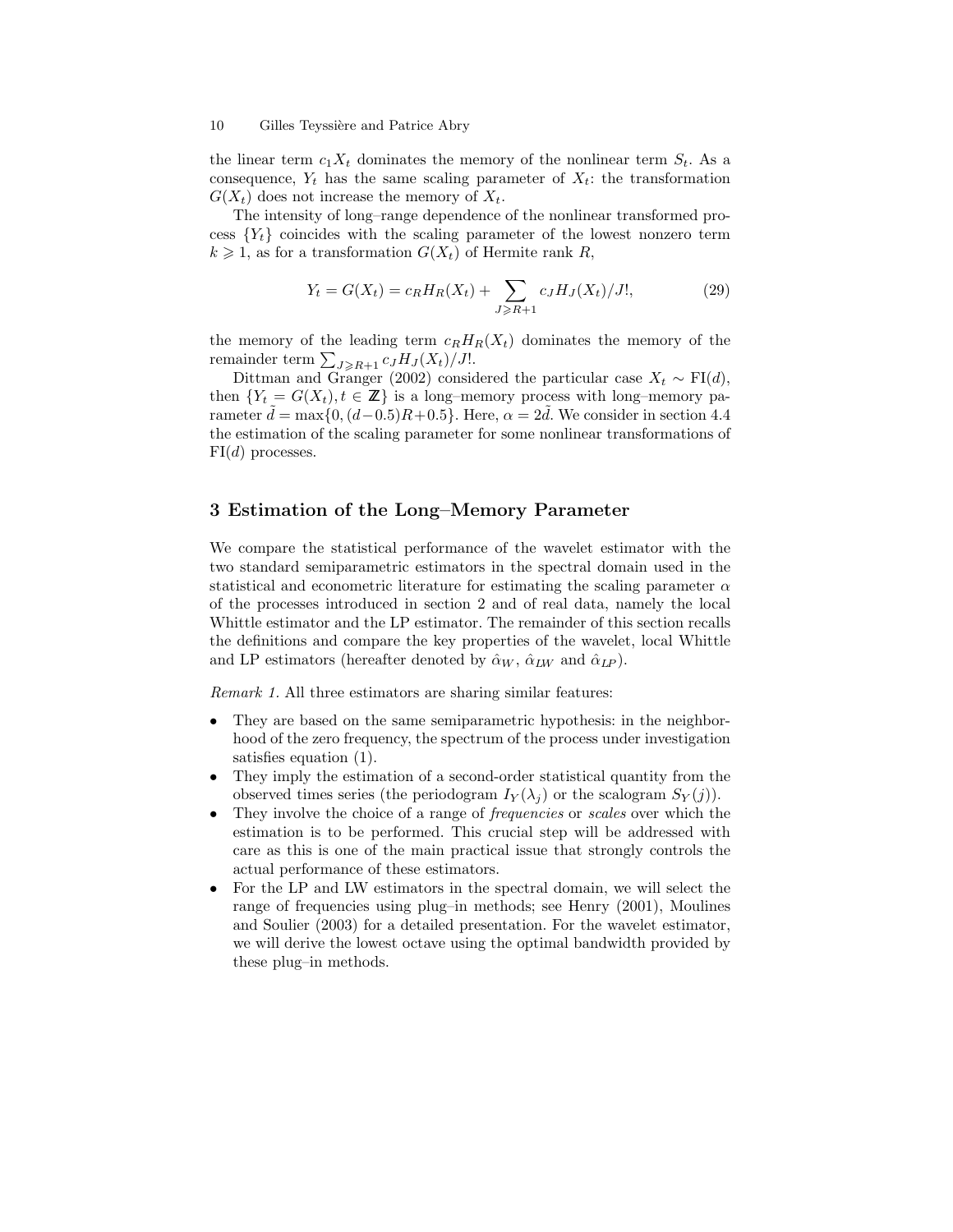the linear term $c_1 X_t$ dominates the memory of the nonlinear term $S_t$. As a consequence, $Y_t$ has the same scaling parameter of $X_t$: the transformation $G(X_t)$ does not increase the memory of $X_t$.

The intensity of long–range dependence of the nonlinear transformed process $\{Y_t\}$ coincides with the scaling parameter of the lowest nonzero term $k \geqslant 1$, as for a transformation $G(X_t)$ of Hermite rank $R$,

$$Y_t = G(X_t) = c_R H_R(X_t) + \sum_{J \geqslant R+1} c_J H_J(X_t)/J!, \tag{29}$$

the memory of the leading term $c_R H_R(X_t)$ dominates the memory of the remainder term $\sum_{J \geqslant R+1} c_J H_J(X_t)/J!$.

Dittman and Granger (2002) considered the particular case $X_t \sim \mathrm{FI}(d)$, then $\{Y_t = G(X_t), t \in \mathbb{Z}\}$ is a long–memory process with long–memory parameter $\tilde{d} = \max\{0, (d-0.5)R+0.5\}$. Here, $\alpha = 2\tilde{d}$. We consider in section 4.4 the estimation of the scaling parameter for some nonlinear transformations of $\mathrm{FI}(d)$ processes.

## 3 Estimation of the Long–Memory Parameter

We compare the statistical performance of the wavelet estimator with the two standard semiparametric estimators in the spectral domain used in the statistical and econometric literature for estimating the scaling parameter $\alpha$ of the processes introduced in section 2 and of real data, namely the local Whittle estimator and the LP estimator. The remainder of this section recalls the definitions and compare the key properties of the wavelet, local Whittle and LP estimators (hereafter denoted by $\hat{\alpha}_W$, $\hat{\alpha}_{LW}$ and $\hat{\alpha}_{LP}$).

*Remark 1.* All three estimators are sharing similar features:

- They are based on the same semiparametric hypothesis: in the neighborhood of the zero frequency, the spectrum of the process under investigation satisfies equation (1).
- They imply the estimation of a second-order statistical quantity from the observed times series (the periodogram $I_Y(\lambda_j)$ or the scalogram $S_Y(j)$).
- They involve the choice of a range of *frequencies* or *scales* over which the estimation is to be performed. This crucial step will be addressed with care as this is one of the main practical issue that strongly controls the actual performance of these estimators.
- For the LP and LW estimators in the spectral domain, we will select the range of frequencies using plug–in methods; see Henry (2001), Moulines and Soulier (2003) for a detailed presentation. For the wavelet estimator, we will derive the lowest octave using the optimal bandwidth provided by these plug–in methods.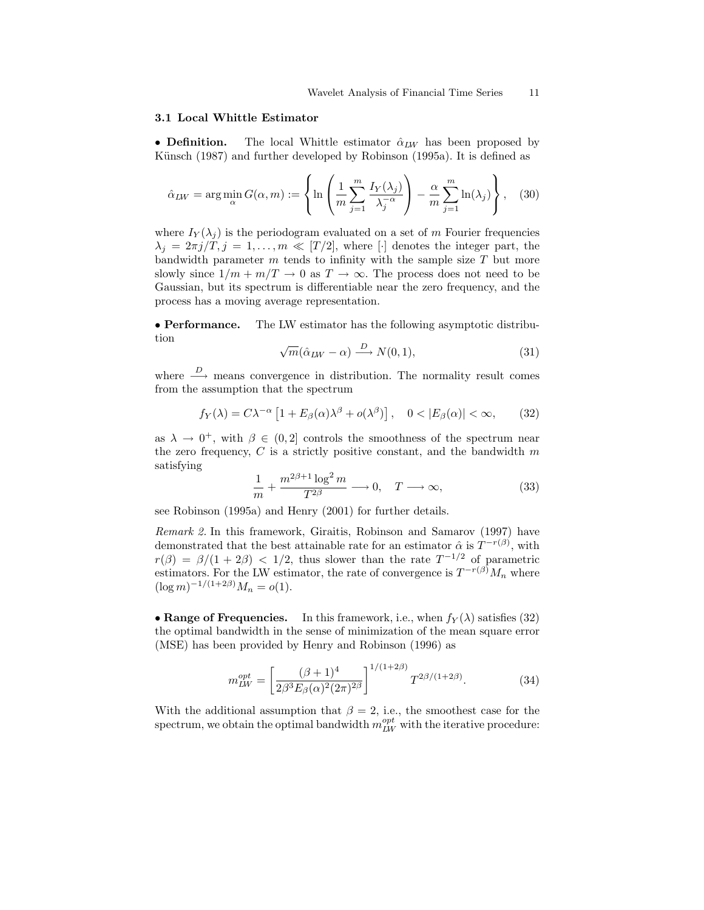### 3.1 Local Whittle Estimator

• **Definition.** The local Whittle estimator $\hat{\alpha}_{LW}$ has been proposed by Künsch (1987) and further developed by Robinson (1995a). It is defined as

$$\hat{\alpha}_{LW} = \arg\min_{\alpha} G(\alpha, m) := \left\{ \ln \left( \frac{1}{m} \sum_{j=1}^{m} \frac{I_Y(\lambda_j)}{\lambda_j^{-\alpha}} \right) - \frac{\alpha}{m} \sum_{j=1}^{m} \ln(\lambda_j) \right\}, \quad (30)$$

where $I_Y(\lambda_j)$ is the periodogram evaluated on a set of $m$ Fourier frequencies $\lambda_j = 2\pi j/T, j = 1, \ldots, m \ll [T/2]$, where $[\cdot]$ denotes the integer part, the bandwidth parameter $m$ tends to infinity with the sample size $T$ but more slowly since $1/m + m/T \to 0$ as $T \to \infty$. The process does not need to be Gaussian, but its spectrum is differentiable near the zero frequency, and the process has a moving average representation.

• **Performance.** The LW estimator has the following asymptotic distribution

$$\sqrt{m}(\hat{\alpha}_{LW} - \alpha) \xrightarrow{D} N(0, 1), \quad (31)$$

where $\xrightarrow{D}$ means convergence in distribution. The normality result comes from the assumption that the spectrum

$$f_Y(\lambda) = C\lambda^{-\alpha} \left[ 1 + E_\beta(\alpha)\lambda^\beta + o(\lambda^\beta) \right], \quad 0 < |E_\beta(\alpha)| < \infty, \quad (32)$$

as $\lambda \to 0^+$, with $\beta \in (0, 2]$ controls the smoothness of the spectrum near the zero frequency, $C$ is a strictly positive constant, and the bandwidth $m$ satisfying

$$\frac{1}{m} + \frac{m^{2\beta+1} \log^2 m}{T^{2\beta}} \longrightarrow 0, \quad T \longrightarrow \infty, \quad (33)$$

see Robinson (1995a) and Henry (2001) for further details.

*Remark 2.* In this framework, Giraitis, Robinson and Samarov (1997) have demonstrated that the best attainable rate for an estimator $\hat{\alpha}$ is $T^{-r(\beta)}$, with $r(\beta) = \beta/(1 + 2\beta) < 1/2$, thus slower than the rate $T^{-1/2}$ of parametric estimators. For the LW estimator, the rate of convergence is $T^{-r(\beta)} M_n$ where $(\log m)^{-1/(1+2\beta)} M_n = o(1)$.

• **Range of Frequencies.** In this framework, i.e., when $f_Y(\lambda)$ satisfies (32) the optimal bandwidth in the sense of minimization of the mean square error (MSE) has been provided by Henry and Robinson (1996) as

$$m_{LW}^{opt} = \left[ \frac{(\beta + 1)^4}{2\beta^3 E_\beta(\alpha)^2 (2\pi)^{2\beta}} \right]^{1/(1+2\beta)} T^{2\beta/(1+2\beta)}. \quad (34)$$

With the additional assumption that $\beta = 2$, i.e., the smoothest case for the spectrum, we obtain the optimal bandwidth $m_{LW}^{opt}$ with the iterative procedure: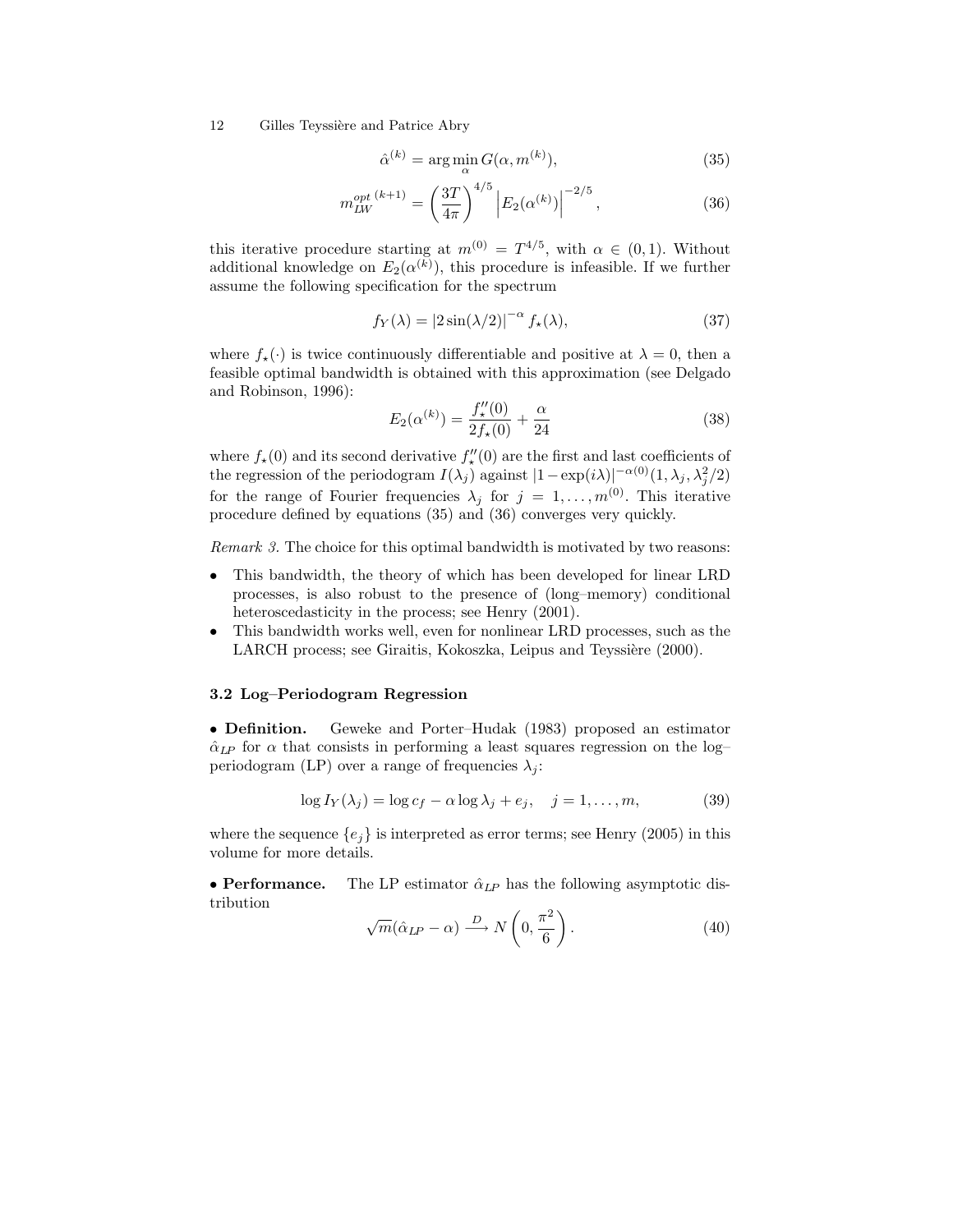$$\hat{\alpha}^{(k)} = \arg\min_{\alpha} G(\alpha, m^{(k)}), \tag{35}$$

$$m_{LW}^{opt\ (k+1)} = \left(\frac{3T}{4\pi}\right)^{4/5} \left|E_2(\alpha^{(k)})\right|^{-2/5}, \tag{36}$$

this iterative procedure starting at $m^{(0)} = T^{4/5}$, with $\alpha \in (0,1)$. Without additional knowledge on $E_2(\alpha^{(k)})$, this procedure is infeasible. If we further assume the following specification for the spectrum

$$f_Y(\lambda) = |2\sin(\lambda/2)|^{-\alpha} f_\star(\lambda), \tag{37}$$

where $f_\star(\cdot)$ is twice continuously differentiable and positive at $\lambda = 0$, then a feasible optimal bandwidth is obtained with this approximation (see Delgado and Robinson, 1996):

$$E_2(\alpha^{(k)}) = \frac{f_\star''(0)}{2f_\star(0)} + \frac{\alpha}{24} \tag{38}$$

where $f_\star(0)$ and its second derivative $f_\star''(0)$ are the first and last coefficients of the regression of the periodogram $I(\lambda_j)$ against $|1-\exp(i\lambda)|^{-\alpha(0)}(1, \lambda_j, \lambda_j^2/2)$ for the range of Fourier frequencies $\lambda_j$ for $j = 1, \ldots, m^{(0)}$. This iterative procedure defined by equations (35) and (36) converges very quickly.

*Remark 3.* The choice for this optimal bandwidth is motivated by two reasons:

- This bandwidth, the theory of which has been developed for linear LRD processes, is also robust to the presence of (long–memory) conditional heteroscedasticity in the process; see Henry (2001).
- This bandwidth works well, even for nonlinear LRD processes, such as the LARCH process; see Giraitis, Kokoszka, Leipus and Teyssière (2000).

### 3.2 Log–Periodogram Regression

**• Definition.** Geweke and Porter–Hudak (1983) proposed an estimator $\hat{\alpha}_{LP}$ for $\alpha$ that consists in performing a least squares regression on the log–periodogram (LP) over a range of frequencies $\lambda_j$:

$$\log I_Y(\lambda_j) = \log c_f - \alpha \log \lambda_j + e_j, \quad j = 1, \ldots, m, \tag{39}$$

where the sequence $\{e_j\}$ is interpreted as error terms; see Henry (2005) in this volume for more details.

**• Performance.** The LP estimator $\hat{\alpha}_{LP}$ has the following asymptotic distribution

$$\sqrt{m}(\hat{\alpha}_{LP} - \alpha) \xrightarrow{D} N\left(0, \frac{\pi^2}{6}\right). \tag{40}$$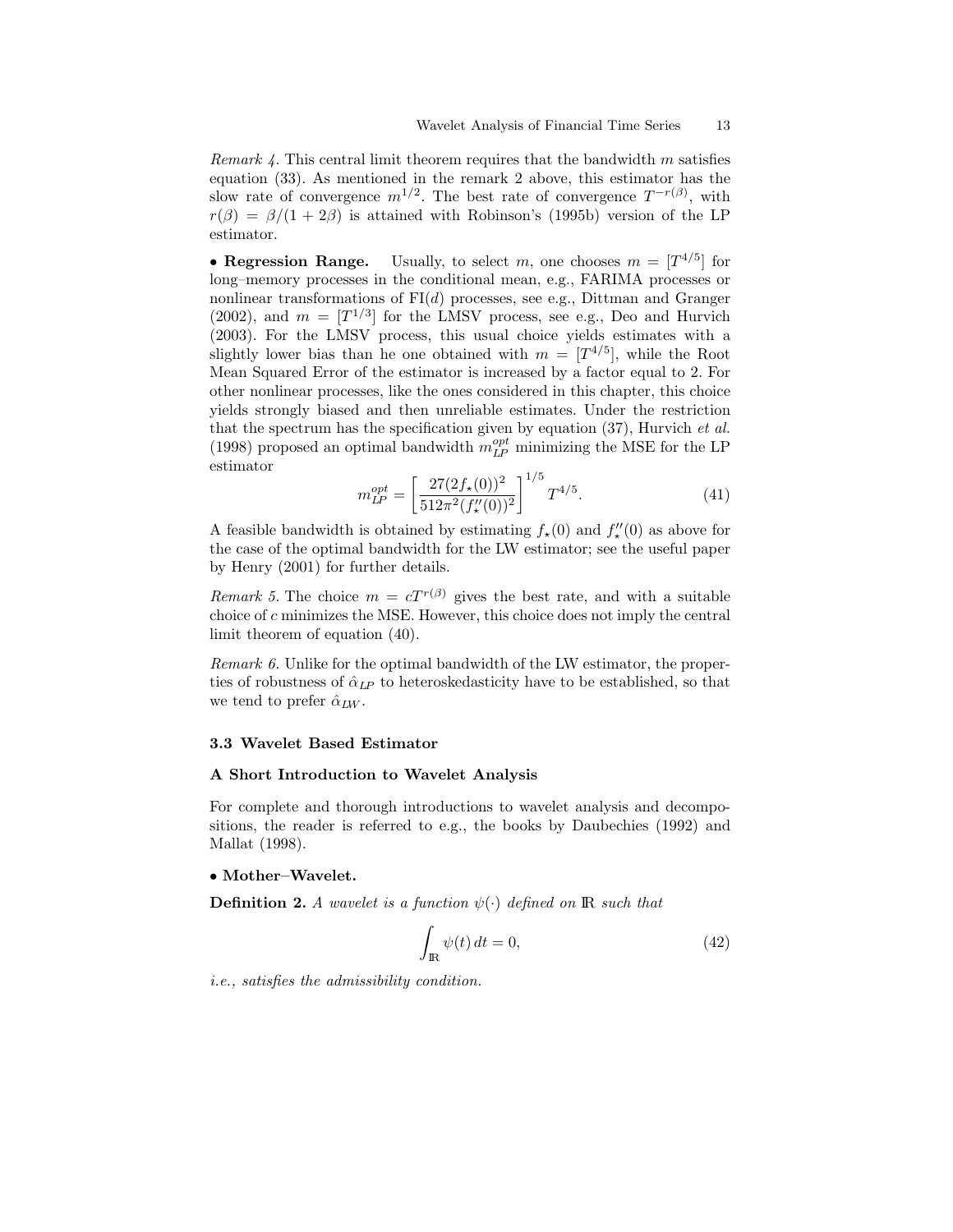*Remark 4.* This central limit theorem requires that the bandwidth $m$ satisfies equation (33). As mentioned in the remark 2 above, this estimator has the slow rate of convergence $m^{1/2}$. The best rate of convergence $T^{-r(\beta)}$, with $r(\beta) = \beta/(1+2\beta)$ is attained with Robinson's (1995b) version of the LP estimator.

• **Regression Range.** Usually, to select $m$, one chooses $m = [T^{4/5}]$ for long–memory processes in the conditional mean, e.g., FARIMA processes or nonlinear transformations of FI($d$) processes, see e.g., Dittman and Granger (2002), and $m = [T^{1/3}]$ for the LMSV process, see e.g., Deo and Hurvich (2003). For the LMSV process, this usual choice yields estimates with a slightly lower bias than he one obtained with $m = [T^{4/5}]$, while the Root Mean Squared Error of the estimator is increased by a factor equal to 2. For other nonlinear processes, like the ones considered in this chapter, this choice yields strongly biased and then unreliable estimates. Under the restriction that the spectrum has the specification given by equation (37), Hurvich *et al.* (1998) proposed an optimal bandwidth $m_{LP}^{opt}$ minimizing the MSE for the LP estimator

$$m_{LP}^{opt} = \left[ \frac{27(2f_\star(0))^2}{512\pi^2(f_\star''(0))^2} \right]^{1/5} T^{4/5}. \tag{41}$$

A feasible bandwidth is obtained by estimating $f_\star(0)$ and $f_\star''(0)$ as above for the case of the optimal bandwidth for the LW estimator; see the useful paper by Henry (2001) for further details.

*Remark 5.* The choice $m = cT^{r(\beta)}$ gives the best rate, and with a suitable choice of $c$ minimizes the MSE. However, this choice does not imply the central limit theorem of equation (40).

*Remark 6.* Unlike for the optimal bandwidth of the LW estimator, the properties of robustness of $\hat{\alpha}_{LP}$ to heteroskedasticity have to be established, so that we tend to prefer $\hat{\alpha}_{LW}$.

### 3.3 Wavelet Based Estimator

#### A Short Introduction to Wavelet Analysis

For complete and thorough introductions to wavelet analysis and decompositions, the reader is referred to e.g., the books by Daubechies (1992) and Mallat (1998).

• **Mother–Wavelet.**

**Definition 2.** *A wavelet is a function $\psi(\cdot)$ defined on $\mathbb{R}$ such that*

$$\int_{\mathbb{R}} \psi(t)\, dt = 0, \tag{42}$$

*i.e., satisfies the admissibility condition.*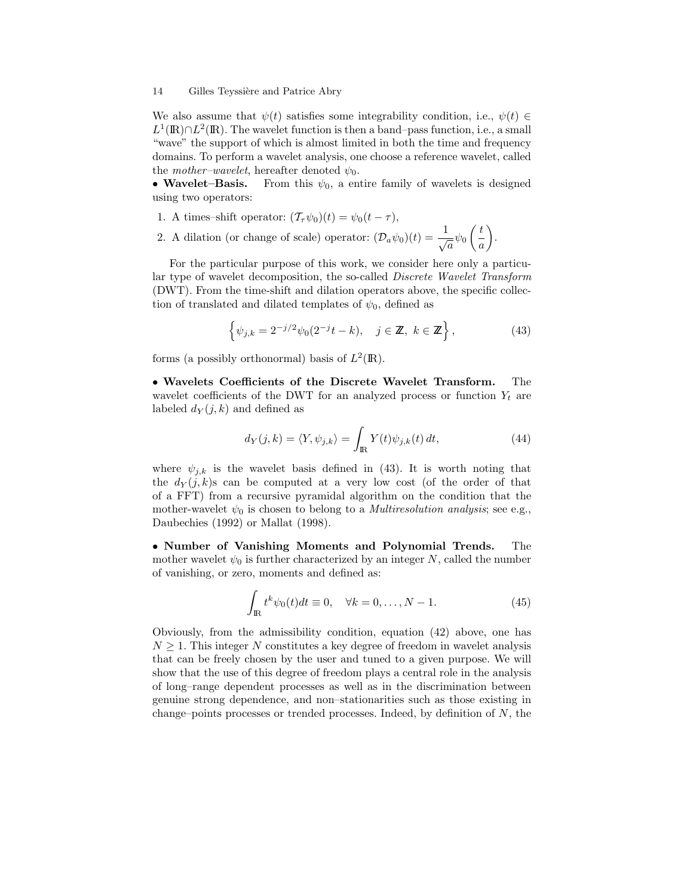We also assume that $\psi(t)$ satisfies some integrability condition, i.e., $\psi(t) \in L^1(\mathbb{R}) \cap L^2(\mathbb{R})$. The wavelet function is then a band–pass function, i.e., a small "wave" the support of which is almost limited in both the time and frequency domains. To perform a wavelet analysis, one choose a reference wavelet, called the *mother–wavelet*, hereafter denoted $\psi_0$.

• **Wavelet–Basis.** From this $\psi_0$, a entire family of wavelets is designed using two operators:

1. A times–shift operator: $(\mathcal{T}_\tau \psi_0)(t) = \psi_0(t - \tau)$,
2. A dilation (or change of scale) operator: $(\mathcal{D}_a \psi_0)(t) = \dfrac{1}{\sqrt{a}} \psi_0 \left( \dfrac{t}{a} \right)$.

For the particular purpose of this work, we consider here only a particular type of wavelet decomposition, the so-called *Discrete Wavelet Transform* (DWT). From the time-shift and dilation operators above, the specific collection of translated and dilated templates of $\psi_0$, defined as

$$\left\{ \psi_{j,k} = 2^{-j/2} \psi_0(2^{-j}t - k), \quad j \in \mathbb{Z},\ k \in \mathbb{Z} \right\}, \tag{43}$$

forms (a possibly orthonormal) basis of $L^2(\mathbb{R})$.

• **Wavelets Coefficients of the Discrete Wavelet Transform.** The wavelet coefficients of the DWT for an analyzed process or function $Y_t$ are labeled $d_Y(j,k)$ and defined as

$$d_Y(j,k) = \langle Y, \psi_{j,k} \rangle = \int_{\mathbb{R}} Y(t) \psi_{j,k}(t)\, dt, \tag{44}$$

where $\psi_{j,k}$ is the wavelet basis defined in (43). It is worth noting that the $d_Y(j,k)$s can be computed at a very low cost (of the order of that of a FFT) from a recursive pyramidal algorithm on the condition that the mother-wavelet $\psi_0$ is chosen to belong to a *Multiresolution analysis*; see e.g., Daubechies (1992) or Mallat (1998).

• **Number of Vanishing Moments and Polynomial Trends.** The mother wavelet $\psi_0$ is further characterized by an integer $N$, called the number of vanishing, or zero, moments and defined as:

$$\int_{\mathbb{R}} t^k \psi_0(t) dt \equiv 0, \quad \forall k = 0, \ldots, N-1. \tag{45}$$

Obviously, from the admissibility condition, equation (42) above, one has $N \geq 1$. This integer $N$ constitutes a key degree of freedom in wavelet analysis that can be freely chosen by the user and tuned to a given purpose. We will show that the use of this degree of freedom plays a central role in the analysis of long–range dependent processes as well as in the discrimination between genuine strong dependence, and non–stationarities such as those existing in change–points processes or trended processes. Indeed, by definition of $N$, the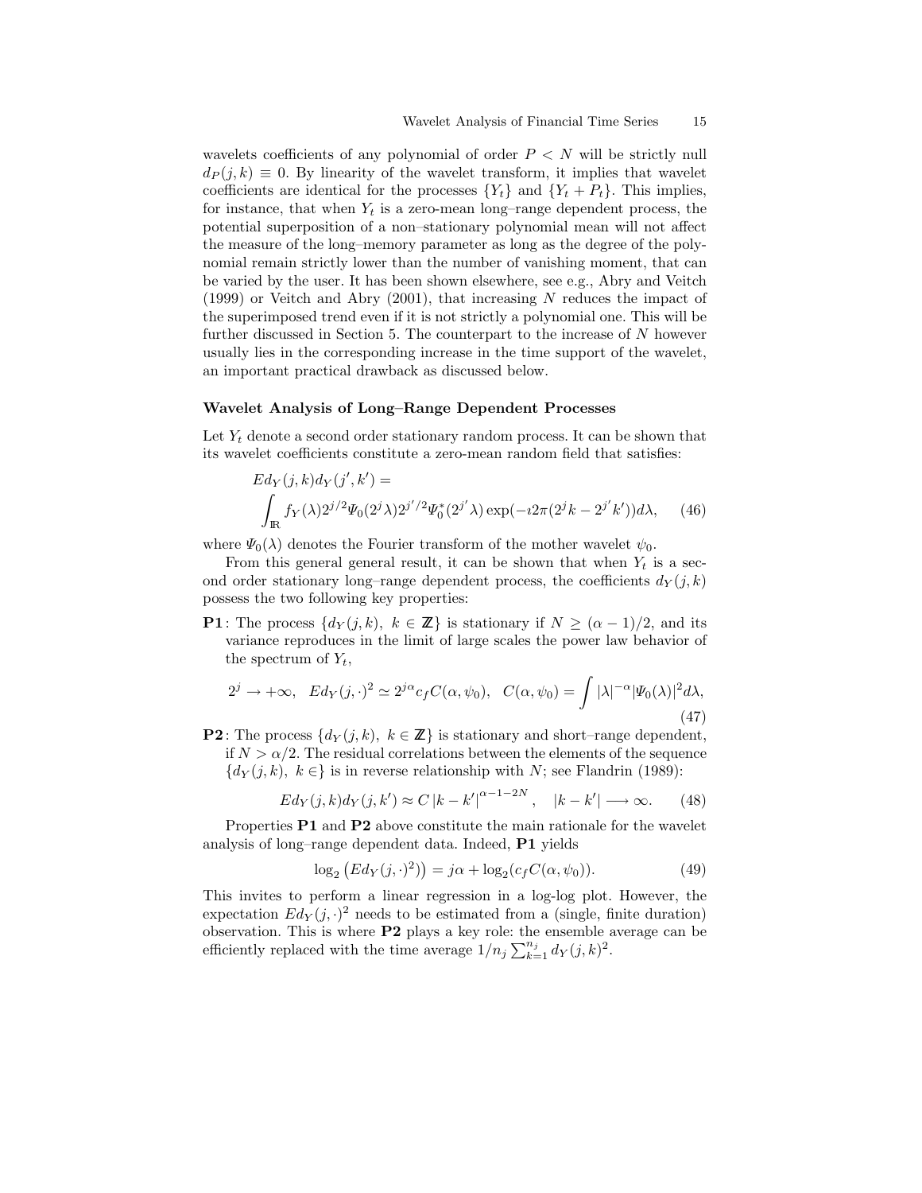wavelets coefficients of any polynomial of order $P < N$ will be strictly null $d_P(j,k) \equiv 0$. By linearity of the wavelet transform, it implies that wavelet coefficients are identical for the processes $\{Y_t\}$ and $\{Y_t + P_t\}$. This implies, for instance, that when $Y_t$ is a zero-mean long–range dependent process, the potential superposition of a non–stationary polynomial mean will not affect the measure of the long–memory parameter as long as the degree of the polynomial remain strictly lower than the number of vanishing moment, that can be varied by the user. It has been shown elsewhere, see e.g., Abry and Veitch (1999) or Veitch and Abry (2001), that increasing $N$ reduces the impact of the superimposed trend even if it is not strictly a polynomial one. This will be further discussed in Section 5. The counterpart to the increase of $N$ however usually lies in the corresponding increase in the time support of the wavelet, an important practical drawback as discussed below.

### Wavelet Analysis of Long–Range Dependent Processes

Let $Y_t$ denote a second order stationary random process. It can be shown that its wavelet coefficients constitute a zero-mean random field that satisfies:

$$
\begin{aligned}
&E d_Y(j,k) d_Y(j',k') = \\
&\int_{\mathbb{R}} f_Y(\lambda) 2^{j/2} \Psi_0(2^j \lambda) 2^{j'/2} \Psi_0^*(2^{j'} \lambda) \exp(-\imath 2\pi (2^j k - 2^{j'} k')) d\lambda, \qquad (46)
\end{aligned}
$$

where $\Psi_0(\lambda)$ denotes the Fourier transform of the mother wavelet $\psi_0$.

From this general general result, it can be shown that when $Y_t$ is a second order stationary long–range dependent process, the coefficients $d_Y(j,k)$ possess the two following key properties:

**P1**: The process $\{d_Y(j,k),\ k \in \mathbb{Z}\}$ is stationary if $N \geq (\alpha - 1)/2$, and its variance reproduces in the limit of large scales the power law behavior of the spectrum of $Y_t$,

$$
2^j \to +\infty, \quad E d_Y(j,\cdot)^2 \simeq 2^{j\alpha} c_f C(\alpha, \psi_0), \quad C(\alpha, \psi_0) = \int |\lambda|^{-\alpha} |\Psi_0(\lambda)|^2 d\lambda, \qquad (47)
$$

**P2**: The process $\{d_Y(j,k),\ k \in \mathbb{Z}\}$ is stationary and short–range dependent, if $N > \alpha/2$. The residual correlations between the elements of the sequence $\{d_Y(j,k),\ k \in\}$ is in reverse relationship with $N$; see Flandrin (1989):

$$
E d_Y(j,k) d_Y(j,k') \approx C \left|k - k'\right|^{\alpha - 1 - 2N}, \quad |k - k'| \longrightarrow \infty. \qquad (48)
$$

Properties **P1** and **P2** above constitute the main rationale for the wavelet analysis of long–range dependent data. Indeed, **P1** yields

$$
\log_2 \left( E d_Y(j,\cdot)^2 \right) = j\alpha + \log_2 (c_f C(\alpha, \psi_0)). \qquad (49)
$$

This invites to perform a linear regression in a log-log plot. However, the expectation $E d_Y(j,\cdot)^2$ needs to be estimated from a (single, finite duration) observation. This is where **P2** plays a key role: the ensemble average can be efficiently replaced with the time average $1/n_j \sum_{k=1}^{n_j} d_Y(j,k)^2$.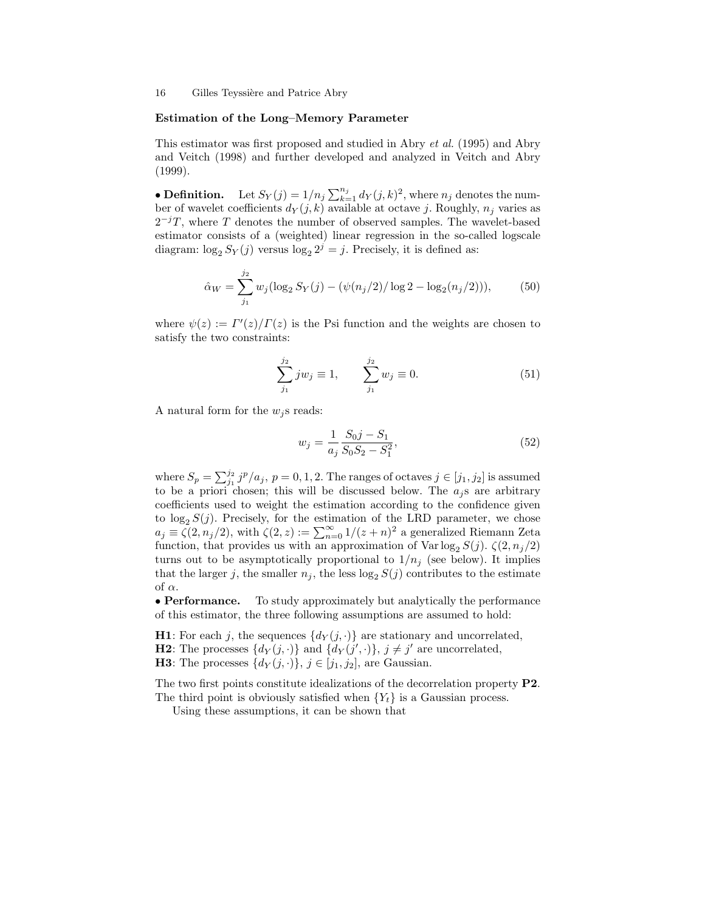### Estimation of the Long–Memory Parameter

This estimator was first proposed and studied in Abry *et al.* (1995) and Abry and Veitch (1998) and further developed and analyzed in Veitch and Abry (1999).

• **Definition.** Let $S_Y(j) = 1/n_j \sum_{k=1}^{n_j} d_Y(j,k)^2$, where $n_j$ denotes the number of wavelet coefficients $d_Y(j,k)$ available at octave $j$. Roughly, $n_j$ varies as $2^{-j}T$, where $T$ denotes the number of observed samples. The wavelet-based estimator consists of a (weighted) linear regression in the so-called logscale diagram: $\log_2 S_Y(j)$ versus $\log_2 2^j = j$. Precisely, it is defined as:

$$\hat{\alpha}_W = \sum_{j_1}^{j_2} w_j (\log_2 S_Y(j) - (\psi(n_j/2)/\log 2 - \log_2(n_j/2))), \tag{50}$$

where $\psi(z) := \Gamma'(z)/\Gamma(z)$ is the Psi function and the weights are chosen to satisfy the two constraints:

$$\sum_{j_1}^{j_2} j w_j \equiv 1, \qquad \sum_{j_1}^{j_2} w_j \equiv 0. \tag{51}$$

A natural form for the $w_j$s reads:

$$w_j = \frac{1}{a_j} \frac{S_0 j - S_1}{S_0 S_2 - S_1^2}, \tag{52}$$

where $S_p = \sum_{j_1}^{j_2} j^p / a_j$, $p = 0, 1, 2$. The ranges of octaves $j \in [j_1, j_2]$ is assumed to be a priori chosen; this will be discussed below. The $a_j$s are arbitrary coefficients used to weight the estimation according to the confidence given to $\log_2 S(j)$. Precisely, for the estimation of the LRD parameter, we chose $a_j \equiv \zeta(2, n_j/2)$, with $\zeta(2,z) := \sum_{n=0}^{\infty} 1/(z+n)^2$ a generalized Riemann Zeta function, that provides us with an approximation of $\operatorname{Var} \log_2 S(j)$. $\zeta(2, n_j/2)$ turns out to be asymptotically proportional to $1/n_j$ (see below). It implies that the larger $j$, the smaller $n_j$, the less $\log_2 S(j)$ contributes to the estimate of $\alpha$.

• **Performance.** To study approximately but analytically the performance of this estimator, the three following assumptions are assumed to hold:

**H1**: For each $j$, the sequences $\{d_Y(j, \cdot)\}$ are stationary and uncorrelated,
**H2**: The processes $\{d_Y(j, \cdot)\}$ and $\{d_Y(j', \cdot)\}$, $j \neq j'$ are uncorrelated,
**H3**: The processes $\{d_Y(j, \cdot)\}$, $j \in [j_1, j_2]$, are Gaussian.

The two first points constitute idealizations of the decorrelation property **P2**. The third point is obviously satisfied when $\{Y_t\}$ is a Gaussian process.

Using these assumptions, it can be shown that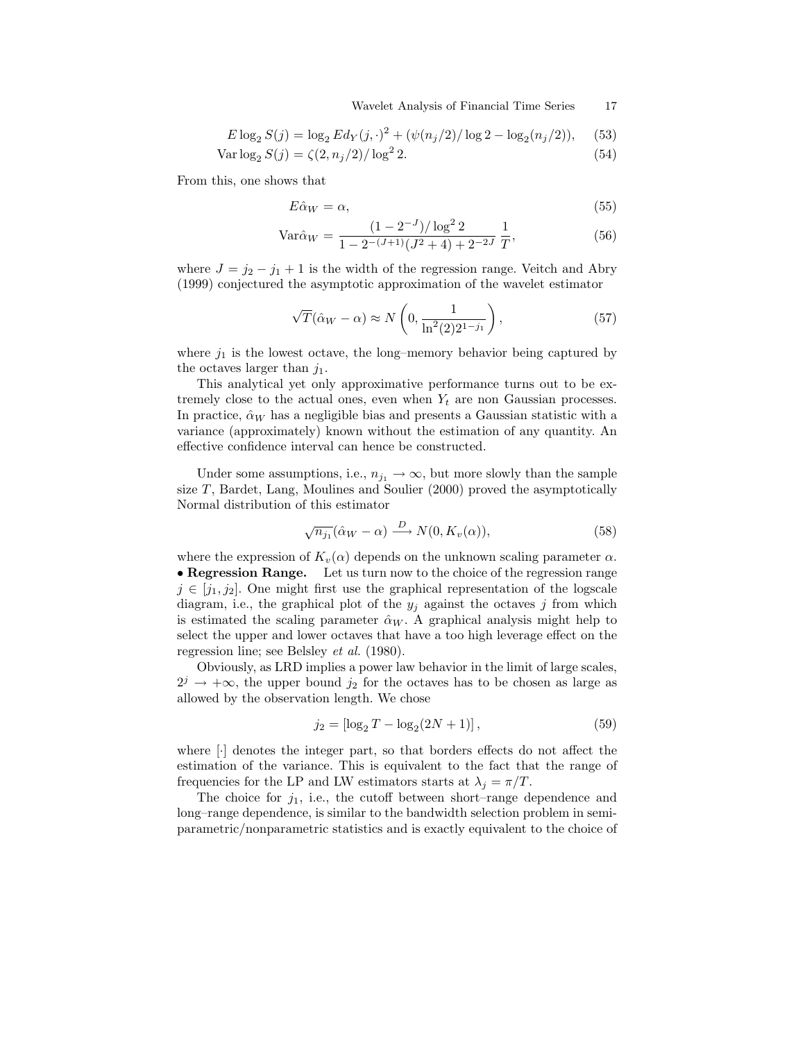$$E \log_2 S(j) = \log_2 E d_Y(j,\cdot)^2 + (\psi(n_j/2)/\log 2 - \log_2(n_j/2)), \tag{53}$$

$$\operatorname{Var} \log_2 S(j) = \zeta(2, n_j/2)/\log^2 2. \tag{54}$$

From this, one shows that

$$E\hat{\alpha}_W = \alpha, \tag{55}$$

$$\operatorname{Var}\hat{\alpha}_W = \frac{(1-2^{-J})/\log^2 2}{1-2^{-(J+1)}(J^2+4)+2^{-2J}} \frac{1}{T}, \tag{56}$$

where $J = j_2 - j_1 + 1$ is the width of the regression range. Veitch and Abry (1999) conjectured the asymptotic approximation of the wavelet estimator

$$\sqrt{T}(\hat{\alpha}_W - \alpha) \approx N\left(0, \frac{1}{\ln^2(2)2^{1-j_1}}\right), \tag{57}$$

where $j_1$ is the lowest octave, the long–memory behavior being captured by the octaves larger than $j_1$.

This analytical yet only approximative performance turns out to be extremely close to the actual ones, even when $Y_t$ are non Gaussian processes. In practice, $\hat{\alpha}_W$ has a negligible bias and presents a Gaussian statistic with a variance (approximately) known without the estimation of any quantity. An effective confidence interval can hence be constructed.

Under some assumptions, i.e., $n_{j_1} \to \infty$, but more slowly than the sample size $T$, Bardet, Lang, Moulines and Soulier (2000) proved the asymptotically Normal distribution of this estimator

$$\sqrt{n_{j_1}}(\hat{\alpha}_W - \alpha) \xrightarrow{D} N(0, K_v(\alpha)), \tag{58}$$

where the expression of $K_v(\alpha)$ depends on the unknown scaling parameter $\alpha$.

• **Regression Range.** Let us turn now to the choice of the regression range $j \in [j_1, j_2]$. One might first use the graphical representation of the logscale diagram, i.e., the graphical plot of the $y_j$ against the octaves $j$ from which is estimated the scaling parameter $\hat{\alpha}_W$. A graphical analysis might help to select the upper and lower octaves that have a too high leverage effect on the regression line; see Belsley *et al.* (1980).

Obviously, as LRD implies a power law behavior in the limit of large scales, $2^j \to +\infty$, the upper bound $j_2$ for the octaves has to be chosen as large as allowed by the observation length. We chose

$$j_2 = [\log_2 T - \log_2(2N+1)], \tag{59}$$

where $[\cdot]$ denotes the integer part, so that borders effects do not affect the estimation of the variance. This is equivalent to the fact that the range of frequencies for the LP and LW estimators starts at $\lambda_j = \pi/T$.

The choice for $j_1$, i.e., the cutoff between short–range dependence and long–range dependence, is similar to the bandwidth selection problem in semiparametric/nonparametric statistics and is exactly equivalent to the choice of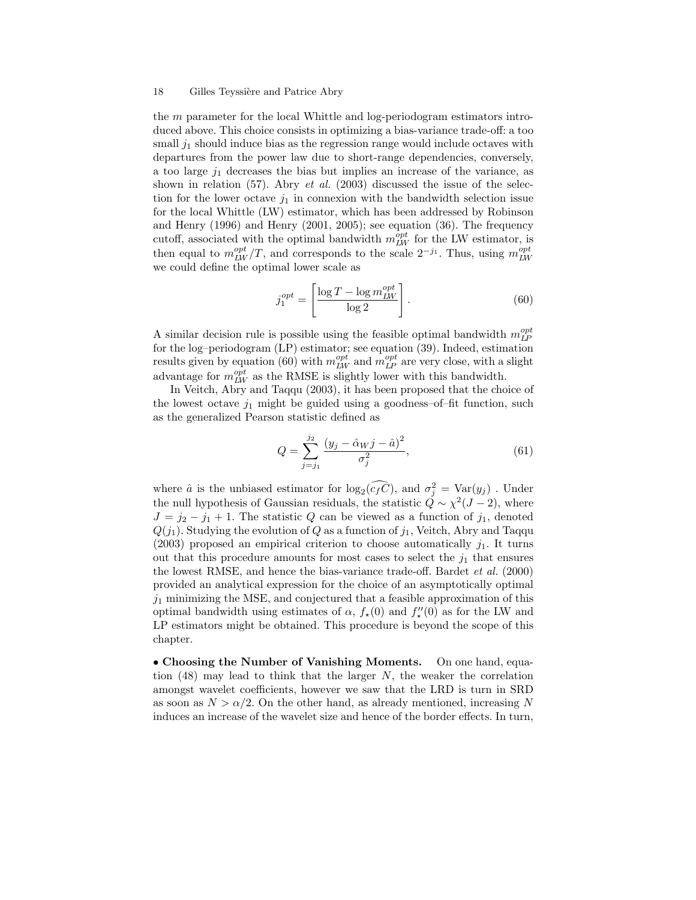the $m$ parameter for the local Whittle and log-periodogram estimators introduced above. This choice consists in optimizing a bias-variance trade-off: a too small $j_1$ should induce bias as the regression range would include octaves with departures from the power law due to short-range dependencies, conversely, a too large $j_1$ decreases the bias but implies an increase of the variance, as shown in relation (57). Abry *et al.* (2003) discussed the issue of the selection for the lower octave $j_1$ in connexion with the bandwidth selection issue for the local Whittle (LW) estimator, which has been addressed by Robinson and Henry (1996) and Henry (2001, 2005); see equation (36). The frequency cutoff, associated with the optimal bandwidth $m_{LW}^{opt}$ for the LW estimator, is then equal to $m_{LW}^{opt}/T$, and corresponds to the scale $2^{-j_1}$. Thus, using $m_{LW}^{opt}$ we could define the optimal lower scale as

$$j_1^{opt} = \left[ \frac{\log T - \log m_{LW}^{opt}}{\log 2} \right]. \tag{60}$$

A similar decision rule is possible using the feasible optimal bandwidth $m_{LP}^{opt}$ for the log–periodogram (LP) estimator; see equation (39). Indeed, estimation results given by equation (60) with $m_{LW}^{opt}$ and $m_{LP}^{opt}$ are very close, with a slight advantage for $m_{LW}^{opt}$ as the RMSE is slightly lower with this bandwidth.

In Veitch, Abry and Taqqu (2003), it has been proposed that the choice of the lowest octave $j_1$ might be guided using a goodness–of–fit function, such as the generalized Pearson statistic defined as

$$Q = \sum_{j=j_1}^{j_2} \frac{(y_j - \hat{\alpha}_W j - \hat{a})^2}{\sigma_j^2}, \tag{61}$$

where $\hat{a}$ is the unbiased estimator for $\log_2(\widehat{c_f C})$, and $\sigma_j^2 = \mathrm{Var}(y_j)$ . Under the null hypothesis of Gaussian residuals, the statistic $Q \sim \chi^2(J-2)$, where $J = j_2 - j_1 + 1$. The statistic $Q$ can be viewed as a function of $j_1$, denoted $Q(j_1)$. Studying the evolution of $Q$ as a function of $j_1$, Veitch, Abry and Taqqu (2003) proposed an empirical criterion to choose automatically $j_1$. It turns out that this procedure amounts for most cases to select the $j_1$ that ensures the lowest RMSE, and hence the bias-variance trade-off. Bardet *et al.* (2000) provided an analytical expression for the choice of an asymptotically optimal $j_1$ minimizing the MSE, and conjectured that a feasible approximation of this optimal bandwidth using estimates of $\alpha$, $f_\star(0)$ and $f_\star''(0)$ as for the LW and LP estimators might be obtained. This procedure is beyond the scope of this chapter.

• **Choosing the Number of Vanishing Moments.** On one hand, equation (48) may lead to think that the larger $N$, the weaker the correlation amongst wavelet coefficients, however we saw that the LRD is turn in SRD as soon as $N > \alpha/2$. On the other hand, as already mentioned, increasing $N$ induces an increase of the wavelet size and hence of the border effects. In turn,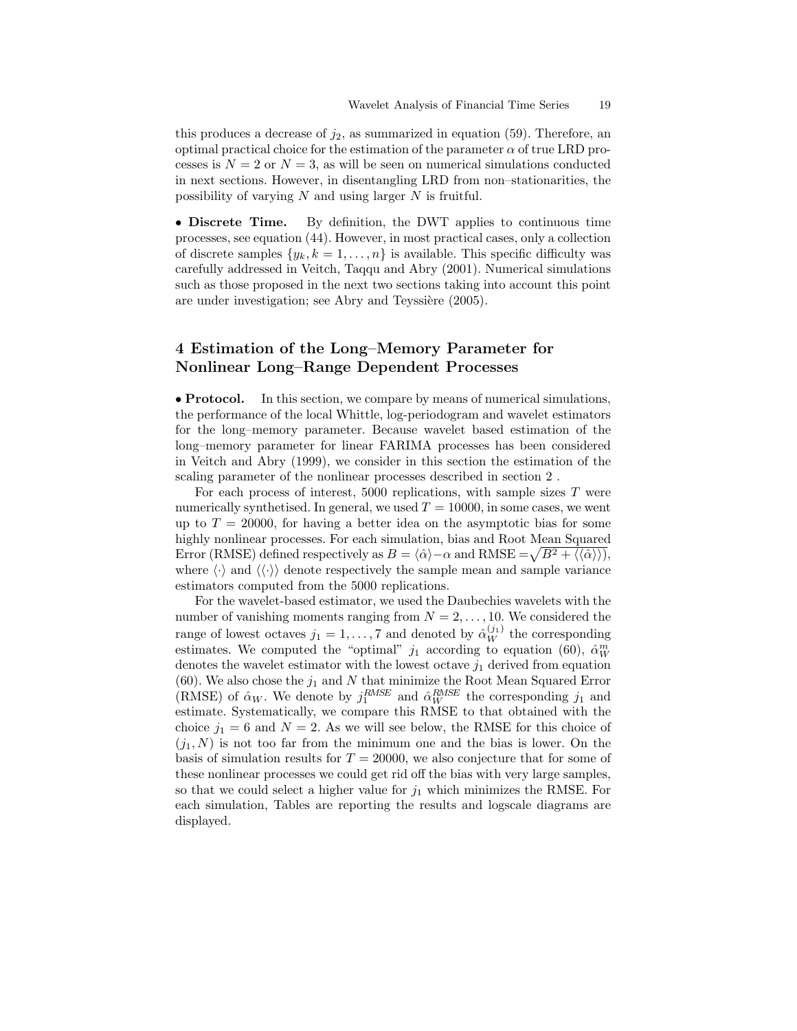this produces a decrease of $j_2$, as summarized in equation (59). Therefore, an optimal practical choice for the estimation of the parameter $\alpha$ of true LRD processes is $N = 2$ or $N = 3$, as will be seen on numerical simulations conducted in next sections. However, in disentangling LRD from non–stationarities, the possibility of varying $N$ and using larger $N$ is fruitful.

• **Discrete Time.** By definition, the DWT applies to continuous time processes, see equation (44). However, in most practical cases, only a collection of discrete samples $\{y_k, k = 1, \ldots, n\}$ is available. This specific difficulty was carefully addressed in Veitch, Taqqu and Abry (2001). Numerical simulations such as those proposed in the next two sections taking into account this point are under investigation; see Abry and Teyssière (2005).

## 4 Estimation of the Long–Memory Parameter for Nonlinear Long–Range Dependent Processes

• **Protocol.** In this section, we compare by means of numerical simulations, the performance of the local Whittle, log-periodogram and wavelet estimators for the long–memory parameter. Because wavelet based estimation of the long–memory parameter for linear FARIMA processes has been considered in Veitch and Abry (1999), we consider in this section the estimation of the scaling parameter of the nonlinear processes described in section 2 .

For each process of interest, 5000 replications, with sample sizes $T$ were numerically synthetised. In general, we used $T = 10000$, in some cases, we went up to $T = 20000$, for having a better idea on the asymptotic bias for some highly nonlinear processes. For each simulation, bias and Root Mean Squared Error (RMSE) defined respectively as $B = \langle\hat{\alpha}\rangle - \alpha$ and $\text{RMSE} = \sqrt{B^2 + \langle\langle\hat{\alpha}\rangle\rangle}$, where $\langle\cdot\rangle$ and $\langle\langle\cdot\rangle\rangle$ denote respectively the sample mean and sample variance estimators computed from the 5000 replications.

For the wavelet-based estimator, we used the Daubechies wavelets with the number of vanishing moments ranging from $N = 2, \ldots, 10$. We considered the range of lowest octaves $j_1 = 1, \ldots, 7$ and denoted by $\hat{\alpha}_W^{(j_1)}$ the corresponding estimates. We computed the "optimal" $j_1$ according to equation (60), $\hat{\alpha}_W^m$ denotes the wavelet estimator with the lowest octave $j_1$ derived from equation (60). We also chose the $j_1$ and $N$ that minimize the Root Mean Squared Error (RMSE) of $\hat{\alpha}_W$. We denote by $j_1^{RMSE}$ and $\hat{\alpha}_W^{RMSE}$ the corresponding $j_1$ and estimate. Systematically, we compare this RMSE to that obtained with the choice $j_1 = 6$ and $N = 2$. As we will see below, the RMSE for this choice of $(j_1, N)$ is not too far from the minimum one and the bias is lower. On the basis of simulation results for $T = 20000$, we also conjecture that for some of these nonlinear processes we could get rid off the bias with very large samples, so that we could select a higher value for $j_1$ which minimizes the RMSE. For each simulation, Tables are reporting the results and logscale diagrams are displayed.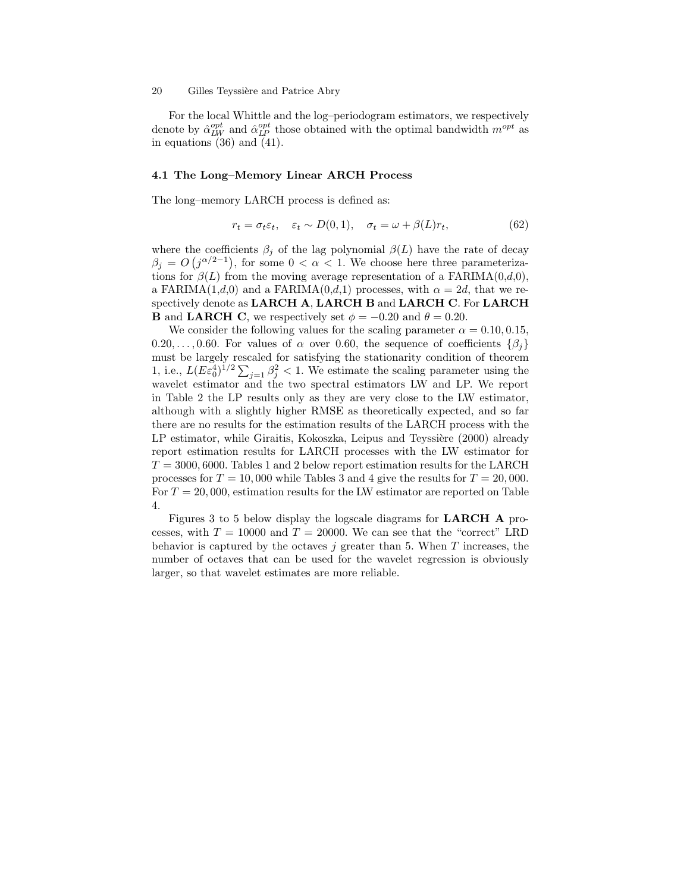For the local Whittle and the log–periodogram estimators, we respectively denote by $\hat{\alpha}_{LW}^{opt}$ and $\hat{\alpha}_{LP}^{opt}$ those obtained with the optimal bandwidth $m^{opt}$ as in equations (36) and (41).

### 4.1 The Long–Memory Linear ARCH Process

The long–memory LARCH process is defined as:

$$r_t = \sigma_t \varepsilon_t, \quad \varepsilon_t \sim D(0,1), \quad \sigma_t = \omega + \beta(L) r_t, \tag{62}$$

where the coefficients $\beta_j$ of the lag polynomial $\beta(L)$ have the rate of decay $\beta_j = O\left(j^{\alpha/2-1}\right)$, for some $0 < \alpha < 1$. We choose here three parameterizations for $\beta(L)$ from the moving average representation of a FARIMA(0,$d$,0), a FARIMA(1,$d$,0) and a FARIMA(0,$d$,1) processes, with $\alpha = 2d$, that we respectively denote as **LARCH A**, **LARCH B** and **LARCH C**. For **LARCH B** and **LARCH C**, we respectively set $\phi = -0.20$ and $\theta = 0.20$.

We consider the following values for the scaling parameter $\alpha = 0.10, 0.15, 0.20, \ldots, 0.60$. For values of $\alpha$ over 0.60, the sequence of coefficients $\{\beta_j\}$ must be largely rescaled for satisfying the stationarity condition of theorem 1, i.e., $L(E\varepsilon_0^4)^{1/2} \sum_{j=1} \beta_j^2 < 1$. We estimate the scaling parameter using the wavelet estimator and the two spectral estimators LW and LP. We report in Table 2 the LP results only as they are very close to the LW estimator, although with a slightly higher RMSE as theoretically expected, and so far there are no results for the estimation results of the LARCH process with the LP estimator, while Giraitis, Kokoszka, Leipus and Teyssière (2000) already report estimation results for LARCH processes with the LW estimator for $T = 3000, 6000$. Tables 1 and 2 below report estimation results for the LARCH processes for $T = 10,000$ while Tables 3 and 4 give the results for $T = 20,000$. For $T = 20,000$, estimation results for the LW estimator are reported on Table 4.

Figures 3 to 5 below display the logscale diagrams for **LARCH A** processes, with $T = 10000$ and $T = 20000$. We can see that the "correct" LRD behavior is captured by the octaves $j$ greater than 5. When $T$ increases, the number of octaves that can be used for the wavelet regression is obviously larger, so that wavelet estimates are more reliable.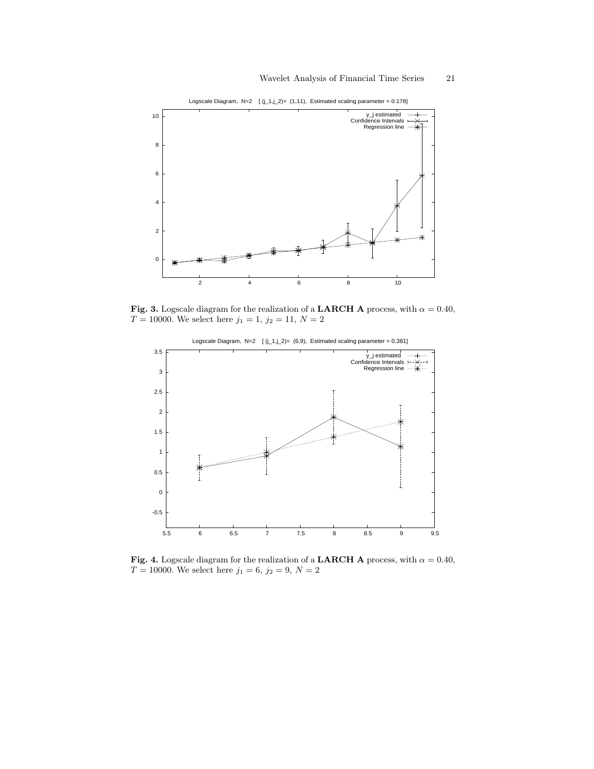**Fig. 3.** Logscale diagram for the realization of a **LARCH A** process, with $\alpha = 0.40$, $T = 10000$. We select here $j_1 = 1$, $j_2 = 11$, $N = 2$

**Fig. 4.** Logscale diagram for the realization of a **LARCH A** process, with $\alpha = 0.40$, $T = 10000$. We select here $j_1 = 6$, $j_2 = 9$, $N = 2$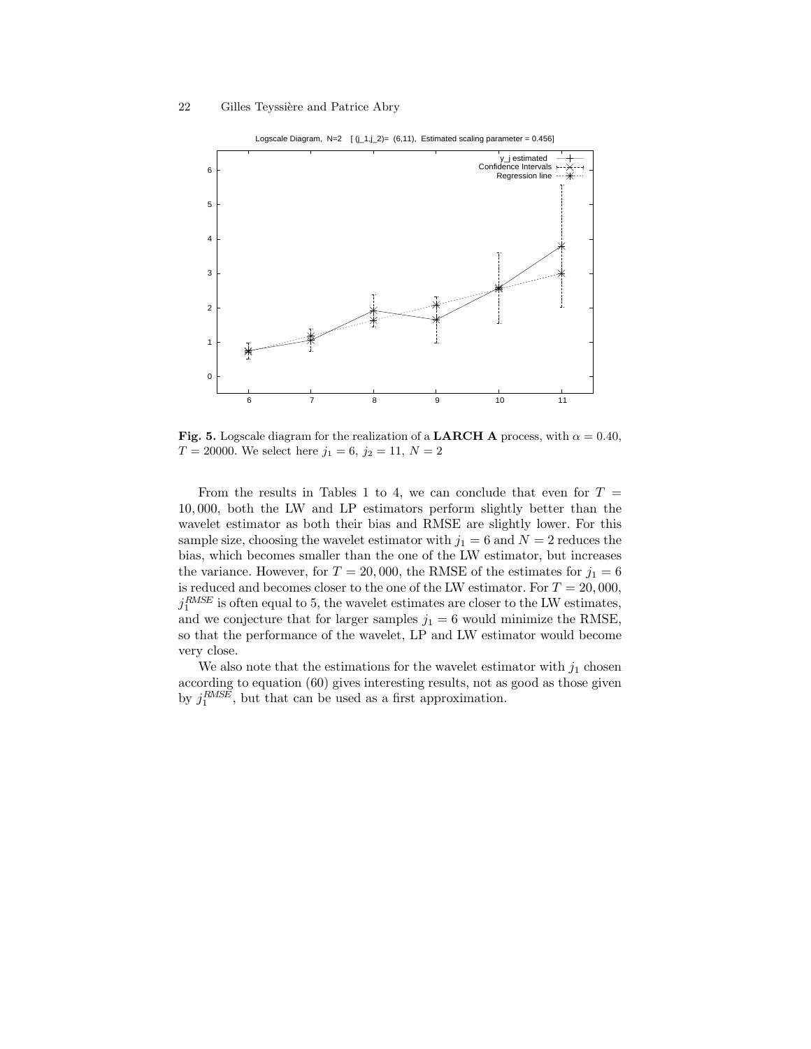**Fig. 5.** Logscale diagram for the realization of a **LARCH A** process, with $\alpha = 0.40$, $T = 20000$. We select here $j_1 = 6$, $j_2 = 11$, $N = 2$

From the results in Tables 1 to 4, we can conclude that even for $T = 10,000$, both the LW and LP estimators perform slightly better than the wavelet estimator as both their bias and RMSE are slightly lower. For this sample size, choosing the wavelet estimator with $j_1 = 6$ and $N = 2$ reduces the bias, which becomes smaller than the one of the LW estimator, but increases the variance. However, for $T = 20,000$, the RMSE of the estimates for $j_1 = 6$ is reduced and becomes closer to the one of the LW estimator. For $T = 20,000$, $j_1^{RMSE}$ is often equal to 5, the wavelet estimates are closer to the LW estimates, and we conjecture that for larger samples $j_1 = 6$ would minimize the RMSE, so that the performance of the wavelet, LP and LW estimator would become very close.

We also note that the estimations for the wavelet estimator with $j_1$ chosen according to equation (60) gives interesting results, not as good as those given by $j_1^{RMSE}$, but that can be used as a first approximation.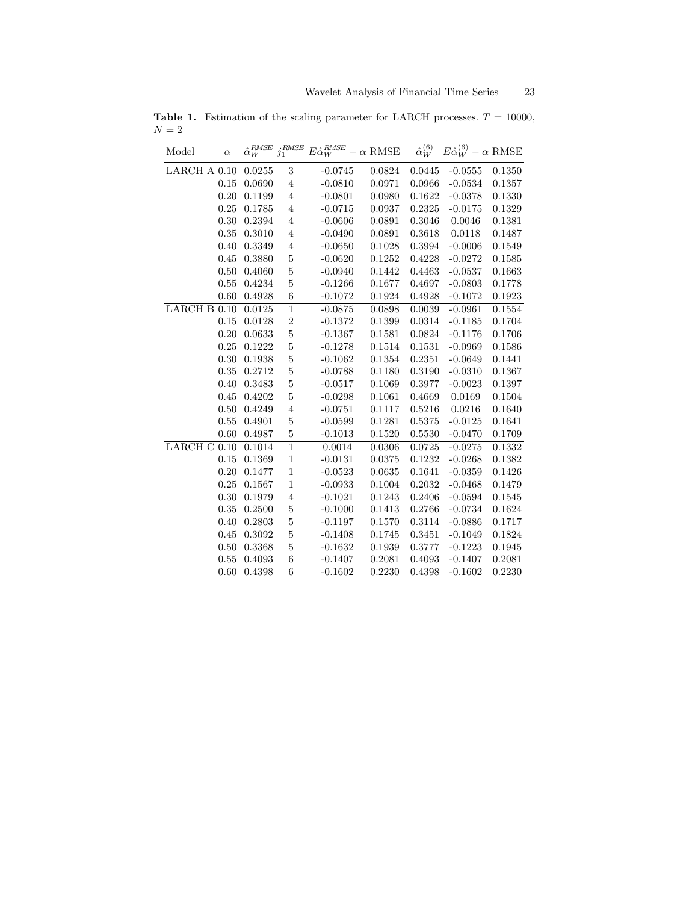**Table 1.** Estimation of the scaling parameter for LARCH processes. $T = 10000$, $N = 2$

| Model | $\alpha$ | $\hat{\alpha}_W^{RMSE}$ | $j_1^{RMSE}$ | $E\hat{\alpha}_W^{RMSE} - \alpha$ | RMSE | $\hat{\alpha}_W^{(6)}$ | $E\hat{\alpha}_W^{(6)} - \alpha$ | RMSE |
|---|---|---|---|---|---|---|---|---|
| LARCH A | 0.10 | 0.0255 | 3 | -0.0745 | 0.0824 | 0.0445 | -0.0555 | 0.1350 |
| | 0.15 | 0.0690 | 4 | -0.0810 | 0.0971 | 0.0966 | -0.0534 | 0.1357 |
| | 0.20 | 0.1199 | 4 | -0.0801 | 0.0980 | 0.1622 | -0.0378 | 0.1330 |
| | 0.25 | 0.1785 | 4 | -0.0715 | 0.0937 | 0.2325 | -0.0175 | 0.1329 |
| | 0.30 | 0.2394 | 4 | -0.0606 | 0.0891 | 0.3046 | 0.0046 | 0.1381 |
| | 0.35 | 0.3010 | 4 | -0.0490 | 0.0891 | 0.3618 | 0.0118 | 0.1487 |
| | 0.40 | 0.3349 | 4 | -0.0650 | 0.1028 | 0.3994 | -0.0006 | 0.1549 |
| | 0.45 | 0.3880 | 5 | -0.0620 | 0.1252 | 0.4228 | -0.0272 | 0.1585 |
| | 0.50 | 0.4060 | 5 | -0.0940 | 0.1442 | 0.4463 | -0.0537 | 0.1663 |
| | 0.55 | 0.4234 | 5 | -0.1266 | 0.1677 | 0.4697 | -0.0803 | 0.1778 |
| | 0.60 | 0.4928 | 6 | -0.1072 | 0.1924 | 0.4928 | -0.1072 | 0.1923 |
| LARCH B | 0.10 | 0.0125 | 1 | -0.0875 | 0.0898 | 0.0039 | -0.0961 | 0.1554 |
| | 0.15 | 0.0128 | 2 | -0.1372 | 0.1399 | 0.0314 | -0.1185 | 0.1704 |
| | 0.20 | 0.0633 | 5 | -0.1367 | 0.1581 | 0.0824 | -0.1176 | 0.1706 |
| | 0.25 | 0.1222 | 5 | -0.1278 | 0.1514 | 0.1531 | -0.0969 | 0.1586 |
| | 0.30 | 0.1938 | 5 | -0.1062 | 0.1354 | 0.2351 | -0.0649 | 0.1441 |
| | 0.35 | 0.2712 | 5 | -0.0788 | 0.1180 | 0.3190 | -0.0310 | 0.1367 |
| | 0.40 | 0.3483 | 5 | -0.0517 | 0.1069 | 0.3977 | -0.0023 | 0.1397 |
| | 0.45 | 0.4202 | 5 | -0.0298 | 0.1061 | 0.4669 | 0.0169 | 0.1504 |
| | 0.50 | 0.4249 | 4 | -0.0751 | 0.1117 | 0.5216 | 0.0216 | 0.1640 |
| | 0.55 | 0.4901 | 5 | -0.0599 | 0.1281 | 0.5375 | -0.0125 | 0.1641 |
| | 0.60 | 0.4987 | 5 | -0.1013 | 0.1520 | 0.5530 | -0.0470 | 0.1709 |
| LARCH C | 0.10 | 0.1014 | 1 | 0.0014 | 0.0306 | 0.0725 | -0.0275 | 0.1332 |
| | 0.15 | 0.1369 | 1 | -0.0131 | 0.0375 | 0.1232 | -0.0268 | 0.1382 |
| | 0.20 | 0.1477 | 1 | -0.0523 | 0.0635 | 0.1641 | -0.0359 | 0.1426 |
| | 0.25 | 0.1567 | 1 | -0.0933 | 0.1004 | 0.2032 | -0.0468 | 0.1479 |
| | 0.30 | 0.1979 | 4 | -0.1021 | 0.1243 | 0.2406 | -0.0594 | 0.1545 |
| | 0.35 | 0.2500 | 5 | -0.1000 | 0.1413 | 0.2766 | -0.0734 | 0.1624 |
| | 0.40 | 0.2803 | 5 | -0.1197 | 0.1570 | 0.3114 | -0.0886 | 0.1717 |
| | 0.45 | 0.3092 | 5 | -0.1408 | 0.1745 | 0.3451 | -0.1049 | 0.1824 |
| | 0.50 | 0.3368 | 5 | -0.1632 | 0.1939 | 0.3777 | -0.1223 | 0.1945 |
| | 0.55 | 0.4093 | 6 | -0.1407 | 0.2081 | 0.4093 | -0.1407 | 0.2081 |
| | 0.60 | 0.4398 | 6 | -0.1602 | 0.2230 | 0.4398 | -0.1602 | 0.2230 |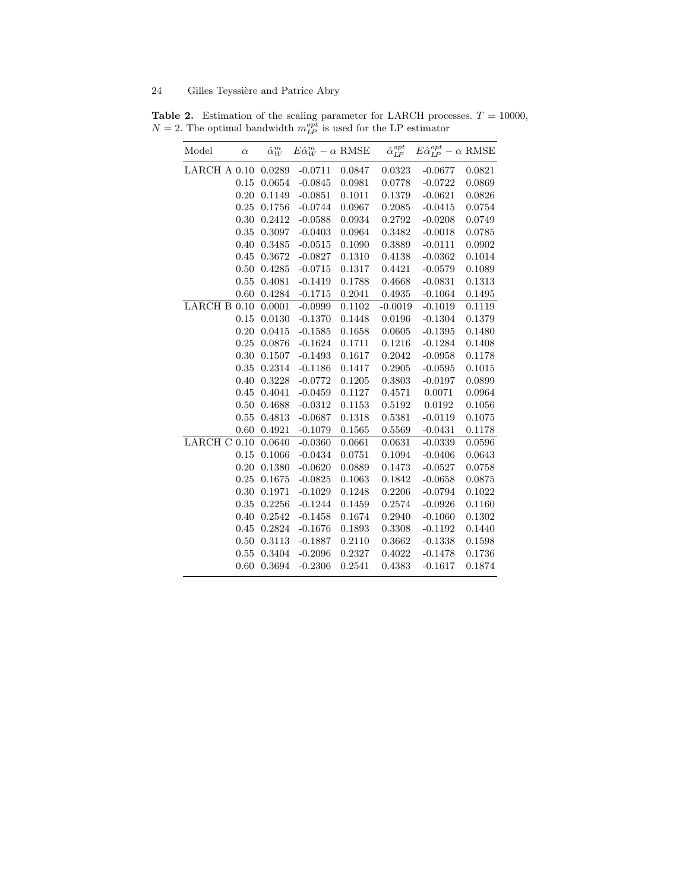**Table 2.** Estimation of the scaling parameter for LARCH processes. $T = 10000$, $N = 2$. The optimal bandwidth $m_{LP}^{opt}$ is used for the LP estimator

| Model | $\alpha$ | $\hat{\alpha}_W^m$ | $E\hat{\alpha}_W^m - \alpha$ | RMSE | $\hat{\alpha}_{LP}^{opt}$ | $E\hat{\alpha}_{LP}^{opt} - \alpha$ | RMSE |
|---|---|---|---|---|---|---|---|
| LARCH A | 0.10 | 0.0289 | -0.0711 | 0.0847 | 0.0323 | -0.0677 | 0.0821 |
| | 0.15 | 0.0654 | -0.0845 | 0.0981 | 0.0778 | -0.0722 | 0.0869 |
| | 0.20 | 0.1149 | -0.0851 | 0.1011 | 0.1379 | -0.0621 | 0.0826 |
| | 0.25 | 0.1756 | -0.0744 | 0.0967 | 0.2085 | -0.0415 | 0.0754 |
| | 0.30 | 0.2412 | -0.0588 | 0.0934 | 0.2792 | -0.0208 | 0.0749 |
| | 0.35 | 0.3097 | -0.0403 | 0.0964 | 0.3482 | -0.0018 | 0.0785 |
| | 0.40 | 0.3485 | -0.0515 | 0.1090 | 0.3889 | -0.0111 | 0.0902 |
| | 0.45 | 0.3672 | -0.0827 | 0.1310 | 0.4138 | -0.0362 | 0.1014 |
| | 0.50 | 0.4285 | -0.0715 | 0.1317 | 0.4421 | -0.0579 | 0.1089 |
| | 0.55 | 0.4081 | -0.1419 | 0.1788 | 0.4668 | -0.0831 | 0.1313 |
| | 0.60 | 0.4284 | -0.1715 | 0.2041 | 0.4935 | -0.1064 | 0.1495 |
| LARCH B | 0.10 | 0.0001 | -0.0999 | 0.1102 | -0.0019 | -0.1019 | 0.1119 |
| | 0.15 | 0.0130 | -0.1370 | 0.1448 | 0.0196 | -0.1304 | 0.1379 |
| | 0.20 | 0.0415 | -0.1585 | 0.1658 | 0.0605 | -0.1395 | 0.1480 |
| | 0.25 | 0.0876 | -0.1624 | 0.1711 | 0.1216 | -0.1284 | 0.1408 |
| | 0.30 | 0.1507 | -0.1493 | 0.1617 | 0.2042 | -0.0958 | 0.1178 |
| | 0.35 | 0.2314 | -0.1186 | 0.1417 | 0.2905 | -0.0595 | 0.1015 |
| | 0.40 | 0.3228 | -0.0772 | 0.1205 | 0.3803 | -0.0197 | 0.0899 |
| | 0.45 | 0.4041 | -0.0459 | 0.1127 | 0.4571 | 0.0071 | 0.0964 |
| | 0.50 | 0.4688 | -0.0312 | 0.1153 | 0.5192 | 0.0192 | 0.1056 |
| | 0.55 | 0.4813 | -0.0687 | 0.1318 | 0.5381 | -0.0119 | 0.1075 |
| | 0.60 | 0.4921 | -0.1079 | 0.1565 | 0.5569 | -0.0431 | 0.1178 |
| LARCH C | 0.10 | 0.0640 | -0.0360 | 0.0661 | 0.0631 | -0.0339 | 0.0596 |
| | 0.15 | 0.1066 | -0.0434 | 0.0751 | 0.1094 | -0.0406 | 0.0643 |
| | 0.20 | 0.1380 | -0.0620 | 0.0889 | 0.1473 | -0.0527 | 0.0758 |
| | 0.25 | 0.1675 | -0.0825 | 0.1063 | 0.1842 | -0.0658 | 0.0875 |
| | 0.30 | 0.1971 | -0.1029 | 0.1248 | 0.2206 | -0.0794 | 0.1022 |
| | 0.35 | 0.2256 | -0.1244 | 0.1459 | 0.2574 | -0.0926 | 0.1160 |
| | 0.40 | 0.2542 | -0.1458 | 0.1674 | 0.2940 | -0.1060 | 0.1302 |
| | 0.45 | 0.2824 | -0.1676 | 0.1893 | 0.3308 | -0.1192 | 0.1440 |
| | 0.50 | 0.3113 | -0.1887 | 0.2110 | 0.3662 | -0.1338 | 0.1598 |
| | 0.55 | 0.3404 | -0.2096 | 0.2327 | 0.4022 | -0.1478 | 0.1736 |
| | 0.60 | 0.3694 | -0.2306 | 0.2541 | 0.4383 | -0.1617 | 0.1874 |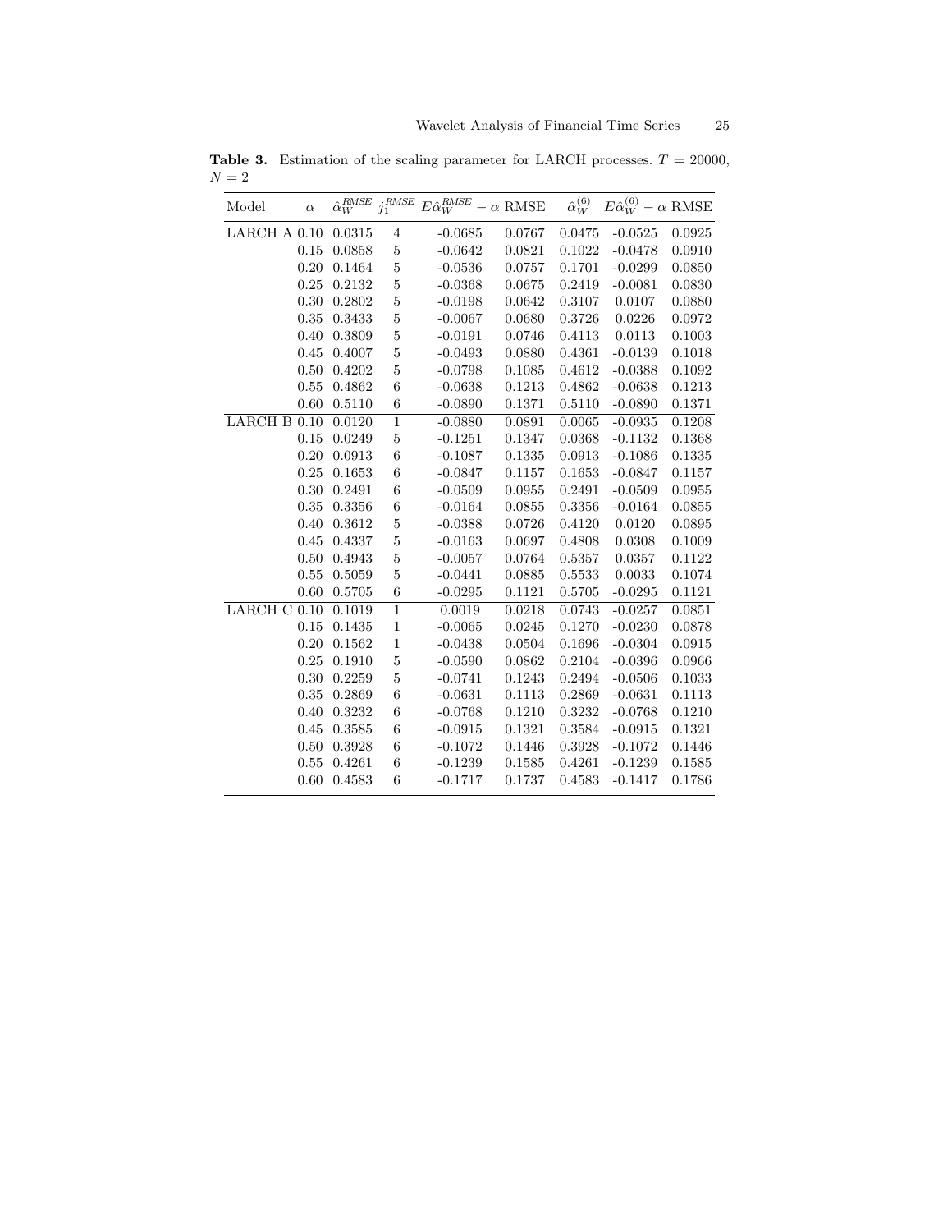**Table 3.** Estimation of the scaling parameter for LARCH processes. $T = 20000$, $N = 2$

| Model | $\alpha$ | $\hat{\alpha}_W^{RMSE}$ | $j_1^{RMSE}$ | $E\hat{\alpha}_W^{RMSE} - \alpha$ | RMSE | $\hat{\alpha}_W^{(6)}$ | $E\hat{\alpha}_W^{(6)} - \alpha$ | RMSE |
|---|---|---|---|---|---|---|---|---|
| LARCH A | 0.10 | 0.0315 | 4 | -0.0685 | 0.0767 | 0.0475 | -0.0525 | 0.0925 |
| | 0.15 | 0.0858 | 5 | -0.0642 | 0.0821 | 0.1022 | -0.0478 | 0.0910 |
| | 0.20 | 0.1464 | 5 | -0.0536 | 0.0757 | 0.1701 | -0.0299 | 0.0850 |
| | 0.25 | 0.2132 | 5 | -0.0368 | 0.0675 | 0.2419 | -0.0081 | 0.0830 |
| | 0.30 | 0.2802 | 5 | -0.0198 | 0.0642 | 0.3107 | 0.0107 | 0.0880 |
| | 0.35 | 0.3433 | 5 | -0.0067 | 0.0680 | 0.3726 | 0.0226 | 0.0972 |
| | 0.40 | 0.3809 | 5 | -0.0191 | 0.0746 | 0.4113 | 0.0113 | 0.1003 |
| | 0.45 | 0.4007 | 5 | -0.0493 | 0.0880 | 0.4361 | -0.0139 | 0.1018 |
| | 0.50 | 0.4202 | 5 | -0.0798 | 0.1085 | 0.4612 | -0.0388 | 0.1092 |
| | 0.55 | 0.4862 | 6 | -0.0638 | 0.1213 | 0.4862 | -0.0638 | 0.1213 |
| | 0.60 | 0.5110 | 6 | -0.0890 | 0.1371 | 0.5110 | -0.0890 | 0.1371 |
| LARCH B | 0.10 | 0.0120 | 1 | -0.0880 | 0.0891 | 0.0065 | -0.0935 | 0.1208 |
| | 0.15 | 0.0249 | 5 | -0.1251 | 0.1347 | 0.0368 | -0.1132 | 0.1368 |
| | 0.20 | 0.0913 | 6 | -0.1087 | 0.1335 | 0.0913 | -0.1086 | 0.1335 |
| | 0.25 | 0.1653 | 6 | -0.0847 | 0.1157 | 0.1653 | -0.0847 | 0.1157 |
| | 0.30 | 0.2491 | 6 | -0.0509 | 0.0955 | 0.2491 | -0.0509 | 0.0955 |
| | 0.35 | 0.3356 | 6 | -0.0164 | 0.0855 | 0.3356 | -0.0164 | 0.0855 |
| | 0.40 | 0.3612 | 5 | -0.0388 | 0.0726 | 0.4120 | 0.0120 | 0.0895 |
| | 0.45 | 0.4337 | 5 | -0.0163 | 0.0697 | 0.4808 | 0.0308 | 0.1009 |
| | 0.50 | 0.4943 | 5 | -0.0057 | 0.0764 | 0.5357 | 0.0357 | 0.1122 |
| | 0.55 | 0.5059 | 5 | -0.0441 | 0.0885 | 0.5533 | 0.0033 | 0.1074 |
| | 0.60 | 0.5705 | 6 | -0.0295 | 0.1121 | 0.5705 | -0.0295 | 0.1121 |
| LARCH C | 0.10 | 0.1019 | 1 | 0.0019 | 0.0218 | 0.0743 | -0.0257 | 0.0851 |
| | 0.15 | 0.1435 | 1 | -0.0065 | 0.0245 | 0.1270 | -0.0230 | 0.0878 |
| | 0.20 | 0.1562 | 1 | -0.0438 | 0.0504 | 0.1696 | -0.0304 | 0.0915 |
| | 0.25 | 0.1910 | 5 | -0.0590 | 0.0862 | 0.2104 | -0.0396 | 0.0966 |
| | 0.30 | 0.2259 | 5 | -0.0741 | 0.1243 | 0.2494 | -0.0506 | 0.1033 |
| | 0.35 | 0.2869 | 6 | -0.0631 | 0.1113 | 0.2869 | -0.0631 | 0.1113 |
| | 0.40 | 0.3232 | 6 | -0.0768 | 0.1210 | 0.3232 | -0.0768 | 0.1210 |
| | 0.45 | 0.3585 | 6 | -0.0915 | 0.1321 | 0.3584 | -0.0915 | 0.1321 |
| | 0.50 | 0.3928 | 6 | -0.1072 | 0.1446 | 0.3928 | -0.1072 | 0.1446 |
| | 0.55 | 0.4261 | 6 | -0.1239 | 0.1585 | 0.4261 | -0.1239 | 0.1585 |
| | 0.60 | 0.4583 | 6 | -0.1717 | 0.1737 | 0.4583 | -0.1417 | 0.1786 |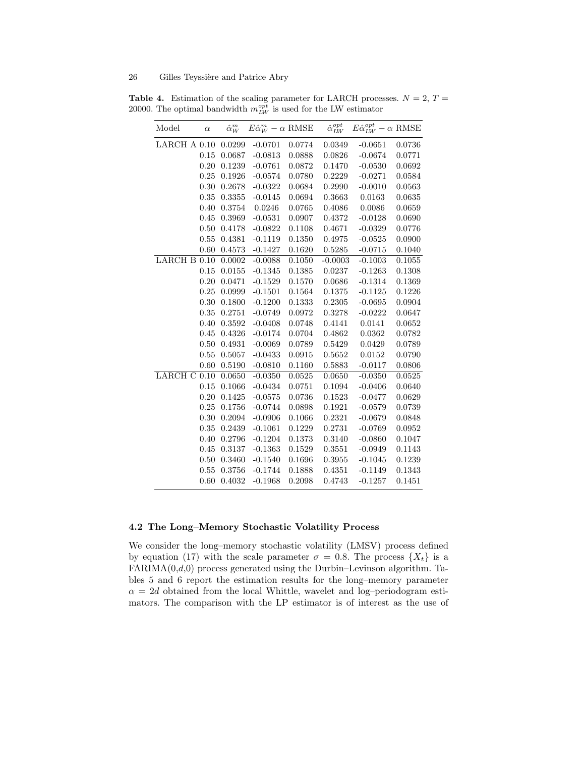**Table 4.** Estimation of the scaling parameter for LARCH processes. $N = 2$, $T = 20000$. The optimal bandwidth $m_{LW}^{opt}$ is used for the LW estimator

| Model | $\alpha$ | $\hat{\alpha}_W^m$ | $E\hat{\alpha}_W^m - \alpha$ | RMSE | $\hat{\alpha}_{LW}^{opt}$ | $E\hat{\alpha}_{LW}^{opt} - \alpha$ | RMSE |
|---|---|---|---|---|---|---|---|
| LARCH A | 0.10 | 0.0299 | -0.0701 | 0.0774 | 0.0349 | -0.0651 | 0.0736 |
| | 0.15 | 0.0687 | -0.0813 | 0.0888 | 0.0826 | -0.0674 | 0.0771 |
| | 0.20 | 0.1239 | -0.0761 | 0.0872 | 0.1470 | -0.0530 | 0.0692 |
| | 0.25 | 0.1926 | -0.0574 | 0.0780 | 0.2229 | -0.0271 | 0.0584 |
| | 0.30 | 0.2678 | -0.0322 | 0.0684 | 0.2990 | -0.0010 | 0.0563 |
| | 0.35 | 0.3355 | -0.0145 | 0.0694 | 0.3663 | 0.0163 | 0.0635 |
| | 0.40 | 0.3754 | 0.0246 | 0.0765 | 0.4086 | 0.0086 | 0.0659 |
| | 0.45 | 0.3969 | -0.0531 | 0.0907 | 0.4372 | -0.0128 | 0.0690 |
| | 0.50 | 0.4178 | -0.0822 | 0.1108 | 0.4671 | -0.0329 | 0.0776 |
| | 0.55 | 0.4381 | -0.1119 | 0.1350 | 0.4975 | -0.0525 | 0.0900 |
| | 0.60 | 0.4573 | -0.1427 | 0.1620 | 0.5285 | -0.0715 | 0.1040 |
| LARCH B | 0.10 | 0.0002 | -0.0088 | 0.1050 | -0.0003 | -0.1003 | 0.1055 |
| | 0.15 | 0.0155 | -0.1345 | 0.1385 | 0.0237 | -0.1263 | 0.1308 |
| | 0.20 | 0.0471 | -0.1529 | 0.1570 | 0.0686 | -0.1314 | 0.1369 |
| | 0.25 | 0.0999 | -0.1501 | 0.1564 | 0.1375 | -0.1125 | 0.1226 |
| | 0.30 | 0.1800 | -0.1200 | 0.1333 | 0.2305 | -0.0695 | 0.0904 |
| | 0.35 | 0.2751 | -0.0749 | 0.0972 | 0.3278 | -0.0222 | 0.0647 |
| | 0.40 | 0.3592 | -0.0408 | 0.0748 | 0.4141 | 0.0141 | 0.0652 |
| | 0.45 | 0.4326 | -0.0174 | 0.0704 | 0.4862 | 0.0362 | 0.0782 |
| | 0.50 | 0.4931 | -0.0069 | 0.0789 | 0.5429 | 0.0429 | 0.0789 |
| | 0.55 | 0.5057 | -0.0433 | 0.0915 | 0.5652 | 0.0152 | 0.0790 |
| | 0.60 | 0.5190 | -0.0810 | 0.1160 | 0.5883 | -0.0117 | 0.0806 |
| LARCH C | 0.10 | 0.0650 | -0.0350 | 0.0525 | 0.0650 | -0.0350 | 0.0525 |
| | 0.15 | 0.1066 | -0.0434 | 0.0751 | 0.1094 | -0.0406 | 0.0640 |
| | 0.20 | 0.1425 | -0.0575 | 0.0736 | 0.1523 | -0.0477 | 0.0629 |
| | 0.25 | 0.1756 | -0.0744 | 0.0898 | 0.1921 | -0.0579 | 0.0739 |
| | 0.30 | 0.2094 | -0.0906 | 0.1066 | 0.2321 | -0.0679 | 0.0848 |
| | 0.35 | 0.2439 | -0.1061 | 0.1229 | 0.2731 | -0.0769 | 0.0952 |
| | 0.40 | 0.2796 | -0.1204 | 0.1373 | 0.3140 | -0.0860 | 0.1047 |
| | 0.45 | 0.3137 | -0.1363 | 0.1529 | 0.3551 | -0.0949 | 0.1143 |
| | 0.50 | 0.3460 | -0.1540 | 0.1696 | 0.3955 | -0.1045 | 0.1239 |
| | 0.55 | 0.3756 | -0.1744 | 0.1888 | 0.4351 | -0.1149 | 0.1343 |
| | 0.60 | 0.4032 | -0.1968 | 0.2098 | 0.4743 | -0.1257 | 0.1451 |

### 4.2 The Long–Memory Stochastic Volatility Process

We consider the long–memory stochastic volatility (LMSV) process defined by equation (17) with the scale parameter $\sigma = 0.8$. The process $\{X_t\}$ is a FARIMA(0,$d$,0) process generated using the Durbin–Levinson algorithm. Tables 5 and 6 report the estimation results for the long–memory parameter $\alpha = 2d$ obtained from the local Whittle, wavelet and log–periodogram estimators. The comparison with the LP estimator is of interest as the use of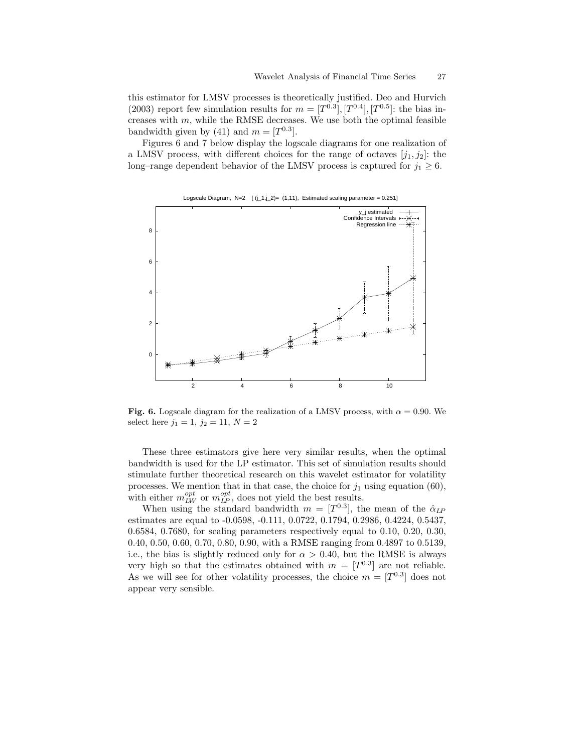this estimator for LMSV processes is theoretically justified. Deo and Hurvich (2003) report few simulation results for $m = [T^{0.3}], [T^{0.4}], [T^{0.5}]$: the bias increases with $m$, while the RMSE decreases. We use both the optimal feasible bandwidth given by (41) and $m = [T^{0.3}]$.

Figures 6 and 7 below display the logscale diagrams for one realization of a LMSV process, with different choices for the range of octaves $[j_1, j_2]$: the long–range dependent behavior of the LMSV process is captured for $j_1 \geq 6$.

**Fig. 6.** Logscale diagram for the realization of a LMSV process, with $\alpha = 0.90$. We select here $j_1 = 1$, $j_2 = 11$, $N = 2$

These three estimators give here very similar results, when the optimal bandwidth is used for the LP estimator. This set of simulation results should stimulate further theoretical research on this wavelet estimator for volatility processes. We mention that in that case, the choice for $j_1$ using equation (60), with either $m_{LW}^{opt}$ or $m_{LP}^{opt}$, does not yield the best results.

When using the standard bandwidth $m = [T^{0.3}]$, the mean of the $\hat{\alpha}_{LP}$ estimates are equal to -0.0598, -0.111, 0.0722, 0.1794, 0.2986, 0.4224, 0.5437, 0.6584, 0.7680, for scaling parameters respectively equal to 0.10, 0.20, 0.30, 0.40, 0.50, 0.60, 0.70, 0.80, 0.90, with a RMSE ranging from 0.4897 to 0.5139, i.e., the bias is slightly reduced only for $\alpha > 0.40$, but the RMSE is always very high so that the estimates obtained with $m = [T^{0.3}]$ are not reliable. As we will see for other volatility processes, the choice $m = [T^{0.3}]$ does not appear very sensible.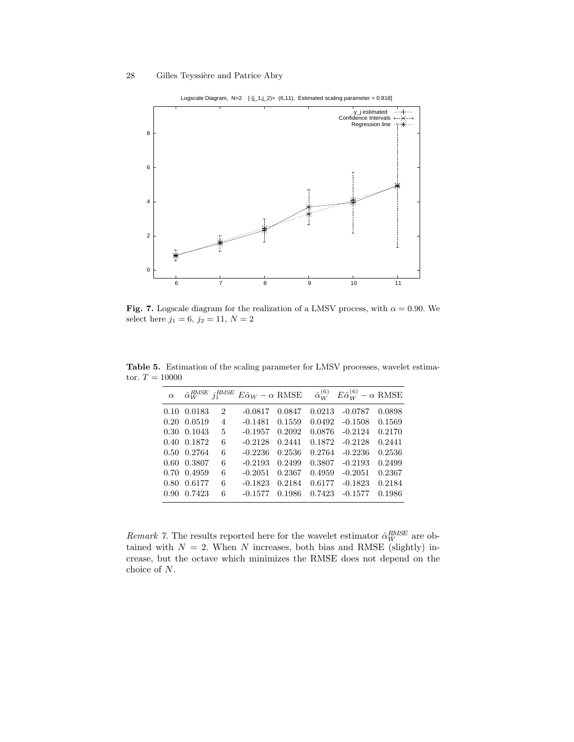**Fig. 7.** Logscale diagram for the realization of a LMSV process, with $\alpha = 0.90$. We select here $j_1 = 6$, $j_2 = 11$, $N = 2$

**Table 5.** Estimation of the scaling parameter for LMSV processes, wavelet estimator. $T = 10000$

| $\alpha$ | $\hat{\alpha}_W^{RMSE}$ | $j_1^{RMSE}$ | $E\hat{\alpha}_W - \alpha$ | RMSE | $\hat{\alpha}_W^{(6)}$ | $E\hat{\alpha}_W^{(6)} - \alpha$ | RMSE |
|---|---|---|---|---|---|---|---|
| 0.10 | 0.0183 | 2 | -0.0817 | 0.0847 | 0.0213 | -0.0787 | 0.0898 |
| 0.20 | 0.0519 | 4 | -0.1481 | 0.1559 | 0.0492 | -0.1508 | 0.1569 |
| 0.30 | 0.1043 | 5 | -0.1957 | 0.2092 | 0.0876 | -0.2124 | 0.2170 |
| 0.40 | 0.1872 | 6 | -0.2128 | 0.2441 | 0.1872 | -0.2128 | 0.2441 |
| 0.50 | 0.2764 | 6 | -0.2236 | 0.2536 | 0.2764 | -0.2236 | 0.2536 |
| 0.60 | 0.3807 | 6 | -0.2193 | 0.2499 | 0.3807 | -0.2193 | 0.2499 |
| 0.70 | 0.4959 | 6 | -0.2051 | 0.2367 | 0.4959 | -0.2051 | 0.2367 |
| 0.80 | 0.6177 | 6 | -0.1823 | 0.2184 | 0.6177 | -0.1823 | 0.2184 |
| 0.90 | 0.7423 | 6 | -0.1577 | 0.1986 | 0.7423 | -0.1577 | 0.1986 |

*Remark 7.* The results reported here for the wavelet estimator $\hat{\alpha}_W^{RMSE}$ are obtained with $N = 2$. When $N$ increases, both bias and RMSE (slightly) increase, but the octave which minimizes the RMSE does not depend on the choice of $N$.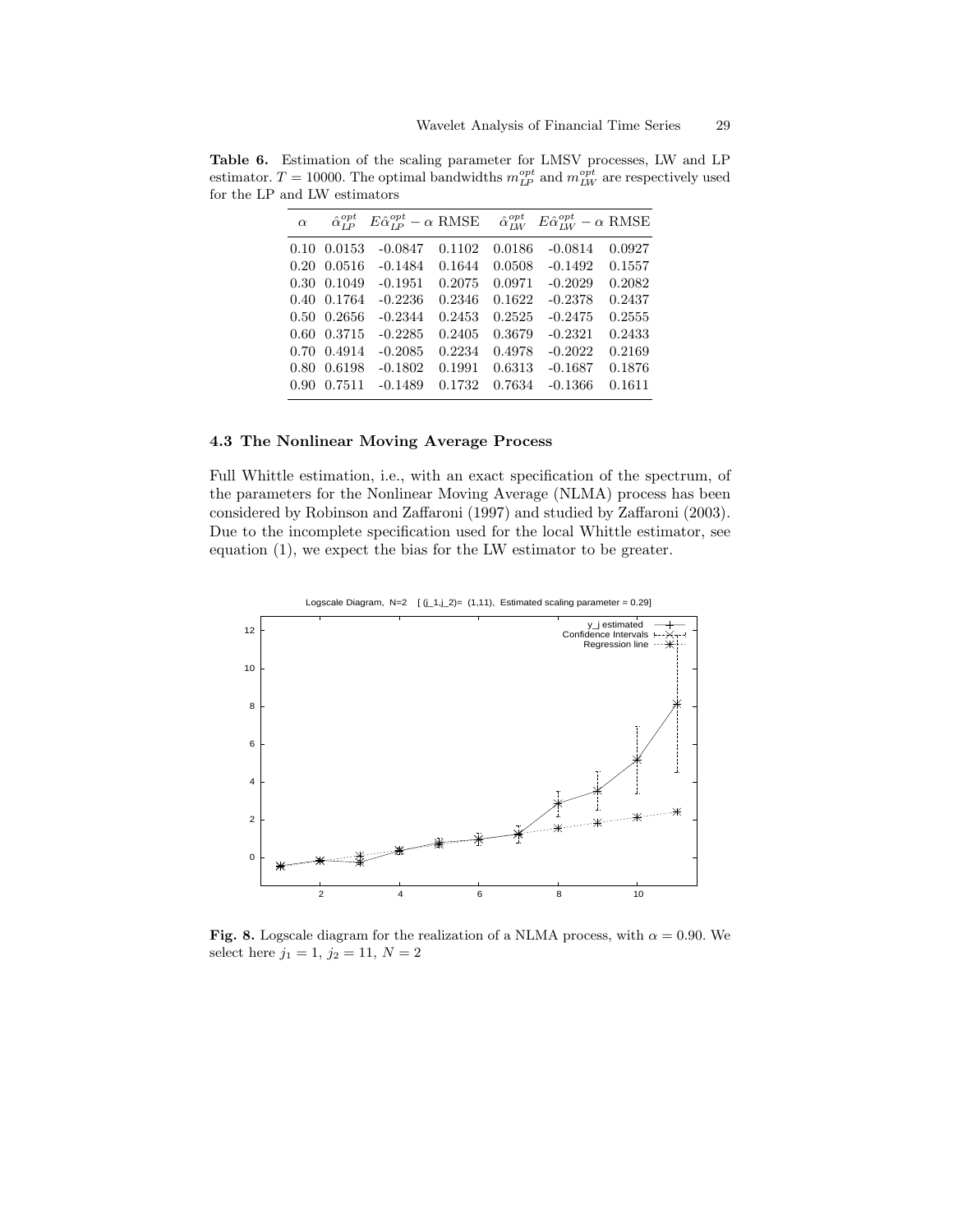**Table 6.** Estimation of the scaling parameter for LMSV processes, LW and LP estimator. $T = 10000$. The optimal bandwidths $m_{LP}^{opt}$ and $m_{LW}^{opt}$ are respectively used for the LP and LW estimators

| $\alpha$ | $\hat{\alpha}_{LP}^{opt}$ | $E\hat{\alpha}_{LP}^{opt} - \alpha$ | RMSE | $\hat{\alpha}_{LW}^{opt}$ | $E\hat{\alpha}_{LW}^{opt} - \alpha$ | RMSE |
|---|---|---|---|---|---|---|
| 0.10 | 0.0153 | -0.0847 | 0.1102 | 0.0186 | -0.0814 | 0.0927 |
| 0.20 | 0.0516 | -0.1484 | 0.1644 | 0.0508 | -0.1492 | 0.1557 |
| 0.30 | 0.1049 | -0.1951 | 0.2075 | 0.0971 | -0.2029 | 0.2082 |
| 0.40 | 0.1764 | -0.2236 | 0.2346 | 0.1622 | -0.2378 | 0.2437 |
| 0.50 | 0.2656 | -0.2344 | 0.2453 | 0.2525 | -0.2475 | 0.2555 |
| 0.60 | 0.3715 | -0.2285 | 0.2405 | 0.3679 | -0.2321 | 0.2433 |
| 0.70 | 0.4914 | -0.2085 | 0.2234 | 0.4978 | -0.2022 | 0.2169 |
| 0.80 | 0.6198 | -0.1802 | 0.1991 | 0.6313 | -0.1687 | 0.1876 |
| 0.90 | 0.7511 | -0.1489 | 0.1732 | 0.7634 | -0.1366 | 0.1611 |

### 4.3 The Nonlinear Moving Average Process

Full Whittle estimation, i.e., with an exact specification of the spectrum, of the parameters for the Nonlinear Moving Average (NLMA) process has been considered by Robinson and Zaffaroni (1997) and studied by Zaffaroni (2003). Due to the incomplete specification used for the local Whittle estimator, see equation (1), we expect the bias for the LW estimator to be greater.

**Fig. 8.** Logscale diagram for the realization of a NLMA process, with $\alpha = 0.90$. We select here $j_1 = 1$, $j_2 = 11$, $N = 2$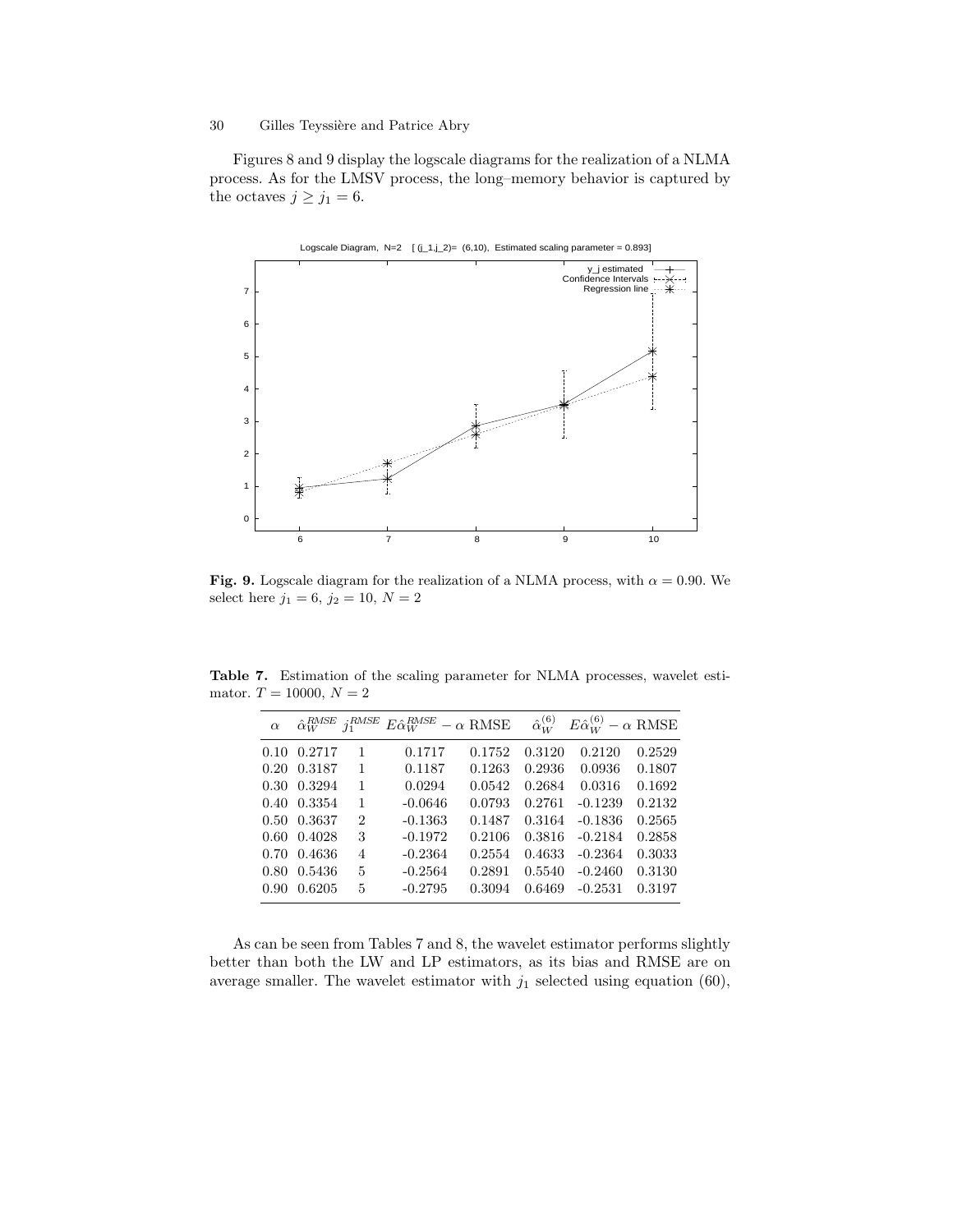Figures 8 and 9 display the logscale diagrams for the realization of a NLMA process. As for the LMSV process, the long–memory behavior is captured by the octaves $j \geq j_1 = 6$.

**Fig. 9.** Logscale diagram for the realization of a NLMA process, with $\alpha = 0.90$. We select here $j_1 = 6$, $j_2 = 10$, $N = 2$

**Table 7.** Estimation of the scaling parameter for NLMA processes, wavelet estimator. $T = 10000$, $N = 2$

| $\alpha$ | $\hat{\alpha}_W^{RMSE}$ | $j_1^{RMSE}$ | $E\hat{\alpha}_W^{RMSE} - \alpha$ | RMSE | $\hat{\alpha}_W^{(6)}$ | $E\hat{\alpha}_W^{(6)} - \alpha$ | RMSE |
|---|---|---|---|---|---|---|---|
| 0.10 | 0.2717 | 1 | 0.1717 | 0.1752 | 0.3120 | 0.2120 | 0.2529 |
| 0.20 | 0.3187 | 1 | 0.1187 | 0.1263 | 0.2936 | 0.0936 | 0.1807 |
| 0.30 | 0.3294 | 1 | 0.0294 | 0.0542 | 0.2684 | 0.0316 | 0.1692 |
| 0.40 | 0.3354 | 1 | -0.0646 | 0.0793 | 0.2761 | -0.1239 | 0.2132 |
| 0.50 | 0.3637 | 2 | -0.1363 | 0.1487 | 0.3164 | -0.1836 | 0.2565 |
| 0.60 | 0.4028 | 3 | -0.1972 | 0.2106 | 0.3816 | -0.2184 | 0.2858 |
| 0.70 | 0.4636 | 4 | -0.2364 | 0.2554 | 0.4633 | -0.2364 | 0.3033 |
| 0.80 | 0.5436 | 5 | -0.2564 | 0.2891 | 0.5540 | -0.2460 | 0.3130 |
| 0.90 | 0.6205 | 5 | -0.2795 | 0.3094 | 0.6469 | -0.2531 | 0.3197 |

As can be seen from Tables 7 and 8, the wavelet estimator performs slightly better than both the LW and LP estimators, as its bias and RMSE are on average smaller. The wavelet estimator with $j_1$ selected using equation (60),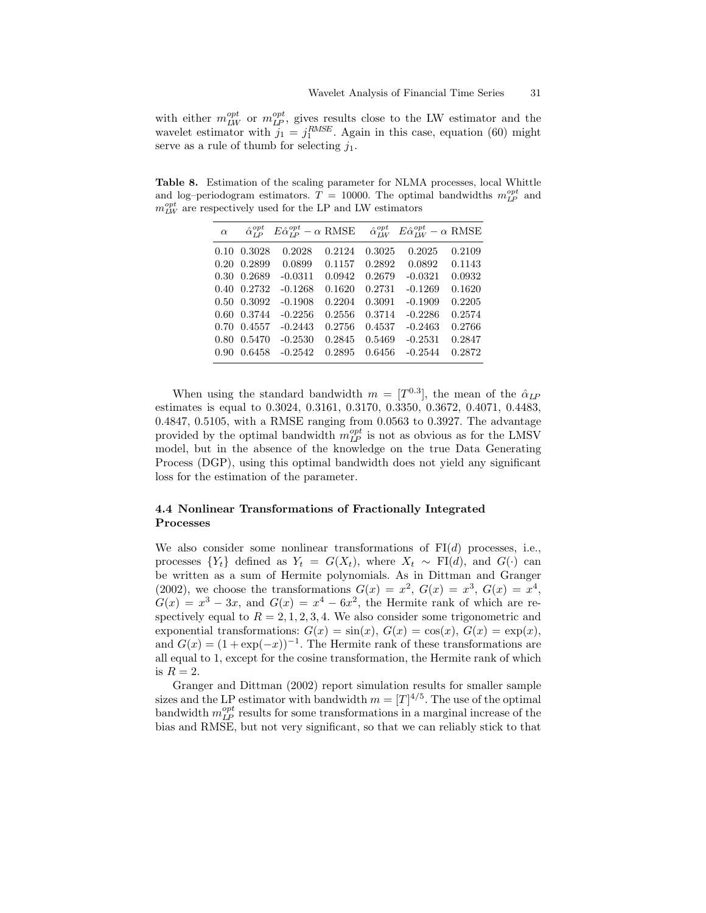with either $m_{LW}^{opt}$ or $m_{LP}^{opt}$, gives results close to the LW estimator and the wavelet estimator with $j_1 = j_1^{RMSE}$. Again in this case, equation (60) might serve as a rule of thumb for selecting $j_1$.

**Table 8.** Estimation of the scaling parameter for NLMA processes, local Whittle and log–periodogram estimators. $T = 10000$. The optimal bandwidths $m_{LP}^{opt}$ and $m_{LW}^{opt}$ are respectively used for the LP and LW estimators

| $\alpha$ | $\hat{\alpha}_{LP}^{opt}$ | $E\hat{\alpha}_{LP}^{opt} - \alpha$ | RMSE | $\hat{\alpha}_{LW}^{opt}$ | $E\hat{\alpha}_{LW}^{opt} - \alpha$ | RMSE |
|---|---|---|---|---|---|---|
| 0.10 | 0.3028 | 0.2028 | 0.2124 | 0.3025 | 0.2025 | 0.2109 |
| 0.20 | 0.2899 | 0.0899 | 0.1157 | 0.2892 | 0.0892 | 0.1143 |
| 0.30 | 0.2689 | -0.0311 | 0.0942 | 0.2679 | -0.0321 | 0.0932 |
| 0.40 | 0.2732 | -0.1268 | 0.1620 | 0.2731 | -0.1269 | 0.1620 |
| 0.50 | 0.3092 | -0.1908 | 0.2204 | 0.3091 | -0.1909 | 0.2205 |
| 0.60 | 0.3744 | -0.2256 | 0.2556 | 0.3714 | -0.2286 | 0.2574 |
| 0.70 | 0.4557 | -0.2443 | 0.2756 | 0.4537 | -0.2463 | 0.2766 |
| 0.80 | 0.5470 | -0.2530 | 0.2845 | 0.5469 | -0.2531 | 0.2847 |
| 0.90 | 0.6458 | -0.2542 | 0.2895 | 0.6456 | -0.2544 | 0.2872 |

When using the standard bandwidth $m = [T^{0.3}]$, the mean of the $\hat{\alpha}_{LP}$ estimates is equal to 0.3024, 0.3161, 0.3170, 0.3350, 0.3672, 0.4071, 0.4483, 0.4847, 0.5105, with a RMSE ranging from 0.0563 to 0.3927. The advantage provided by the optimal bandwidth $m_{LP}^{opt}$ is not as obvious as for the LMSV model, but in the absence of the knowledge on the true Data Generating Process (DGP), using this optimal bandwidth does not yield any significant loss for the estimation of the parameter.

### 4.4 Nonlinear Transformations of Fractionally Integrated Processes

We also consider some nonlinear transformations of FI($d$) processes, i.e., processes $\{Y_t\}$ defined as $Y_t = G(X_t)$, where $X_t \sim$ FI($d$), and $G(\cdot)$ can be written as a sum of Hermite polynomials. As in Dittman and Granger (2002), we choose the transformations $G(x) = x^2$, $G(x) = x^3$, $G(x) = x^4$, $G(x) = x^3 - 3x$, and $G(x) = x^4 - 6x^2$, the Hermite rank of which are respectively equal to $R = 2, 1, 2, 3, 4$. We also consider some trigonometric and exponential transformations: $G(x) = \sin(x)$, $G(x) = \cos(x)$, $G(x) = \exp(x)$, and $G(x) = (1 + \exp(-x))^{-1}$. The Hermite rank of these transformations are all equal to 1, except for the cosine transformation, the Hermite rank of which is $R = 2$.

Granger and Dittman (2002) report simulation results for smaller sample sizes and the LP estimator with bandwidth $m = [T]^{4/5}$. The use of the optimal bandwidth $m_{LP}^{opt}$ results for some transformations in a marginal increase of the bias and RMSE, but not very significant, so that we can reliably stick to that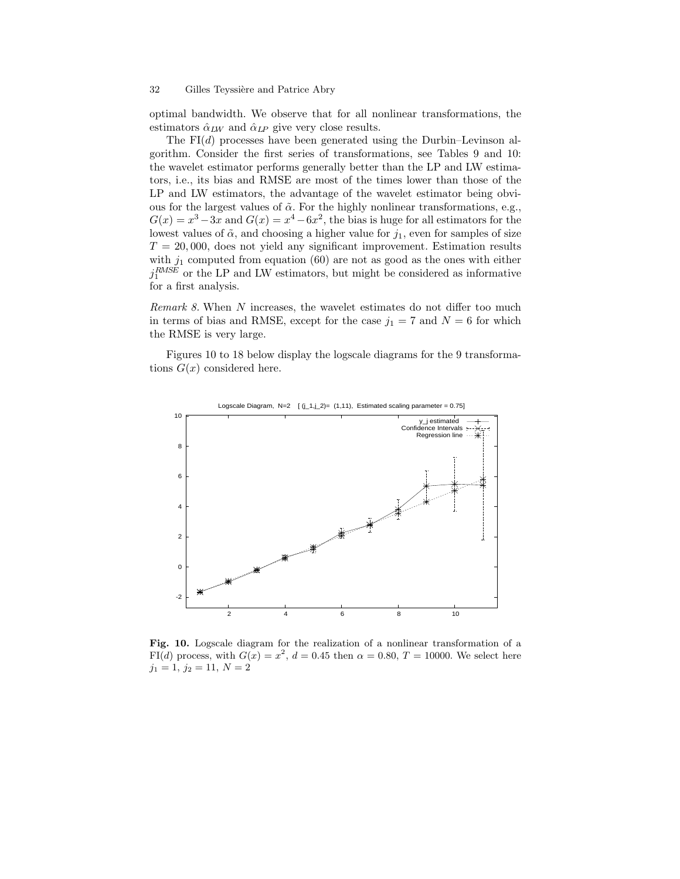optimal bandwidth. We observe that for all nonlinear transformations, the estimators $\hat{\alpha}_{LW}$ and $\hat{\alpha}_{LP}$ give very close results.

The FI($d$) processes have been generated using the Durbin–Levinson algorithm. Consider the first series of transformations, see Tables 9 and 10: the wavelet estimator performs generally better than the LP and LW estimators, i.e., its bias and RMSE are most of the times lower than those of the LP and LW estimators, the advantage of the wavelet estimator being obvious for the largest values of $\tilde{\alpha}$. For the highly nonlinear transformations, e.g., $G(x) = x^3 - 3x$ and $G(x) = x^4 - 6x^2$, the bias is huge for all estimators for the lowest values of $\tilde{\alpha}$, and choosing a higher value for $j_1$, even for samples of size $T = 20,000$, does not yield any significant improvement. Estimation results with $j_1$ computed from equation (60) are not as good as the ones with either $j_1^{RMSE}$ or the LP and LW estimators, but might be considered as informative for a first analysis.

*Remark 8.* When $N$ increases, the wavelet estimates do not differ too much in terms of bias and RMSE, except for the case $j_1 = 7$ and $N = 6$ for which the RMSE is very large.

Figures 10 to 18 below display the logscale diagrams for the 9 transformations $G(x)$ considered here.

**Fig. 10.** Logscale diagram for the realization of a nonlinear transformation of a FI($d$) process, with $G(x) = x^2$, $d = 0.45$ then $\alpha = 0.80$, $T = 10000$. We select here $j_1 = 1$, $j_2 = 11$, $N = 2$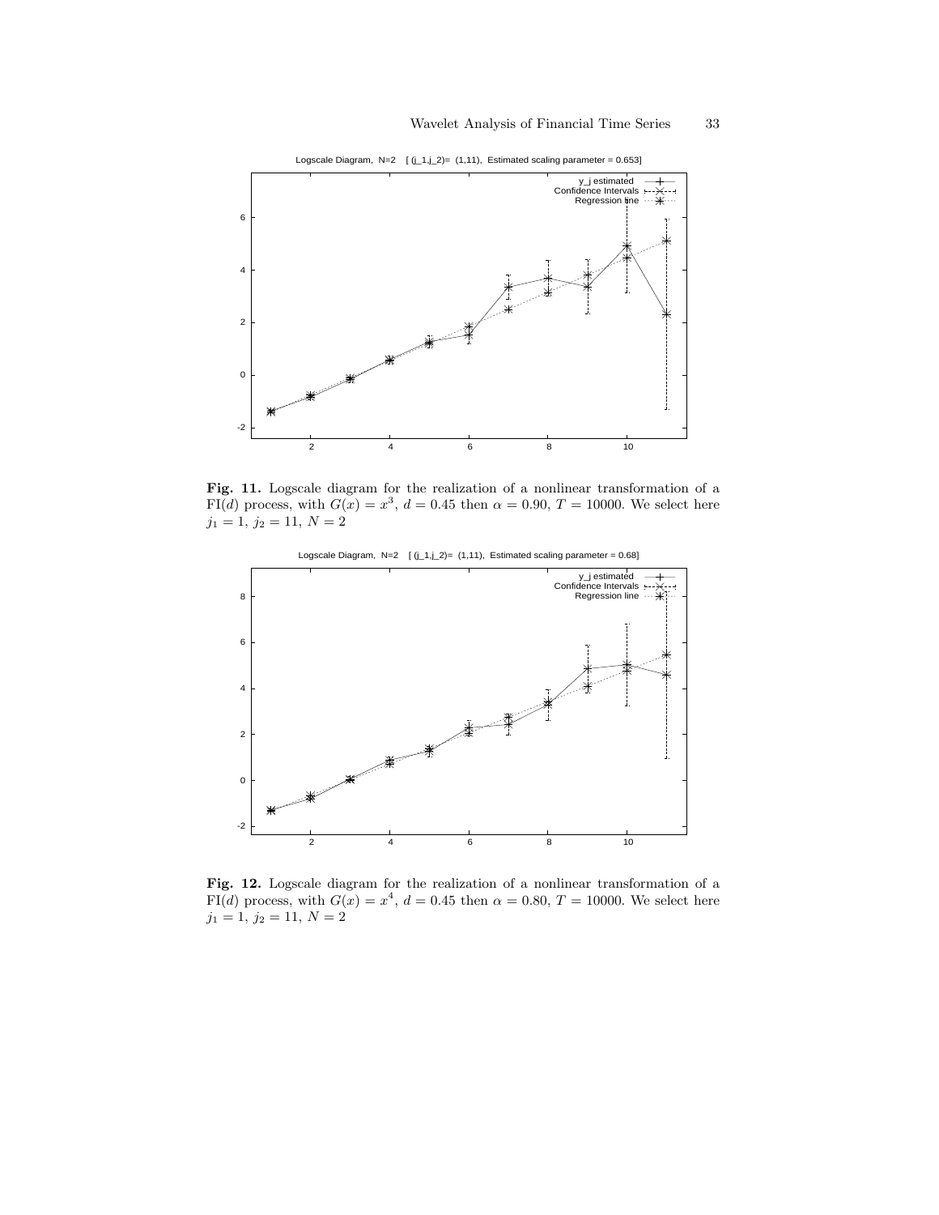**Fig. 11.** Logscale diagram for the realization of a nonlinear transformation of a FI($d$) process, with $G(x) = x^3$, $d = 0.45$ then $\alpha = 0.90$, $T = 10000$. We select here $j_1 = 1$, $j_2 = 11$, $N = 2$

**Fig. 12.** Logscale diagram for the realization of a nonlinear transformation of a FI($d$) process, with $G(x) = x^4$, $d = 0.45$ then $\alpha = 0.80$, $T = 10000$. We select here $j_1 = 1$, $j_2 = 11$, $N = 2$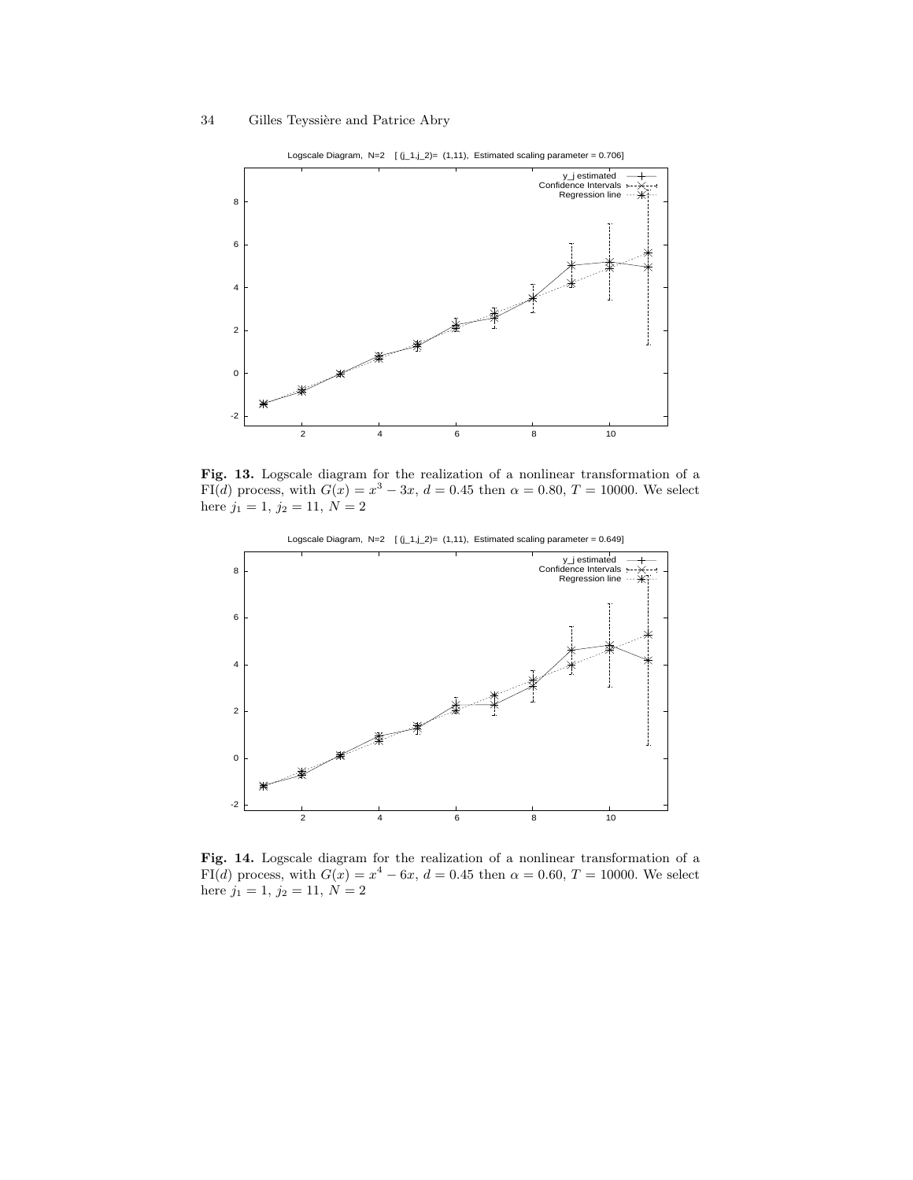Logscale Diagram, N=2 [ (j_1,j_2)= (1,11), Estimated scaling parameter = 0.706]

**Fig. 13.** Logscale diagram for the realization of a nonlinear transformation of a FI($d$) process, with $G(x) = x^3 - 3x$, $d = 0.45$ then $\alpha = 0.80$, $T = 10000$. We select here $j_1 = 1$, $j_2 = 11$, $N = 2$

Logscale Diagram, N=2 [ (j_1,j_2)= (1,11), Estimated scaling parameter = 0.649]

**Fig. 14.** Logscale diagram for the realization of a nonlinear transformation of a FI($d$) process, with $G(x) = x^4 - 6x$, $d = 0.45$ then $\alpha = 0.60$, $T = 10000$. We select here $j_1 = 1$, $j_2 = 11$, $N = 2$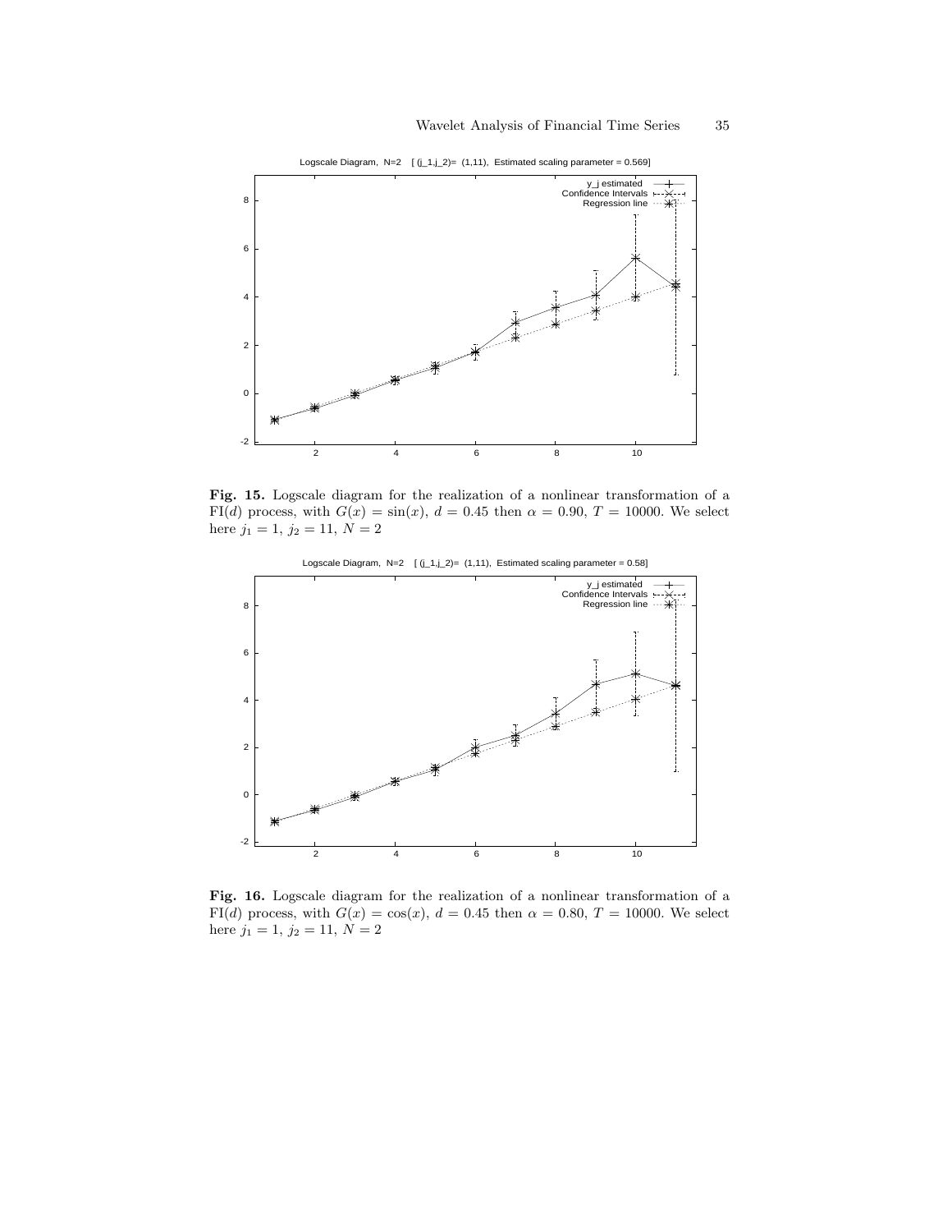**Fig. 15.** Logscale diagram for the realization of a nonlinear transformation of a FI($d$) process, with $G(x) = \sin(x)$, $d = 0.45$ then $\alpha = 0.90$, $T = 10000$. We select here $j_1 = 1$, $j_2 = 11$, $N = 2$

**Fig. 16.** Logscale diagram for the realization of a nonlinear transformation of a FI($d$) process, with $G(x) = \cos(x)$, $d = 0.45$ then $\alpha = 0.80$, $T = 10000$. We select here $j_1 = 1$, $j_2 = 11$, $N = 2$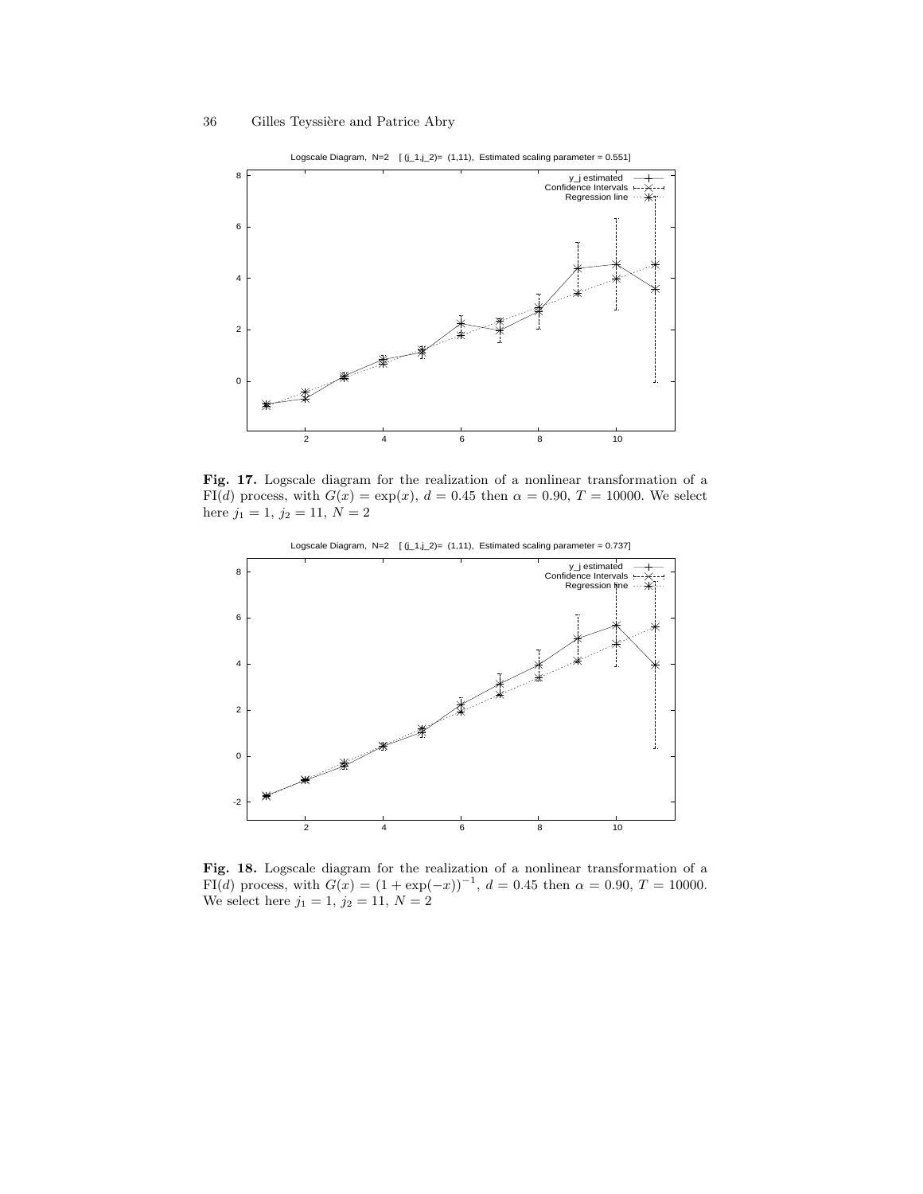**Fig. 17.** Logscale diagram for the realization of a nonlinear transformation of a FI($d$) process, with $G(x) = \exp(x)$, $d = 0.45$ then $\alpha = 0.90$, $T = 10000$. We select here $j_1 = 1$, $j_2 = 11$, $N = 2$

**Fig. 18.** Logscale diagram for the realization of a nonlinear transformation of a FI($d$) process, with $G(x) = (1 + \exp(-x))^{-1}$, $d = 0.45$ then $\alpha = 0.90$, $T = 10000$. We select here $j_1 = 1$, $j_2 = 11$, $N = 2$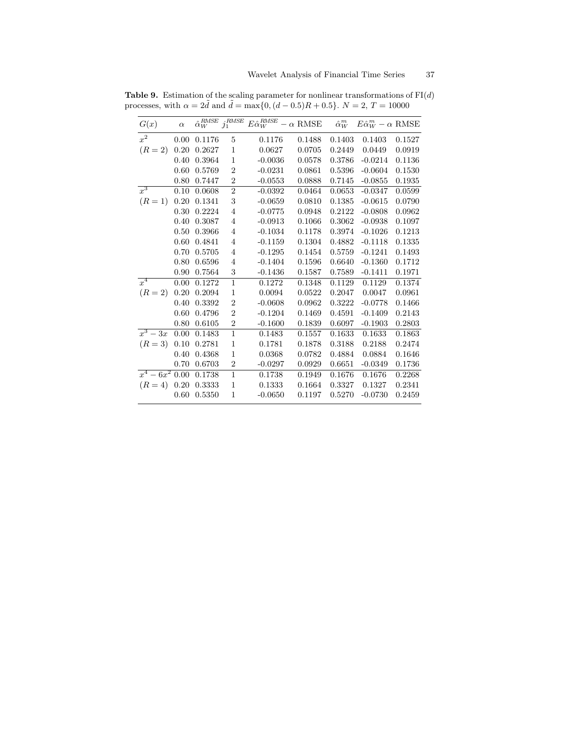**Table 9.** Estimation of the scaling parameter for nonlinear transformations of FI($d$) processes, with $\alpha = 2\tilde{d}$ and $\tilde{d} = \max\{0, (d-0.5)R + 0.5\}$. $N = 2$, $T = 10000$

| $G(x)$ | $\alpha$ | $\hat{\alpha}_W^{RMSE}$ | $j_1^{RMSE}$ | $E\hat{\alpha}_W^{RMSE} - \alpha$ | RMSE | $\hat{\alpha}_W^m$ | $E\hat{\alpha}_W^m - \alpha$ | RMSE |
|---|---|---|---|---|---|---|---|---|
| $x^2$ | 0.00 | 0.1176 | 5 | 0.1176 | 0.1488 | 0.1403 | 0.1403 | 0.1527 |
| $(R = 2)$ | 0.20 | 0.2627 | 1 | 0.0627 | 0.0705 | 0.2449 | 0.0449 | 0.0919 |
| | 0.40 | 0.3964 | 1 | -0.0036 | 0.0578 | 0.3786 | -0.0214 | 0.1136 |
| | 0.60 | 0.5769 | 2 | -0.0231 | 0.0861 | 0.5396 | -0.0604 | 0.1530 |
| | 0.80 | 0.7447 | 2 | -0.0553 | 0.0888 | 0.7145 | -0.0855 | 0.1935 |
| $x^3$ | 0.10 | 0.0608 | 2 | -0.0392 | 0.0464 | 0.0653 | -0.0347 | 0.0599 |
| $(R = 1)$ | 0.20 | 0.1341 | 3 | -0.0659 | 0.0810 | 0.1385 | -0.0615 | 0.0790 |
| | 0.30 | 0.2224 | 4 | -0.0775 | 0.0948 | 0.2122 | -0.0808 | 0.0962 |
| | 0.40 | 0.3087 | 4 | -0.0913 | 0.1066 | 0.3062 | -0.0938 | 0.1097 |
| | 0.50 | 0.3966 | 4 | -0.1034 | 0.1178 | 0.3974 | -0.1026 | 0.1213 |
| | 0.60 | 0.4841 | 4 | -0.1159 | 0.1304 | 0.4882 | -0.1118 | 0.1335 |
| | 0.70 | 0.5705 | 4 | -0.1295 | 0.1454 | 0.5759 | -0.1241 | 0.1493 |
| | 0.80 | 0.6596 | 4 | -0.1404 | 0.1596 | 0.6640 | -0.1360 | 0.1712 |
| | 0.90 | 0.7564 | 3 | -0.1436 | 0.1587 | 0.7589 | -0.1411 | 0.1971 |
| $x^4$ | 0.00 | 0.1272 | 1 | 0.1272 | 0.1348 | 0.1129 | 0.1129 | 0.1374 |
| $(R = 2)$ | 0.20 | 0.2094 | 1 | 0.0094 | 0.0522 | 0.2047 | 0.0047 | 0.0961 |
| | 0.40 | 0.3392 | 2 | -0.0608 | 0.0962 | 0.3222 | -0.0778 | 0.1466 |
| | 0.60 | 0.4796 | 2 | -0.1204 | 0.1469 | 0.4591 | -0.1409 | 0.2143 |
| | 0.80 | 0.6105 | 2 | -0.1600 | 0.1839 | 0.6097 | -0.1903 | 0.2803 |
| $x^3 - 3x$ | 0.00 | 0.1483 | 1 | 0.1483 | 0.1557 | 0.1633 | 0.1633 | 0.1863 |
| $(R = 3)$ | 0.10 | 0.2781 | 1 | 0.1781 | 0.1878 | 0.3188 | 0.2188 | 0.2474 |
| | 0.40 | 0.4368 | 1 | 0.0368 | 0.0782 | 0.4884 | 0.0884 | 0.1646 |
| | 0.70 | 0.6703 | 2 | -0.0297 | 0.0929 | 0.6651 | -0.0349 | 0.1736 |
| $x^4 - 6x^2$ | 0.00 | 0.1738 | 1 | 0.1738 | 0.1949 | 0.1676 | 0.1676 | 0.2268 |
| $(R = 4)$ | 0.20 | 0.3333 | 1 | 0.1333 | 0.1664 | 0.3327 | 0.1327 | 0.2341 |
| | 0.60 | 0.5350 | 1 | -0.0650 | 0.1197 | 0.5270 | -0.0730 | 0.2459 |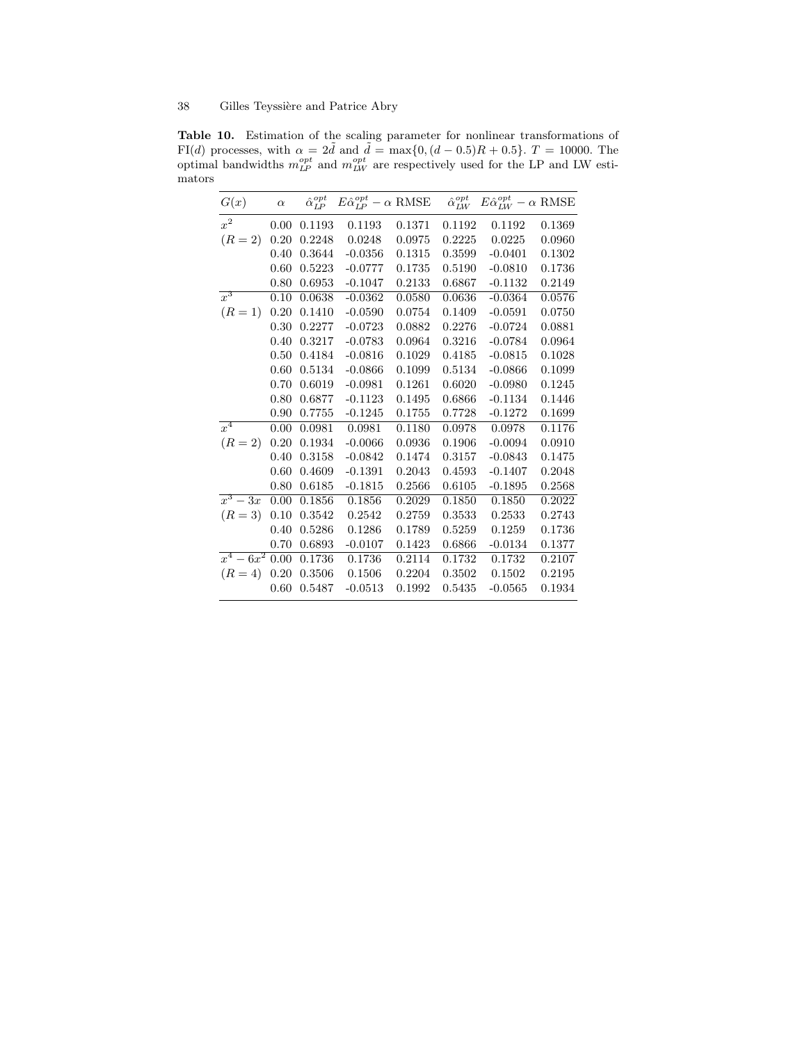**Table 10.** Estimation of the scaling parameter for nonlinear transformations of FI($d$) processes, with $\alpha = 2\tilde{d}$ and $\tilde{d} = \max\{0, (d-0.5)R + 0.5\}$. $T = 10000$. The optimal bandwidths $m_{LP}^{opt}$ and $m_{LW}^{opt}$ are respectively used for the LP and LW estimators

| $G(x)$ | $\alpha$ | $\hat{\alpha}_{LP}^{opt}$ | $E\hat{\alpha}_{LP}^{opt} - \alpha$ | RMSE | $\hat{\alpha}_{LW}^{opt}$ | $E\hat{\alpha}_{LW}^{opt} - \alpha$ | RMSE |
|---|---|---|---|---|---|---|---|
| $x^2$ | 0.00 | 0.1193 | 0.1193 | 0.1371 | 0.1192 | 0.1192 | 0.1369 |
| $(R=2)$ | 0.20 | 0.2248 | 0.0248 | 0.0975 | 0.2225 | 0.0225 | 0.0960 |
| | 0.40 | 0.3644 | -0.0356 | 0.1315 | 0.3599 | -0.0401 | 0.1302 |
| | 0.60 | 0.5223 | -0.0777 | 0.1735 | 0.5190 | -0.0810 | 0.1736 |
| | 0.80 | 0.6953 | -0.1047 | 0.2133 | 0.6867 | -0.1132 | 0.2149 |
| $x^3$ | 0.10 | 0.0638 | -0.0362 | 0.0580 | 0.0636 | -0.0364 | 0.0576 |
| $(R=1)$ | 0.20 | 0.1410 | -0.0590 | 0.0754 | 0.1409 | -0.0591 | 0.0750 |
| | 0.30 | 0.2277 | -0.0723 | 0.0882 | 0.2276 | -0.0724 | 0.0881 |
| | 0.40 | 0.3217 | -0.0783 | 0.0964 | 0.3216 | -0.0784 | 0.0964 |
| | 0.50 | 0.4184 | -0.0816 | 0.1029 | 0.4185 | -0.0815 | 0.1028 |
| | 0.60 | 0.5134 | -0.0866 | 0.1099 | 0.5134 | -0.0866 | 0.1099 |
| | 0.70 | 0.6019 | -0.0981 | 0.1261 | 0.6020 | -0.0980 | 0.1245 |
| | 0.80 | 0.6877 | -0.1123 | 0.1495 | 0.6866 | -0.1134 | 0.1446 |
| | 0.90 | 0.7755 | -0.1245 | 0.1755 | 0.7728 | -0.1272 | 0.1699 |
| $x^4$ | 0.00 | 0.0981 | 0.0981 | 0.1180 | 0.0978 | 0.0978 | 0.1176 |
| $(R=2)$ | 0.20 | 0.1934 | -0.0066 | 0.0936 | 0.1906 | -0.0094 | 0.0910 |
| | 0.40 | 0.3158 | -0.0842 | 0.1474 | 0.3157 | -0.0843 | 0.1475 |
| | 0.60 | 0.4609 | -0.1391 | 0.2043 | 0.4593 | -0.1407 | 0.2048 |
| | 0.80 | 0.6185 | -0.1815 | 0.2566 | 0.6105 | -0.1895 | 0.2568 |
| $x^3 - 3x$ | 0.00 | 0.1856 | 0.1856 | 0.2029 | 0.1850 | 0.1850 | 0.2022 |
| $(R=3)$ | 0.10 | 0.3542 | 0.2542 | 0.2759 | 0.3533 | 0.2533 | 0.2743 |
| | 0.40 | 0.5286 | 0.1286 | 0.1789 | 0.5259 | 0.1259 | 0.1736 |
| | 0.70 | 0.6893 | -0.0107 | 0.1423 | 0.6866 | -0.0134 | 0.1377 |
| $x^4 - 6x^2$ | 0.00 | 0.1736 | 0.1736 | 0.2114 | 0.1732 | 0.1732 | 0.2107 |
| $(R=4)$ | 0.20 | 0.3506 | 0.1506 | 0.2204 | 0.3502 | 0.1502 | 0.2195 |
| | 0.60 | 0.5487 | -0.0513 | 0.1992 | 0.5435 | -0.0565 | 0.1934 |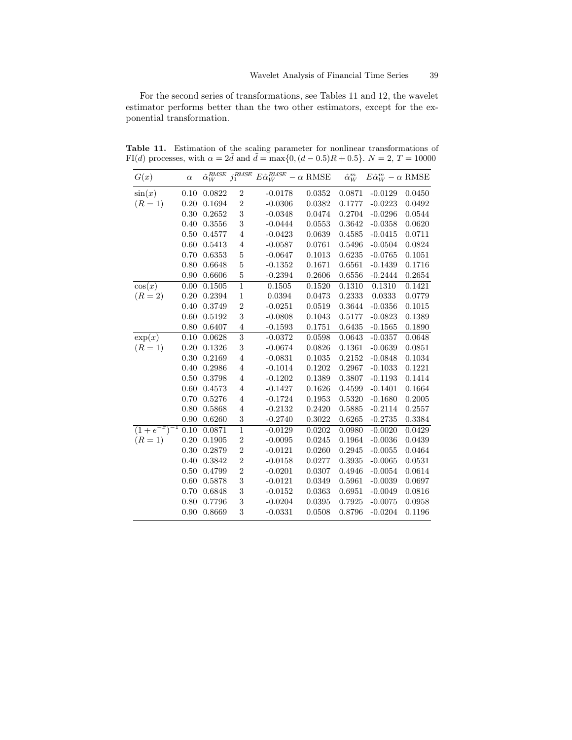For the second series of transformations, see Tables 11 and 12, the wavelet estimator performs better than the two other estimators, except for the exponential transformation.

**Table 11.** Estimation of the scaling parameter for nonlinear transformations of FI($d$) processes, with $\alpha = 2\tilde{d}$ and $\tilde{d} = \max\{0, (d-0.5)R + 0.5\}$. $N = 2$, $T = 10000$

| $G(x)$ | $\alpha$ | $\hat{\alpha}_W^{RMSE}$ | $j_1^{RMSE}$ | $E\hat{\alpha}_W^{RMSE} - \alpha$ | RMSE | $\hat{\alpha}_W^m$ | $E\hat{\alpha}_W^m - \alpha$ | RMSE |
|---|---|---|---|---|---|---|---|---|
| $\sin(x)$ | 0.10 | 0.0822 | 2 | -0.0178 | 0.0352 | 0.0871 | -0.0129 | 0.0450 |
| $(R=1)$ | 0.20 | 0.1694 | 2 | -0.0306 | 0.0382 | 0.1777 | -0.0223 | 0.0492 |
| | 0.30 | 0.2652 | 3 | -0.0348 | 0.0474 | 0.2704 | -0.0296 | 0.0544 |
| | 0.40 | 0.3556 | 3 | -0.0444 | 0.0553 | 0.3642 | -0.0358 | 0.0620 |
| | 0.50 | 0.4577 | 4 | -0.0423 | 0.0639 | 0.4585 | -0.0415 | 0.0711 |
| | 0.60 | 0.5413 | 4 | -0.0587 | 0.0761 | 0.5496 | -0.0504 | 0.0824 |
| | 0.70 | 0.6353 | 5 | -0.0647 | 0.1013 | 0.6235 | -0.0765 | 0.1051 |
| | 0.80 | 0.6648 | 5 | -0.1352 | 0.1671 | 0.6561 | -0.1439 | 0.1716 |
| | 0.90 | 0.6606 | 5 | -0.2394 | 0.2606 | 0.6556 | -0.2444 | 0.2654 |
| $\cos(x)$ | 0.00 | 0.1505 | 1 | 0.1505 | 0.1520 | 0.1310 | 0.1310 | 0.1421 |
| $(R=2)$ | 0.20 | 0.2394 | 1 | 0.0394 | 0.0473 | 0.2333 | 0.0333 | 0.0779 |
| | 0.40 | 0.3749 | 2 | -0.0251 | 0.0519 | 0.3644 | -0.0356 | 0.1015 |
| | 0.60 | 0.5192 | 3 | -0.0808 | 0.1043 | 0.5177 | -0.0823 | 0.1389 |
| | 0.80 | 0.6407 | 4 | -0.1593 | 0.1751 | 0.6435 | -0.1565 | 0.1890 |
| $\exp(x)$ | 0.10 | 0.0628 | 3 | -0.0372 | 0.0598 | 0.0643 | -0.0357 | 0.0648 |
| $(R=1)$ | 0.20 | 0.1326 | 3 | -0.0674 | 0.0826 | 0.1361 | -0.0639 | 0.0851 |
| | 0.30 | 0.2169 | 4 | -0.0831 | 0.1035 | 0.2152 | -0.0848 | 0.1034 |
| | 0.40 | 0.2986 | 4 | -0.1014 | 0.1202 | 0.2967 | -0.1033 | 0.1221 |
| | 0.50 | 0.3798 | 4 | -0.1202 | 0.1389 | 0.3807 | -0.1193 | 0.1414 |
| | 0.60 | 0.4573 | 4 | -0.1427 | 0.1626 | 0.4599 | -0.1401 | 0.1664 |
| | 0.70 | 0.5276 | 4 | -0.1724 | 0.1953 | 0.5320 | -0.1680 | 0.2005 |
| | 0.80 | 0.5868 | 4 | -0.2132 | 0.2420 | 0.5885 | -0.2114 | 0.2557 |
| | 0.90 | 0.6260 | 3 | -0.2740 | 0.3022 | 0.6265 | -0.2735 | 0.3384 |
| $(1+e^{-x})^{-1}$ | 0.10 | 0.0871 | 1 | -0.0129 | 0.0202 | 0.0980 | -0.0020 | 0.0429 |
| $(R=1)$ | 0.20 | 0.1905 | 2 | -0.0095 | 0.0245 | 0.1964 | -0.0036 | 0.0439 |
| | 0.30 | 0.2879 | 2 | -0.0121 | 0.0260 | 0.2945 | -0.0055 | 0.0464 |
| | 0.40 | 0.3842 | 2 | -0.0158 | 0.0277 | 0.3935 | -0.0065 | 0.0531 |
| | 0.50 | 0.4799 | 2 | -0.0201 | 0.0307 | 0.4946 | -0.0054 | 0.0614 |
| | 0.60 | 0.5878 | 3 | -0.0121 | 0.0349 | 0.5961 | -0.0039 | 0.0697 |
| | 0.70 | 0.6848 | 3 | -0.0152 | 0.0363 | 0.6951 | -0.0049 | 0.0816 |
| | 0.80 | 0.7796 | 3 | -0.0204 | 0.0395 | 0.7925 | -0.0075 | 0.0958 |
| | 0.90 | 0.8669 | 3 | -0.0331 | 0.0508 | 0.8796 | -0.0204 | 0.1196 |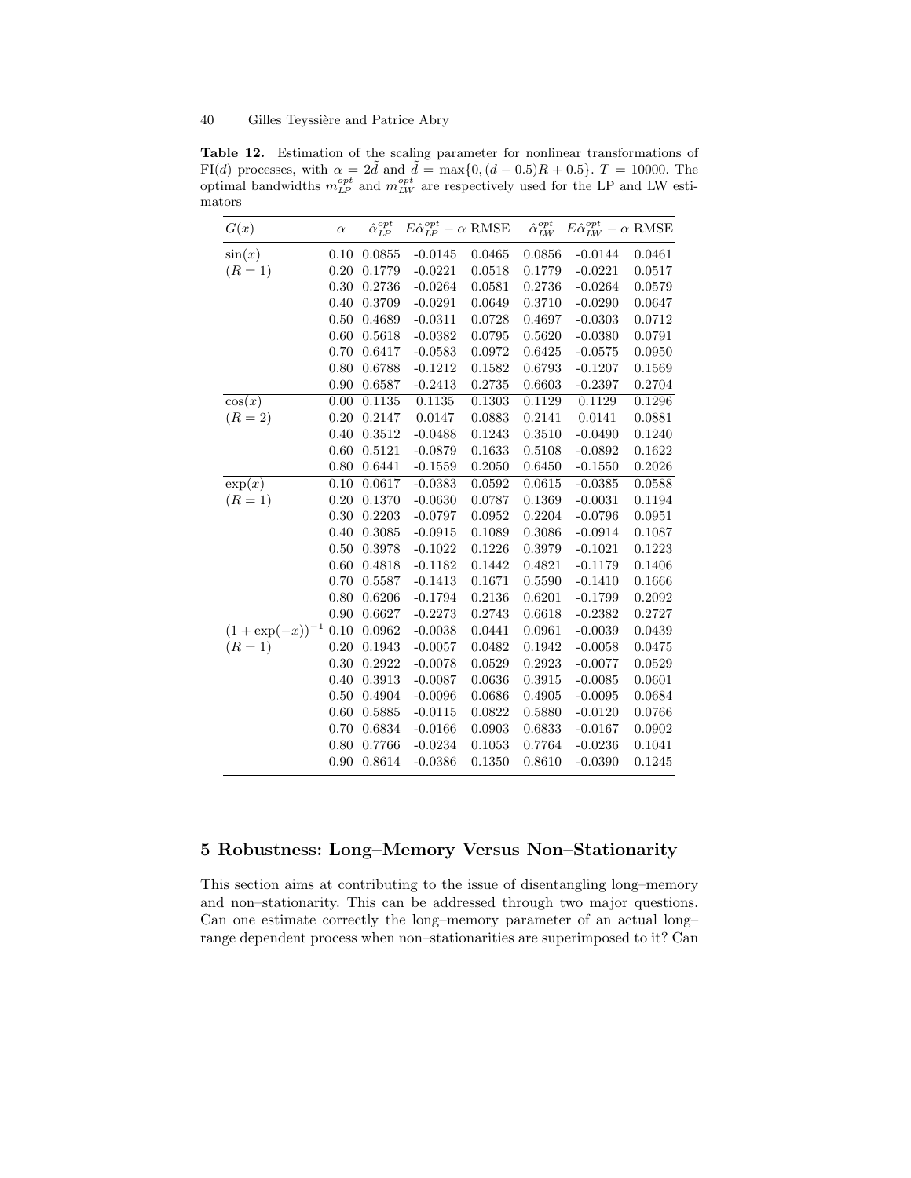**Table 12.** Estimation of the scaling parameter for nonlinear transformations of FI($d$) processes, with $\alpha = 2\tilde{d}$ and $\tilde{d} = \max\{0, (d-0.5)R + 0.5\}$. $T = 10000$. The optimal bandwidths $m_{LP}^{opt}$ and $m_{LW}^{opt}$ are respectively used for the LP and LW estimators

| $G(x)$ | $\alpha$ | $\hat{\alpha}_{LP}^{opt}$ | $E\hat{\alpha}_{LP}^{opt} - \alpha$ | RMSE | $\hat{\alpha}_{LW}^{opt}$ | $E\hat{\alpha}_{LW}^{opt} - \alpha$ | RMSE |
|---|---|---|---|---|---|---|---|
| $\sin(x)$ | 0.10 | 0.0855 | -0.0145 | 0.0465 | 0.0856 | -0.0144 | 0.0461 |
| $(R = 1)$ | 0.20 | 0.1779 | -0.0221 | 0.0518 | 0.1779 | -0.0221 | 0.0517 |
| | 0.30 | 0.2736 | -0.0264 | 0.0581 | 0.2736 | -0.0264 | 0.0579 |
| | 0.40 | 0.3709 | -0.0291 | 0.0649 | 0.3710 | -0.0290 | 0.0647 |
| | 0.50 | 0.4689 | -0.0311 | 0.0728 | 0.4697 | -0.0303 | 0.0712 |
| | 0.60 | 0.5618 | -0.0382 | 0.0795 | 0.5620 | -0.0380 | 0.0791 |
| | 0.70 | 0.6417 | -0.0583 | 0.0972 | 0.6425 | -0.0575 | 0.0950 |
| | 0.80 | 0.6788 | -0.1212 | 0.1582 | 0.6793 | -0.1207 | 0.1569 |
| | 0.90 | 0.6587 | -0.2413 | 0.2735 | 0.6603 | -0.2397 | 0.2704 |
| $\cos(x)$ | 0.00 | 0.1135 | 0.1135 | 0.1303 | 0.1129 | 0.1129 | 0.1296 |
| $(R = 2)$ | 0.20 | 0.2147 | 0.0147 | 0.0883 | 0.2141 | 0.0141 | 0.0881 |
| | 0.40 | 0.3512 | -0.0488 | 0.1243 | 0.3510 | -0.0490 | 0.1240 |
| | 0.60 | 0.5121 | -0.0879 | 0.1633 | 0.5108 | -0.0892 | 0.1622 |
| | 0.80 | 0.6441 | -0.1559 | 0.2050 | 0.6450 | -0.1550 | 0.2026 |
| $\exp(x)$ | 0.10 | 0.0617 | -0.0383 | 0.0592 | 0.0615 | -0.0385 | 0.0588 |
| $(R = 1)$ | 0.20 | 0.1370 | -0.0630 | 0.0787 | 0.1369 | -0.0031 | 0.1194 |
| | 0.30 | 0.2203 | -0.0797 | 0.0952 | 0.2204 | -0.0796 | 0.0951 |
| | 0.40 | 0.3085 | -0.0915 | 0.1089 | 0.3086 | -0.0914 | 0.1087 |
| | 0.50 | 0.3978 | -0.1022 | 0.1226 | 0.3979 | -0.1021 | 0.1223 |
| | 0.60 | 0.4818 | -0.1182 | 0.1442 | 0.4821 | -0.1179 | 0.1406 |
| | 0.70 | 0.5587 | -0.1413 | 0.1671 | 0.5590 | -0.1410 | 0.1666 |
| | 0.80 | 0.6206 | -0.1794 | 0.2136 | 0.6201 | -0.1799 | 0.2092 |
| | 0.90 | 0.6627 | -0.2273 | 0.2743 | 0.6618 | -0.2382 | 0.2727 |
| $(1+\exp(-x))^{-1}$ | 0.10 | 0.0962 | -0.0038 | 0.0441 | 0.0961 | -0.0039 | 0.0439 |
| $(R = 1)$ | 0.20 | 0.1943 | -0.0057 | 0.0482 | 0.1942 | -0.0058 | 0.0475 |
| | 0.30 | 0.2922 | -0.0078 | 0.0529 | 0.2923 | -0.0077 | 0.0529 |
| | 0.40 | 0.3913 | -0.0087 | 0.0636 | 0.3915 | -0.0085 | 0.0601 |
| | 0.50 | 0.4904 | -0.0096 | 0.0686 | 0.4905 | -0.0095 | 0.0684 |
| | 0.60 | 0.5885 | -0.0115 | 0.0822 | 0.5880 | -0.0120 | 0.0766 |
| | 0.70 | 0.6834 | -0.0166 | 0.0903 | 0.6833 | -0.0167 | 0.0902 |
| | 0.80 | 0.7766 | -0.0234 | 0.1053 | 0.7764 | -0.0236 | 0.1041 |
| | 0.90 | 0.8614 | -0.0386 | 0.1350 | 0.8610 | -0.0390 | 0.1245 |

## 5 Robustness: Long–Memory Versus Non–Stationarity

This section aims at contributing to the issue of disentangling long–memory and non–stationarity. This can be addressed through two major questions. Can one estimate correctly the long–memory parameter of an actual long–range dependent process when non–stationarities are superimposed to it? Can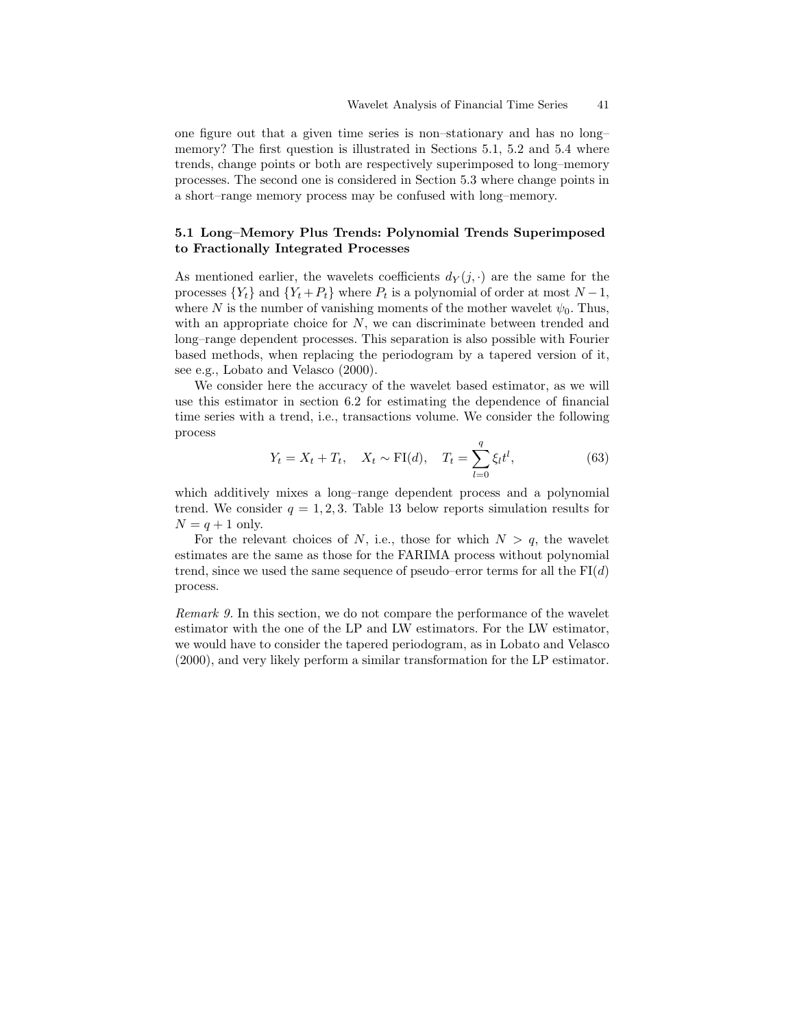one figure out that a given time series is non–stationary and has no long–memory? The first question is illustrated in Sections 5.1, 5.2 and 5.4 where trends, change points or both are respectively superimposed to long–memory processes. The second one is considered in Section 5.3 where change points in a short–range memory process may be confused with long–memory.

### 5.1 Long–Memory Plus Trends: Polynomial Trends Superimposed to Fractionally Integrated Processes

As mentioned earlier, the wavelets coefficients $d_Y(j,\cdot)$ are the same for the processes $\{Y_t\}$ and $\{Y_t + P_t\}$ where $P_t$ is a polynomial of order at most $N-1$, where $N$ is the number of vanishing moments of the mother wavelet $\psi_0$. Thus, with an appropriate choice for $N$, we can discriminate between trended and long–range dependent processes. This separation is also possible with Fourier based methods, when replacing the periodogram by a tapered version of it, see e.g., Lobato and Velasco (2000).

We consider here the accuracy of the wavelet based estimator, as we will use this estimator in section 6.2 for estimating the dependence of financial time series with a trend, i.e., transactions volume. We consider the following process

$$Y_t = X_t + T_t, \quad X_t \sim \mathrm{FI}(d), \quad T_t = \sum_{l=0}^{q} \xi_l t^l, \tag{63}$$

which additively mixes a long–range dependent process and a polynomial trend. We consider $q = 1, 2, 3$. Table 13 below reports simulation results for $N = q + 1$ only.

For the relevant choices of $N$, i.e., those for which $N > q$, the wavelet estimates are the same as those for the FARIMA process without polynomial trend, since we used the same sequence of pseudo–error terms for all the $\mathrm{FI}(d)$ process.

*Remark 9.* In this section, we do not compare the performance of the wavelet estimator with the one of the LP and LW estimators. For the LW estimator, we would have to consider the tapered periodogram, as in Lobato and Velasco (2000), and very likely perform a similar transformation for the LP estimator.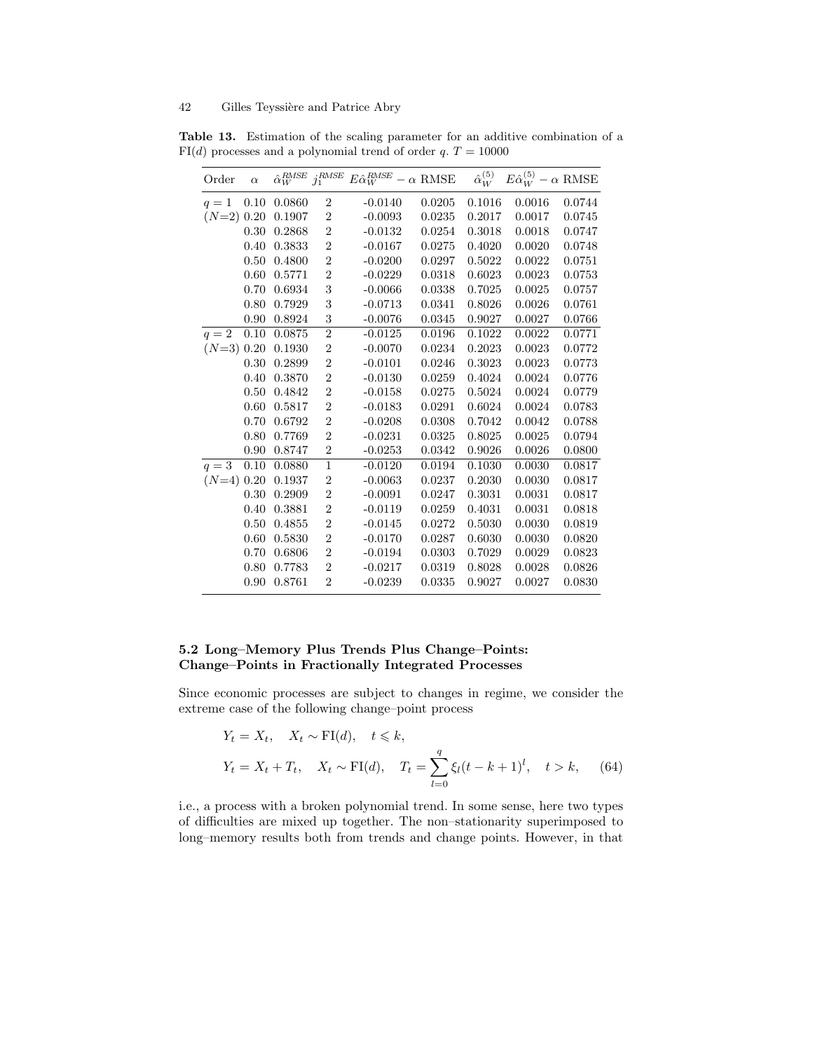**Table 13.** Estimation of the scaling parameter for an additive combination of a FI($d$) processes and a polynomial trend of order $q$. $T = 10000$

| Order | $\alpha$ | $\hat{\alpha}_W^{RMSE}$ | $j_1^{RMSE}$ | $E\hat{\alpha}_W^{RMSE} - \alpha$ | RMSE | $\hat{\alpha}_W^{(5)}$ | $E\hat{\alpha}_W^{(5)} - \alpha$ | RMSE |
|---|---|---|---|---|---|---|---|---|
| $q = 1$ | 0.10 | 0.0860 | 2 | -0.0140 | 0.0205 | 0.1016 | 0.0016 | 0.0744 |
| ($N$=2) | 0.20 | 0.1907 | 2 | -0.0093 | 0.0235 | 0.2017 | 0.0017 | 0.0745 |
| | 0.30 | 0.2868 | 2 | -0.0132 | 0.0254 | 0.3018 | 0.0018 | 0.0747 |
| | 0.40 | 0.3833 | 2 | -0.0167 | 0.0275 | 0.4020 | 0.0020 | 0.0748 |
| | 0.50 | 0.4800 | 2 | -0.0200 | 0.0297 | 0.5022 | 0.0022 | 0.0751 |
| | 0.60 | 0.5771 | 2 | -0.0229 | 0.0318 | 0.6023 | 0.0023 | 0.0753 |
| | 0.70 | 0.6934 | 3 | -0.0066 | 0.0338 | 0.7025 | 0.0025 | 0.0757 |
| | 0.80 | 0.7929 | 3 | -0.0713 | 0.0341 | 0.8026 | 0.0026 | 0.0761 |
| | 0.90 | 0.8924 | 3 | -0.0076 | 0.0345 | 0.9027 | 0.0027 | 0.0766 |
| $q = 2$ | 0.10 | 0.0875 | 2 | -0.0125 | 0.0196 | 0.1022 | 0.0022 | 0.0771 |
| ($N$=3) | 0.20 | 0.1930 | 2 | -0.0070 | 0.0234 | 0.2023 | 0.0023 | 0.0772 |
| | 0.30 | 0.2899 | 2 | -0.0101 | 0.0246 | 0.3023 | 0.0023 | 0.0773 |
| | 0.40 | 0.3870 | 2 | -0.0130 | 0.0259 | 0.4024 | 0.0024 | 0.0776 |
| | 0.50 | 0.4842 | 2 | -0.0158 | 0.0275 | 0.5024 | 0.0024 | 0.0779 |
| | 0.60 | 0.5817 | 2 | -0.0183 | 0.0291 | 0.6024 | 0.0024 | 0.0783 |
| | 0.70 | 0.6792 | 2 | -0.0208 | 0.0308 | 0.7042 | 0.0042 | 0.0788 |
| | 0.80 | 0.7769 | 2 | -0.0231 | 0.0325 | 0.8025 | 0.0025 | 0.0794 |
| | 0.90 | 0.8747 | 2 | -0.0253 | 0.0342 | 0.9026 | 0.0026 | 0.0800 |
| $q = 3$ | 0.10 | 0.0880 | 1 | -0.0120 | 0.0194 | 0.1030 | 0.0030 | 0.0817 |
| ($N$=4) | 0.20 | 0.1937 | 2 | -0.0063 | 0.0237 | 0.2030 | 0.0030 | 0.0817 |
| | 0.30 | 0.2909 | 2 | -0.0091 | 0.0247 | 0.3031 | 0.0031 | 0.0817 |
| | 0.40 | 0.3881 | 2 | -0.0119 | 0.0259 | 0.4031 | 0.0031 | 0.0818 |
| | 0.50 | 0.4855 | 2 | -0.0145 | 0.0272 | 0.5030 | 0.0030 | 0.0819 |
| | 0.60 | 0.5830 | 2 | -0.0170 | 0.0287 | 0.6030 | 0.0030 | 0.0820 |
| | 0.70 | 0.6806 | 2 | -0.0194 | 0.0303 | 0.7029 | 0.0029 | 0.0823 |
| | 0.80 | 0.7783 | 2 | -0.0217 | 0.0319 | 0.8028 | 0.0028 | 0.0826 |
| | 0.90 | 0.8761 | 2 | -0.0239 | 0.0335 | 0.9027 | 0.0027 | 0.0830 |

### 5.2 Long–Memory Plus Trends Plus Change–Points: Change–Points in Fractionally Integrated Processes

Since economic processes are subject to changes in regime, we consider the extreme case of the following change–point process

$$
\begin{aligned}
&Y_t = X_t, \quad X_t \sim \mathrm{FI}(d), \quad t \leqslant k, \\
&Y_t = X_t + T_t, \quad X_t \sim \mathrm{FI}(d), \quad T_t = \sum_{l=0}^{q} \xi_l (t-k+1)^l, \quad t > k, \qquad (64)
\end{aligned}
$$

i.e., a process with a broken polynomial trend. In some sense, here two types of difficulties are mixed up together. The non–stationarity superimposed to long–memory results both from trends and change points. However, in that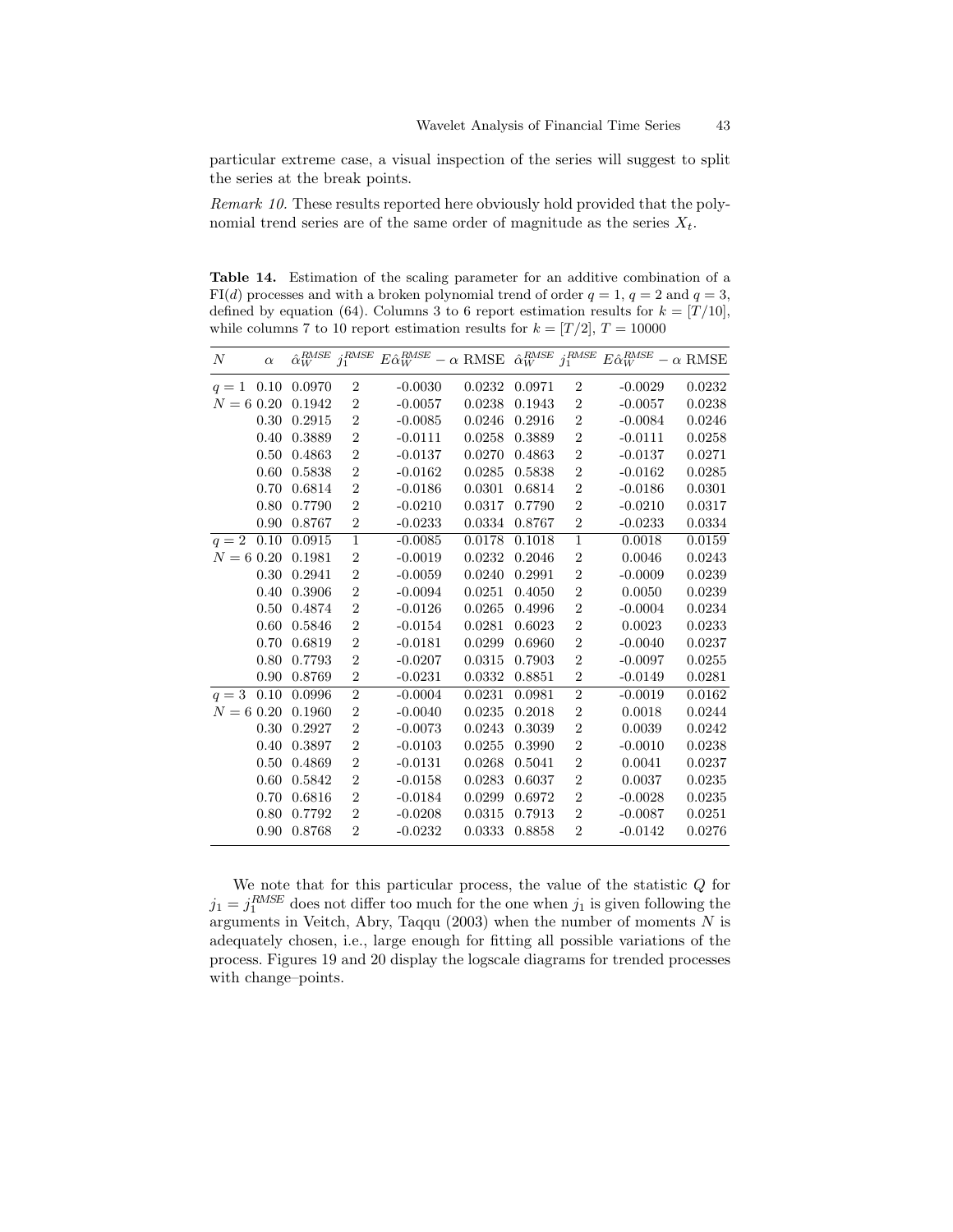particular extreme case, a visual inspection of the series will suggest to split the series at the break points.

*Remark 10.* These results reported here obviously hold provided that the polynomial trend series are of the same order of magnitude as the series $X_t$.

**Table 14.** Estimation of the scaling parameter for an additive combination of a FI($d$) processes and with a broken polynomial trend of order $q = 1$, $q = 2$ and $q = 3$, defined by equation (64). Columns 3 to 6 report estimation results for $k = [T/10]$, while columns 7 to 10 report estimation results for $k = [T/2]$, $T = 10000$

| $N$ | $\alpha$ | $\hat{\alpha}_W^{RMSE}$ | $j_1^{RMSE}$ | $E\hat{\alpha}_W^{RMSE} - \alpha$ | RMSE | $\hat{\alpha}_W^{RMSE}$ | $j_1^{RMSE}$ | $E\hat{\alpha}_W^{RMSE} - \alpha$ | RMSE |
|---|---|---|---|---|---|---|---|---|---|
| $q = 1$ | 0.10 | 0.0970 | 2 | -0.0030 | 0.0232 | 0.0971 | 2 | -0.0029 | 0.0232 |
| $N = 6$ | 0.20 | 0.1942 | 2 | -0.0057 | 0.0238 | 0.1943 | 2 | -0.0057 | 0.0238 |
| | 0.30 | 0.2915 | 2 | -0.0085 | 0.0246 | 0.2916 | 2 | -0.0084 | 0.0246 |
| | 0.40 | 0.3889 | 2 | -0.0111 | 0.0258 | 0.3889 | 2 | -0.0111 | 0.0258 |
| | 0.50 | 0.4863 | 2 | -0.0137 | 0.0270 | 0.4863 | 2 | -0.0137 | 0.0271 |
| | 0.60 | 0.5838 | 2 | -0.0162 | 0.0285 | 0.5838 | 2 | -0.0162 | 0.0285 |
| | 0.70 | 0.6814 | 2 | -0.0186 | 0.0301 | 0.6814 | 2 | -0.0186 | 0.0301 |
| | 0.80 | 0.7790 | 2 | -0.0210 | 0.0317 | 0.7790 | 2 | -0.0210 | 0.0317 |
| | 0.90 | 0.8767 | 2 | -0.0233 | 0.0334 | 0.8767 | 2 | -0.0233 | 0.0334 |
| $q = 2$ | 0.10 | 0.0915 | 1 | -0.0085 | 0.0178 | 0.1018 | 1 | 0.0018 | 0.0159 |
| $N = 6$ | 0.20 | 0.1981 | 2 | -0.0019 | 0.0232 | 0.2046 | 2 | 0.0046 | 0.0243 |
| | 0.30 | 0.2941 | 2 | -0.0059 | 0.0240 | 0.2991 | 2 | -0.0009 | 0.0239 |
| | 0.40 | 0.3906 | 2 | -0.0094 | 0.0251 | 0.4050 | 2 | 0.0050 | 0.0239 |
| | 0.50 | 0.4874 | 2 | -0.0126 | 0.0265 | 0.4996 | 2 | -0.0004 | 0.0234 |
| | 0.60 | 0.5846 | 2 | -0.0154 | 0.0281 | 0.6023 | 2 | 0.0023 | 0.0233 |
| | 0.70 | 0.6819 | 2 | -0.0181 | 0.0299 | 0.6960 | 2 | -0.0040 | 0.0237 |
| | 0.80 | 0.7793 | 2 | -0.0207 | 0.0315 | 0.7903 | 2 | -0.0097 | 0.0255 |
| | 0.90 | 0.8769 | 2 | -0.0231 | 0.0332 | 0.8851 | 2 | -0.0149 | 0.0281 |
| $q = 3$ | 0.10 | 0.0996 | 2 | -0.0004 | 0.0231 | 0.0981 | 2 | -0.0019 | 0.0162 |
| $N = 6$ | 0.20 | 0.1960 | 2 | -0.0040 | 0.0235 | 0.2018 | 2 | 0.0018 | 0.0244 |
| | 0.30 | 0.2927 | 2 | -0.0073 | 0.0243 | 0.3039 | 2 | 0.0039 | 0.0242 |
| | 0.40 | 0.3897 | 2 | -0.0103 | 0.0255 | 0.3990 | 2 | -0.0010 | 0.0238 |
| | 0.50 | 0.4869 | 2 | -0.0131 | 0.0268 | 0.5041 | 2 | 0.0041 | 0.0237 |
| | 0.60 | 0.5842 | 2 | -0.0158 | 0.0283 | 0.6037 | 2 | 0.0037 | 0.0235 |
| | 0.70 | 0.6816 | 2 | -0.0184 | 0.0299 | 0.6972 | 2 | -0.0028 | 0.0235 |
| | 0.80 | 0.7792 | 2 | -0.0208 | 0.0315 | 0.7913 | 2 | -0.0087 | 0.0251 |
| | 0.90 | 0.8768 | 2 | -0.0232 | 0.0333 | 0.8858 | 2 | -0.0142 | 0.0276 |

We note that for this particular process, the value of the statistic $Q$ for $j_1 = j_1^{RMSE}$ does not differ too much for the one when $j_1$ is given following the arguments in Veitch, Abry, Taqqu (2003) when the number of moments $N$ is adequately chosen, i.e., large enough for fitting all possible variations of the process. Figures 19 and 20 display the logscale diagrams for trended processes with change–points.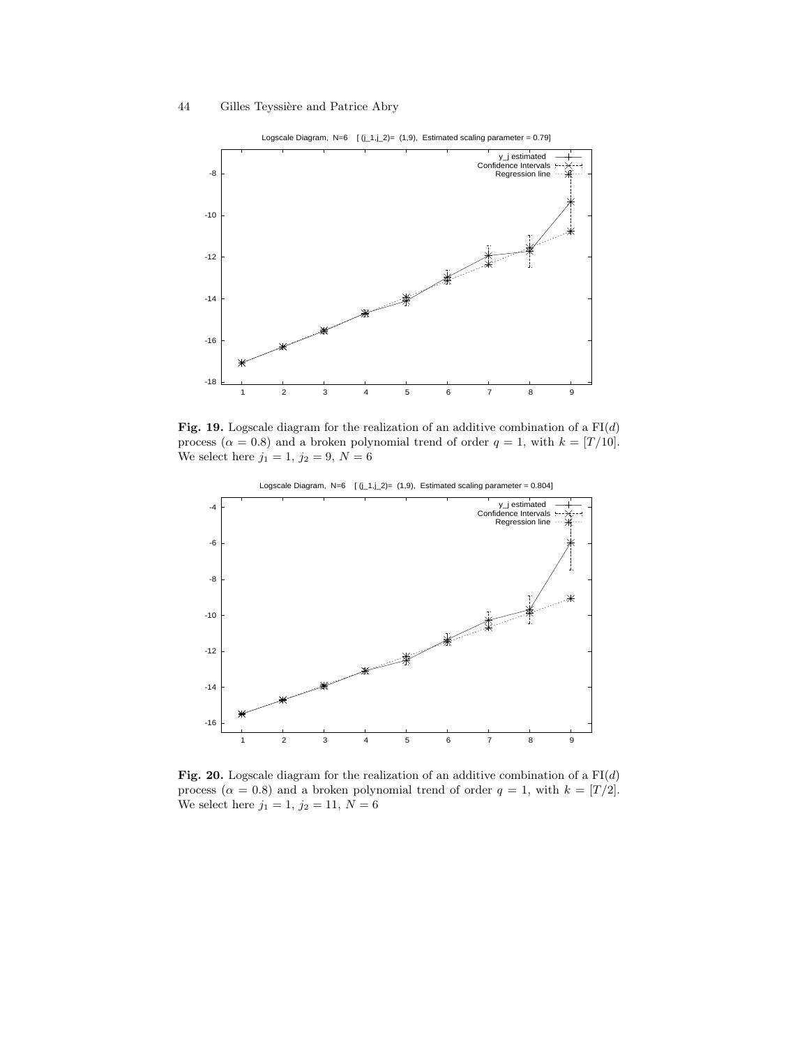**Fig. 19.** Logscale diagram for the realization of an additive combination of a FI($d$) process ($\alpha = 0.8$) and a broken polynomial trend of order $q = 1$, with $k = [T/10]$. We select here $j_1 = 1$, $j_2 = 9$, $N = 6$

**Fig. 20.** Logscale diagram for the realization of an additive combination of a FI($d$) process ($\alpha = 0.8$) and a broken polynomial trend of order $q = 1$, with $k = [T/2]$. We select here $j_1 = 1$, $j_2 = 11$, $N = 6$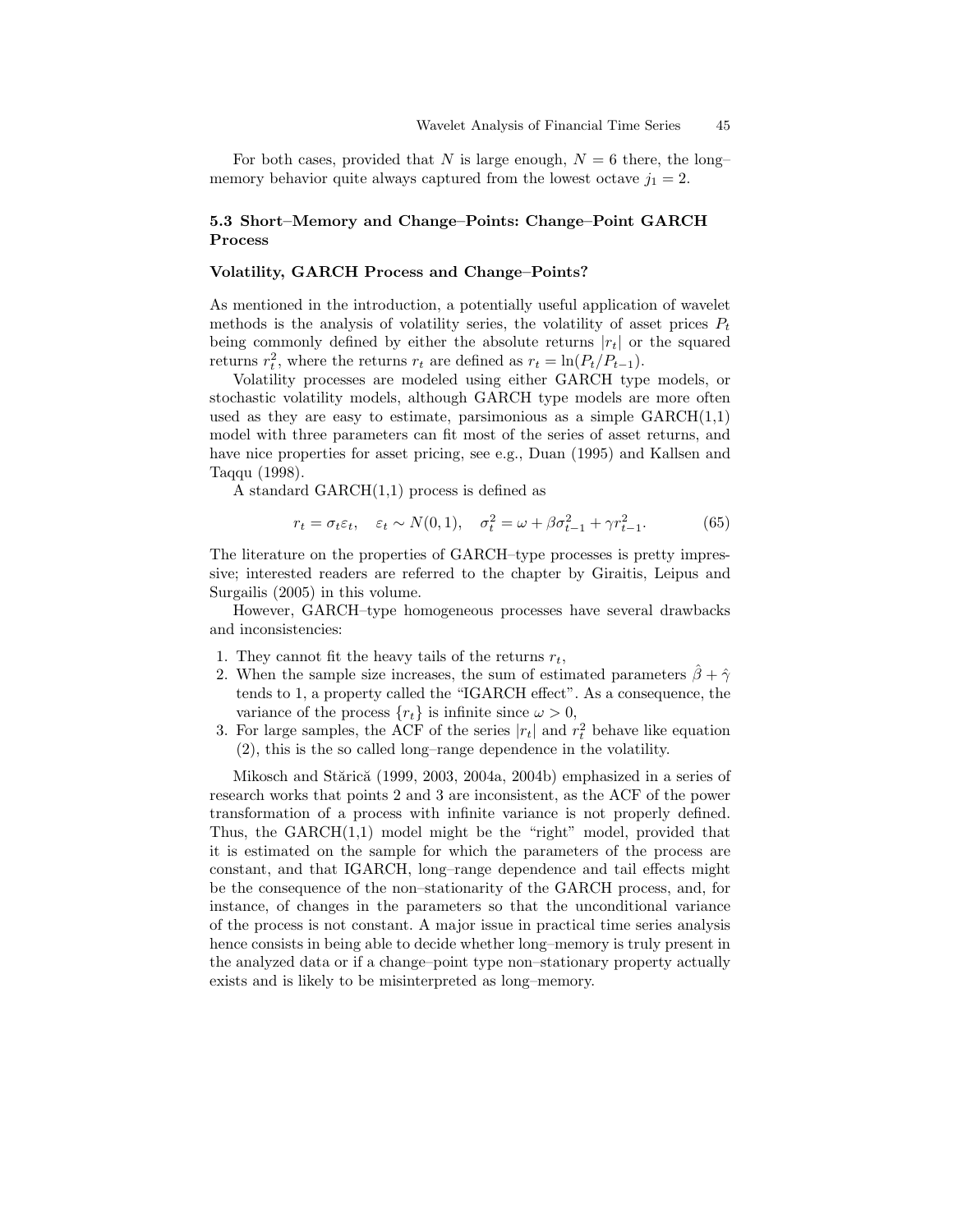For both cases, provided that $N$ is large enough, $N = 6$ there, the long–memory behavior quite always captured from the lowest octave $j_1 = 2$.

### 5.3 Short–Memory and Change–Points: Change–Point GARCH Process

#### Volatility, GARCH Process and Change–Points?

As mentioned in the introduction, a potentially useful application of wavelet methods is the analysis of volatility series, the volatility of asset prices $P_t$ being commonly defined by either the absolute returns $|r_t|$ or the squared returns $r_t^2$, where the returns $r_t$ are defined as $r_t = \ln(P_t/P_{t-1})$.

Volatility processes are modeled using either GARCH type models, or stochastic volatility models, although GARCH type models are more often used as they are easy to estimate, parsimonious as a simple GARCH(1,1) model with three parameters can fit most of the series of asset returns, and have nice properties for asset pricing, see e.g., Duan (1995) and Kallsen and Taqqu (1998).

A standard GARCH(1,1) process is defined as

$$r_t = \sigma_t \varepsilon_t, \quad \varepsilon_t \sim N(0,1), \quad \sigma_t^2 = \omega + \beta \sigma_{t-1}^2 + \gamma r_{t-1}^2. \tag{65}$$

The literature on the properties of GARCH–type processes is pretty impressive; interested readers are referred to the chapter by Giraitis, Leipus and Surgailis (2005) in this volume.

However, GARCH–type homogeneous processes have several drawbacks and inconsistencies:

1. They cannot fit the heavy tails of the returns $r_t$,
2. When the sample size increases, the sum of estimated parameters $\hat{\beta} + \hat{\gamma}$ tends to 1, a property called the "IGARCH effect". As a consequence, the variance of the process $\{r_t\}$ is infinite since $\omega > 0$,
3. For large samples, the ACF of the series $|r_t|$ and $r_t^2$ behave like equation (2), this is the so called long–range dependence in the volatility.

Mikosch and Stărică (1999, 2003, 2004a, 2004b) emphasized in a series of research works that points 2 and 3 are inconsistent, as the ACF of the power transformation of a process with infinite variance is not properly defined. Thus, the GARCH(1,1) model might be the "right" model, provided that it is estimated on the sample for which the parameters of the process are constant, and that IGARCH, long–range dependence and tail effects might be the consequence of the non–stationarity of the GARCH process, and, for instance, of changes in the parameters so that the unconditional variance of the process is not constant. A major issue in practical time series analysis hence consists in being able to decide whether long–memory is truly present in the analyzed data or if a change–point type non–stationary property actually exists and is likely to be misinterpreted as long–memory.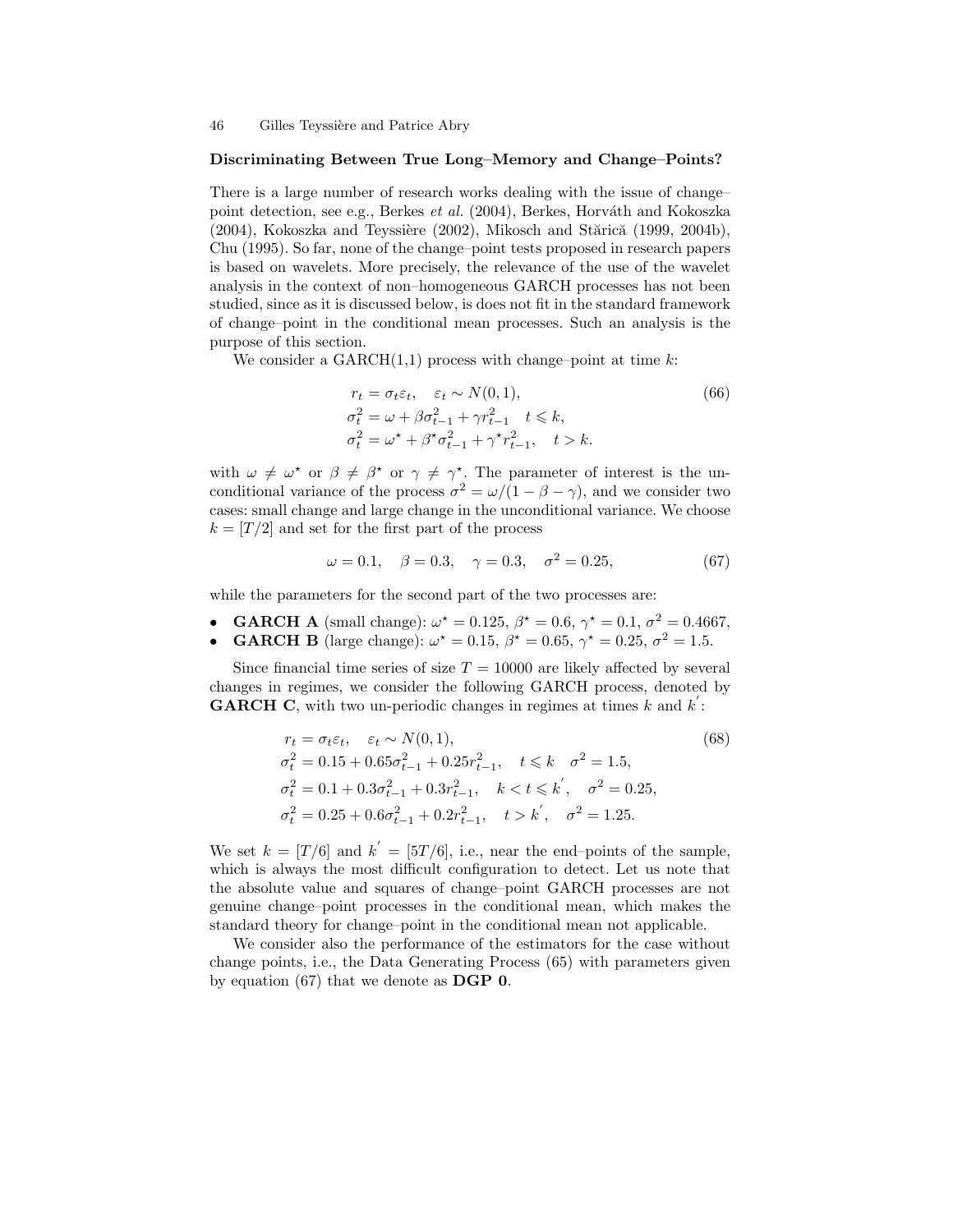### Discriminating Between True Long–Memory and Change–Points?

There is a large number of research works dealing with the issue of change–point detection, see e.g., Berkes *et al.* (2004), Berkes, Horváth and Kokoszka (2004), Kokoszka and Teyssière (2002), Mikosch and Stărică (1999, 2004b), Chu (1995). So far, none of the change–point tests proposed in research papers is based on wavelets. More precisely, the relevance of the use of the wavelet analysis in the context of non–homogeneous GARCH processes has not been studied, since as it is discussed below, is does not fit in the standard framework of change–point in the conditional mean processes. Such an analysis is the purpose of this section.

We consider a GARCH(1,1) process with change–point at time $k$:

$$
\begin{aligned}
r_t &= \sigma_t \varepsilon_t, \quad \varepsilon_t \sim N(0,1), \\
\sigma_t^2 &= \omega + \beta \sigma_{t-1}^2 + \gamma r_{t-1}^2 \quad t \leqslant k, \\
\sigma_t^2 &= \omega^\star + \beta^\star \sigma_{t-1}^2 + \gamma^\star r_{t-1}^2, \quad t > k.
\end{aligned}
\tag{66}
$$

with $\omega \neq \omega^\star$ or $\beta \neq \beta^\star$ or $\gamma \neq \gamma^\star$. The parameter of interest is the unconditional variance of the process $\sigma^2 = \omega/(1-\beta-\gamma)$, and we consider two cases: small change and large change in the unconditional variance. We choose $k = [T/2]$ and set for the first part of the process

$$
\omega = 0.1, \quad \beta = 0.3, \quad \gamma = 0.3, \quad \sigma^2 = 0.25, \tag{67}
$$

while the parameters for the second part of the two processes are:

- **GARCH A** (small change): $\omega^\star = 0.125$, $\beta^\star = 0.6$, $\gamma^\star = 0.1$, $\sigma^2 = 0.4667$,
- **GARCH B** (large change): $\omega^\star = 0.15$, $\beta^\star = 0.65$, $\gamma^\star = 0.25$, $\sigma^2 = 1.5$.

Since financial time series of size $T = 10000$ are likely affected by several changes in regimes, we consider the following GARCH process, denoted by **GARCH C**, with two un-periodic changes in regimes at times $k$ and $k'$:

$$
\begin{aligned}
r_t &= \sigma_t \varepsilon_t, \quad \varepsilon_t \sim N(0,1), \\
\sigma_t^2 &= 0.15 + 0.65\sigma_{t-1}^2 + 0.25 r_{t-1}^2, \quad t \leqslant k \quad \sigma^2 = 1.5, \\
\sigma_t^2 &= 0.1 + 0.3\sigma_{t-1}^2 + 0.3 r_{t-1}^2, \quad k < t \leqslant k', \quad \sigma^2 = 0.25, \\
\sigma_t^2 &= 0.25 + 0.6\sigma_{t-1}^2 + 0.2 r_{t-1}^2, \quad t > k', \quad \sigma^2 = 1.25.
\end{aligned}
\tag{68}
$$

We set $k = [T/6]$ and $k' = [5T/6]$, i.e., near the end–points of the sample, which is always the most difficult configuration to detect. Let us note that the absolute value and squares of change–point GARCH processes are not genuine change–point processes in the conditional mean, which makes the standard theory for change–point in the conditional mean not applicable.

We consider also the performance of the estimators for the case without change points, i.e., the Data Generating Process (65) with parameters given by equation (67) that we denote as **DGP 0**.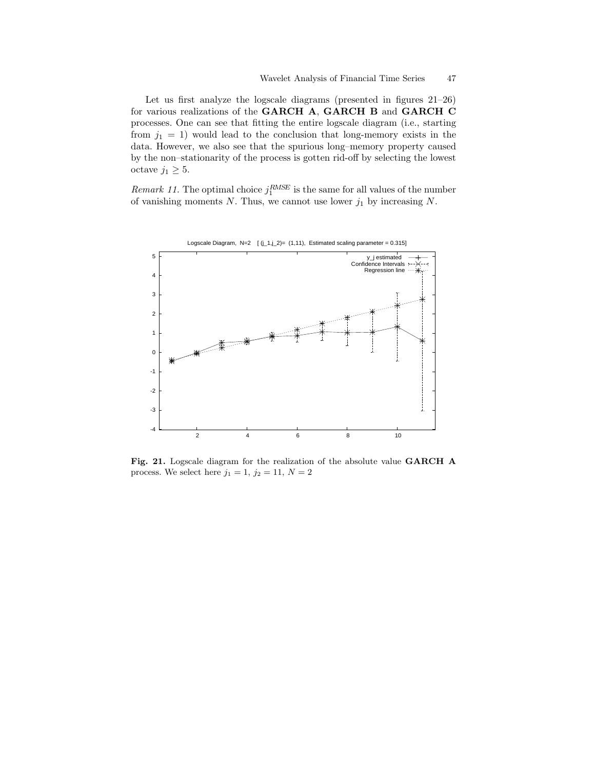Let us first analyze the logscale diagrams (presented in figures 21–26) for various realizations of the **GARCH A**, **GARCH B** and **GARCH C** processes. One can see that fitting the entire logscale diagram (i.e., starting from $j_1 = 1$) would lead to the conclusion that long-memory exists in the data. However, we also see that the spurious long–memory property caused by the non–stationarity of the process is gotten rid-off by selecting the lowest octave $j_1 \geq 5$.

*Remark 11.* The optimal choice $j_1^{RMSE}$ is the same for all values of the number of vanishing moments $N$. Thus, we cannot use lower $j_1$ by increasing $N$.

**Fig. 21.** Logscale diagram for the realization of the absolute value **GARCH A** process. We select here $j_1 = 1$, $j_2 = 11$, $N = 2$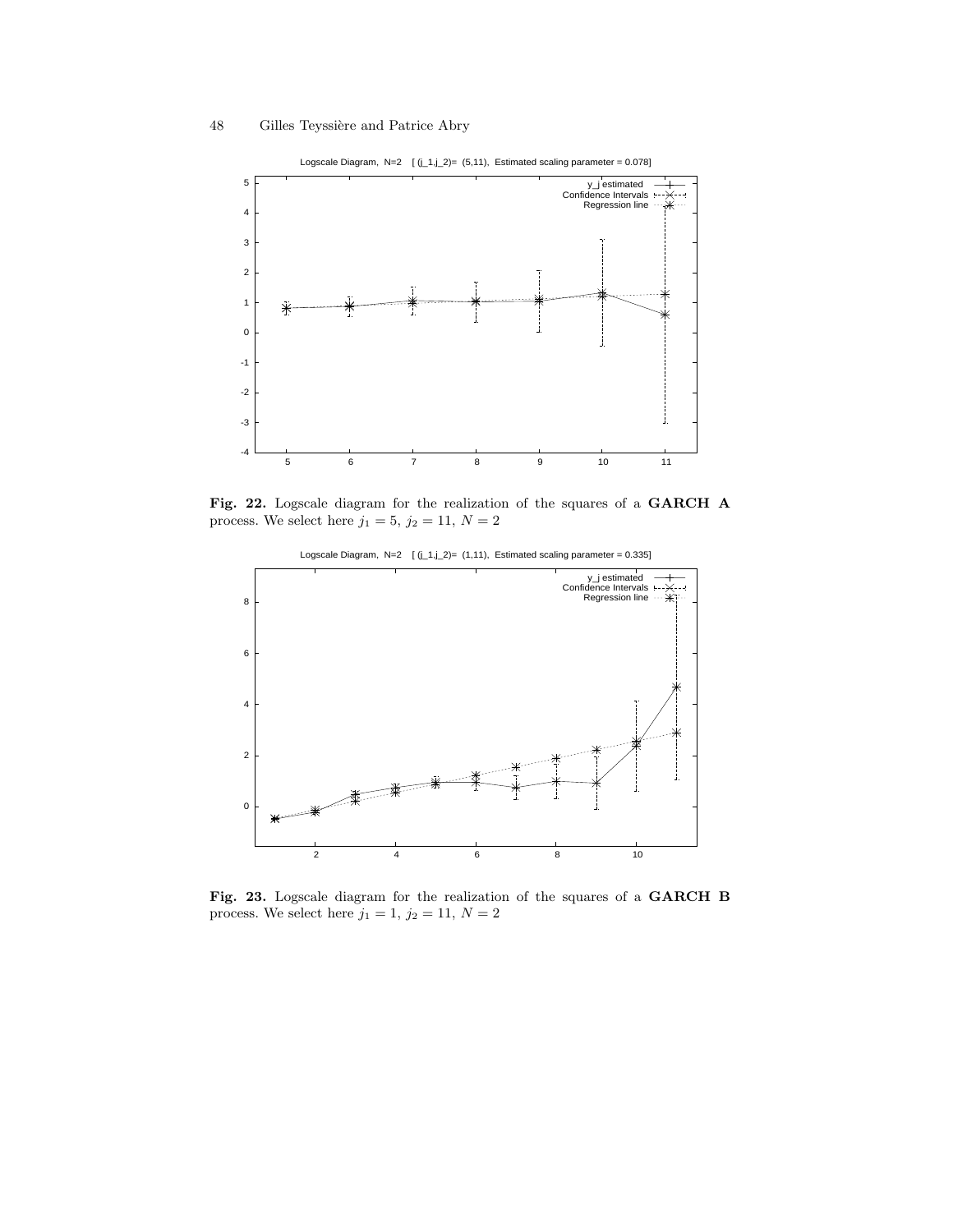**Fig. 22.** Logscale diagram for the realization of the squares of a **GARCH A** process. We select here $j_1 = 5$, $j_2 = 11$, $N = 2$

**Fig. 23.** Logscale diagram for the realization of the squares of a **GARCH B** process. We select here $j_1 = 1$, $j_2 = 11$, $N = 2$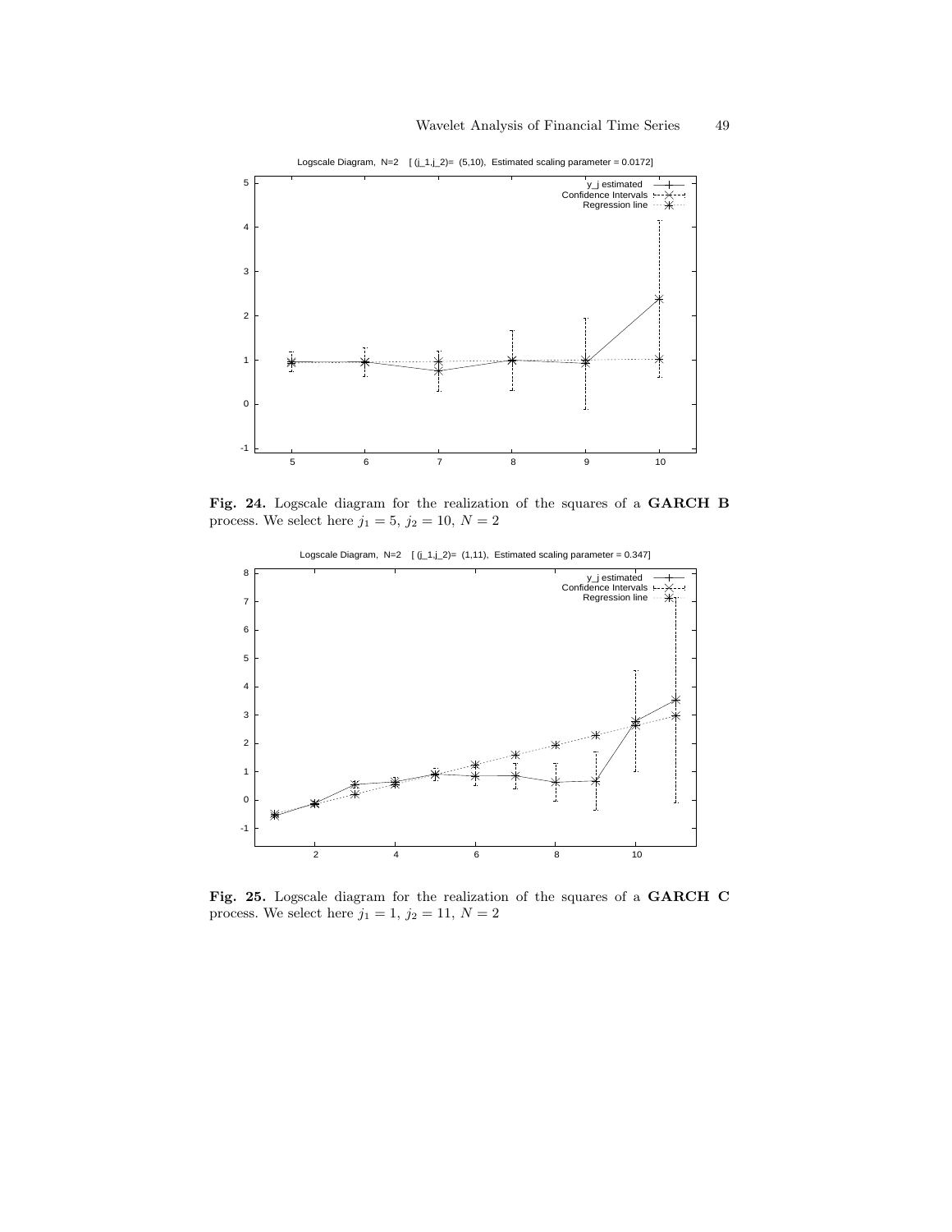Fig. 24. Logscale diagram for the realization of the squares of a **GARCH B** process. We select here $j_1 = 5,\ j_2 = 10,\ N = 2$

Fig. 25. Logscale diagram for the realization of the squares of a **GARCH C** process. We select here $j_1 = 1,\ j_2 = 11,\ N = 2$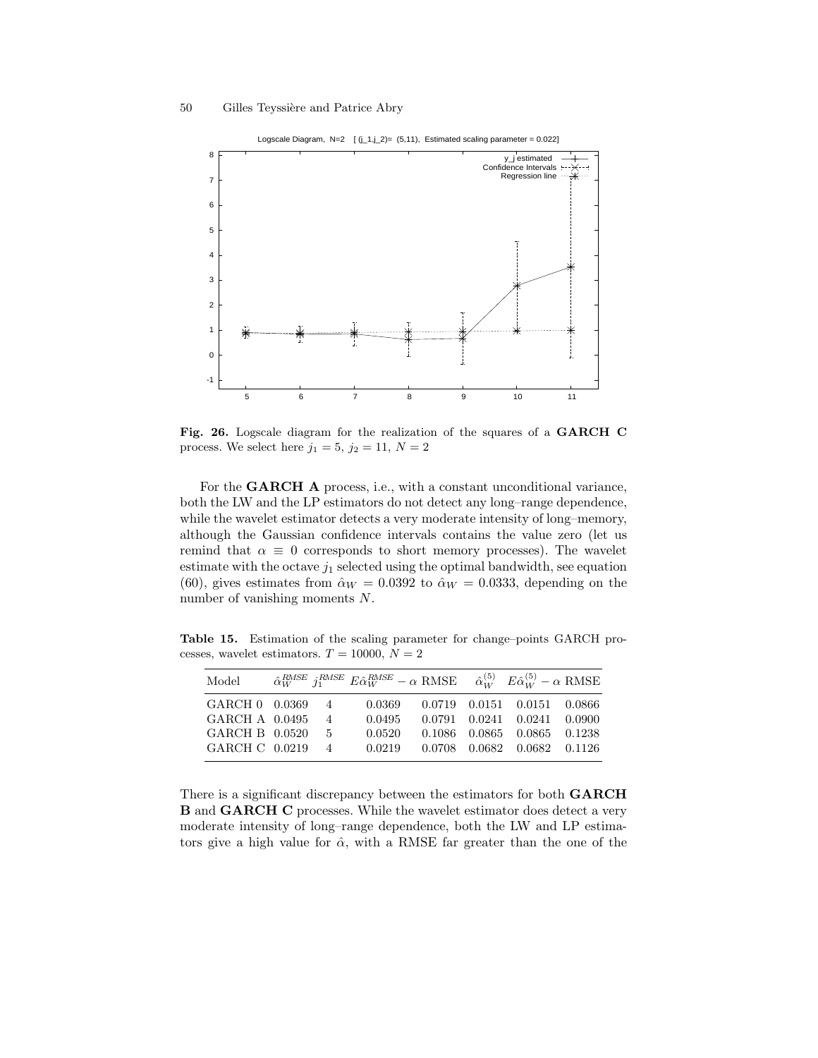**Fig. 26.** Logscale diagram for the realization of the squares of a **GARCH C** process. We select here $j_1 = 5$, $j_2 = 11$, $N = 2$

For the **GARCH A** process, i.e., with a constant unconditional variance, both the LW and the LP estimators do not detect any long–range dependence, while the wavelet estimator detects a very moderate intensity of long–memory, although the Gaussian confidence intervals contains the value zero (let us remind that $\alpha \equiv 0$ corresponds to short memory processes). The wavelet estimate with the octave $j_1$ selected using the optimal bandwidth, see equation (60), gives estimates from $\hat{\alpha}_W = 0.0392$ to $\hat{\alpha}_W = 0.0333$, depending on the number of vanishing moments $N$.

**Table 15.** Estimation of the scaling parameter for change–points GARCH processes, wavelet estimators. $T = 10000$, $N = 2$

| Model | $\hat{\alpha}_W^{RMSE}$ | $j_1^{RMSE}$ | $E\hat{\alpha}_W^{RMSE} - \alpha$ | RMSE | $\hat{\alpha}_W^{(5)}$ | $E\hat{\alpha}_W^{(5)} - \alpha$ | RMSE |
|---|---|---|---|---|---|---|---|
| GARCH 0 | 0.0369 | 4 | 0.0369 | 0.0719 | 0.0151 | 0.0151 | 0.0866 |
| GARCH A | 0.0495 | 4 | 0.0495 | 0.0791 | 0.0241 | 0.0241 | 0.0900 |
| GARCH B | 0.0520 | 5 | 0.0520 | 0.1086 | 0.0865 | 0.0865 | 0.1238 |
| GARCH C | 0.0219 | 4 | 0.0219 | 0.0708 | 0.0682 | 0.0682 | 0.1126 |

There is a significant discrepancy between the estimators for both **GARCH B** and **GARCH C** processes. While the wavelet estimator does detect a very moderate intensity of long–range dependence, both the LW and LP estimators give a high value for $\hat{\alpha}$, with a RMSE far greater than the one of the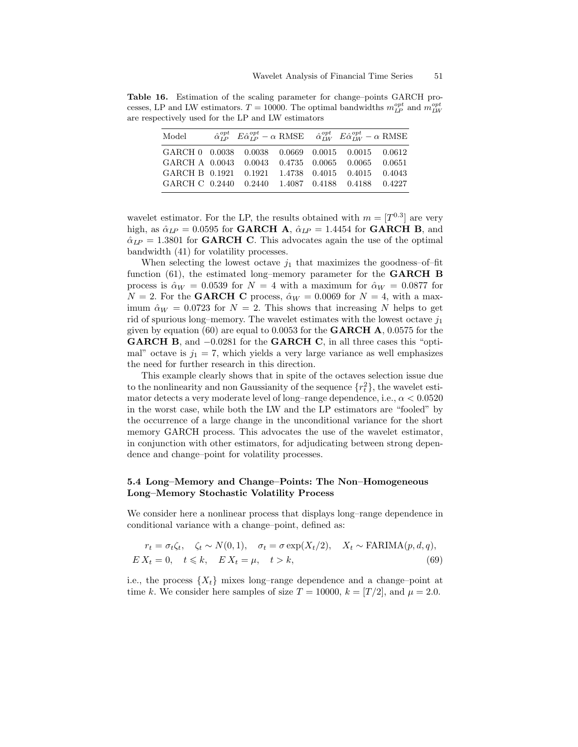**Table 16.** Estimation of the scaling parameter for change–points GARCH processes, LP and LW estimators. $T = 10000$. The optimal bandwidths $m_{LP}^{opt}$ and $m_{LW}^{opt}$ are respectively used for the LP and LW estimators

| Model | $\hat{\alpha}_{LP}^{opt}$ | $E\hat{\alpha}_{LP}^{opt} - \alpha$ | RMSE | $\hat{\alpha}_{LW}^{opt}$ | $E\hat{\alpha}_{LW}^{opt} - \alpha$ | RMSE |
|---|---|---|---|---|---|---|
| GARCH 0 | 0.0038 | 0.0038 | 0.0669 | 0.0015 | 0.0015 | 0.0612 |
| GARCH A | 0.0043 | 0.0043 | 0.4735 | 0.0065 | 0.0065 | 0.0651 |
| GARCH B | 0.1921 | 0.1921 | 1.4738 | 0.4015 | 0.4015 | 0.4043 |
| GARCH C | 0.2440 | 0.2440 | 1.4087 | 0.4188 | 0.4188 | 0.4227 |

wavelet estimator. For the LP, the results obtained with $m = [T^{0.3}]$ are very high, as $\hat{\alpha}_{LP} = 0.0595$ for **GARCH A**, $\hat{\alpha}_{LP} = 1.4454$ for **GARCH B**, and $\hat{\alpha}_{LP} = 1.3801$ for **GARCH C**. This advocates again the use of the optimal bandwidth (41) for volatility processes.

When selecting the lowest octave $j_1$ that maximizes the goodness–of–fit function (61), the estimated long–memory parameter for the **GARCH B** process is $\hat{\alpha}_W = 0.0539$ for $N = 4$ with a maximum for $\hat{\alpha}_W = 0.0877$ for $N = 2$. For the **GARCH C** process, $\hat{\alpha}_W = 0.0069$ for $N = 4$, with a maximum $\hat{\alpha}_W = 0.0723$ for $N = 2$. This shows that increasing $N$ helps to get rid of spurious long–memory. The wavelet estimates with the lowest octave $j_1$ given by equation (60) are equal to 0.0053 for the **GARCH A**, 0.0575 for the **GARCH B**, and $-0.0281$ for the **GARCH C**, in all three cases this "optimal" octave is $j_1 = 7$, which yields a very large variance as well emphasizes the need for further research in this direction.

This example clearly shows that in spite of the octaves selection issue due to the nonlinearity and non Gaussianity of the sequence $\{r_t^2\}$, the wavelet estimator detects a very moderate level of long–range dependence, i.e., $\alpha < 0.0520$ in the worst case, while both the LW and the LP estimators are "fooled" by the occurrence of a large change in the unconditional variance for the short memory GARCH process. This advocates the use of the wavelet estimator, in conjunction with other estimators, for adjudicating between strong dependence and change–point for volatility processes.

### 5.4 Long–Memory and Change–Points: The Non–Homogeneous Long–Memory Stochastic Volatility Process

We consider here a nonlinear process that displays long–range dependence in conditional variance with a change–point, defined as:

$$
\begin{aligned}
&r_t = \sigma_t \zeta_t, \quad \zeta_t \sim N(0,1), \quad \sigma_t = \sigma \exp(X_t/2), \quad X_t \sim \mathrm{FARIMA}(p,d,q), \\
&E\,X_t = 0, \quad t \leqslant k, \quad E\,X_t = \mu, \quad t > k, \qquad (69)
\end{aligned}
$$

i.e., the process $\{X_t\}$ mixes long–range dependence and a change–point at time $k$. We consider here samples of size $T = 10000$, $k = [T/2]$, and $\mu = 2.0$.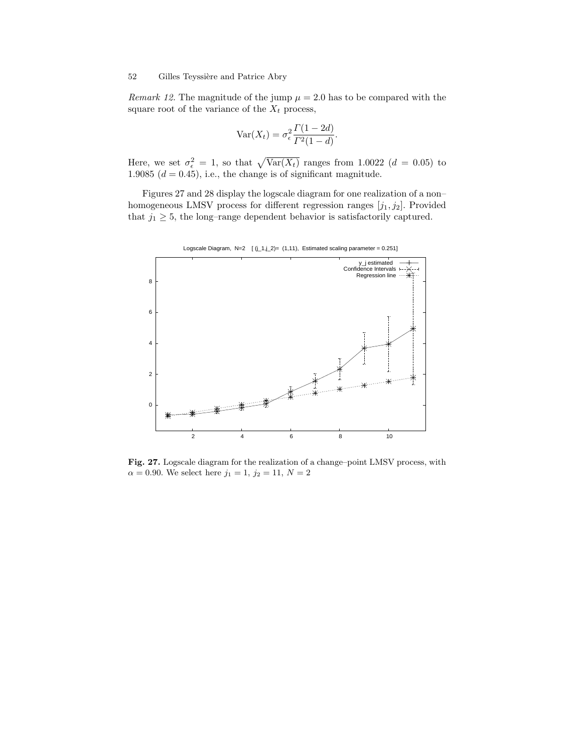*Remark 12.* The magnitude of the jump $\mu = 2.0$ has to be compared with the square root of the variance of the $X_t$ process,

$$\mathrm{Var}(X_t) = \sigma_\epsilon^2 \frac{\Gamma(1-2d)}{\Gamma^2(1-d)}.$$

Here, we set $\sigma_\epsilon^2 = 1$, so that $\sqrt{\mathrm{Var}(X_t)}$ ranges from 1.0022 ($d = 0.05$) to 1.9085 ($d = 0.45$), i.e., the change is of significant magnitude.

Figures 27 and 28 display the logscale diagram for one realization of a non–homogeneous LMSV process for different regression ranges $[j_1, j_2]$. Provided that $j_1 \geq 5$, the long–range dependent behavior is satisfactorily captured.

**Fig. 27.** Logscale diagram for the realization of a change–point LMSV process, with $\alpha = 0.90$. We select here $j_1 = 1$, $j_2 = 11$, $N = 2$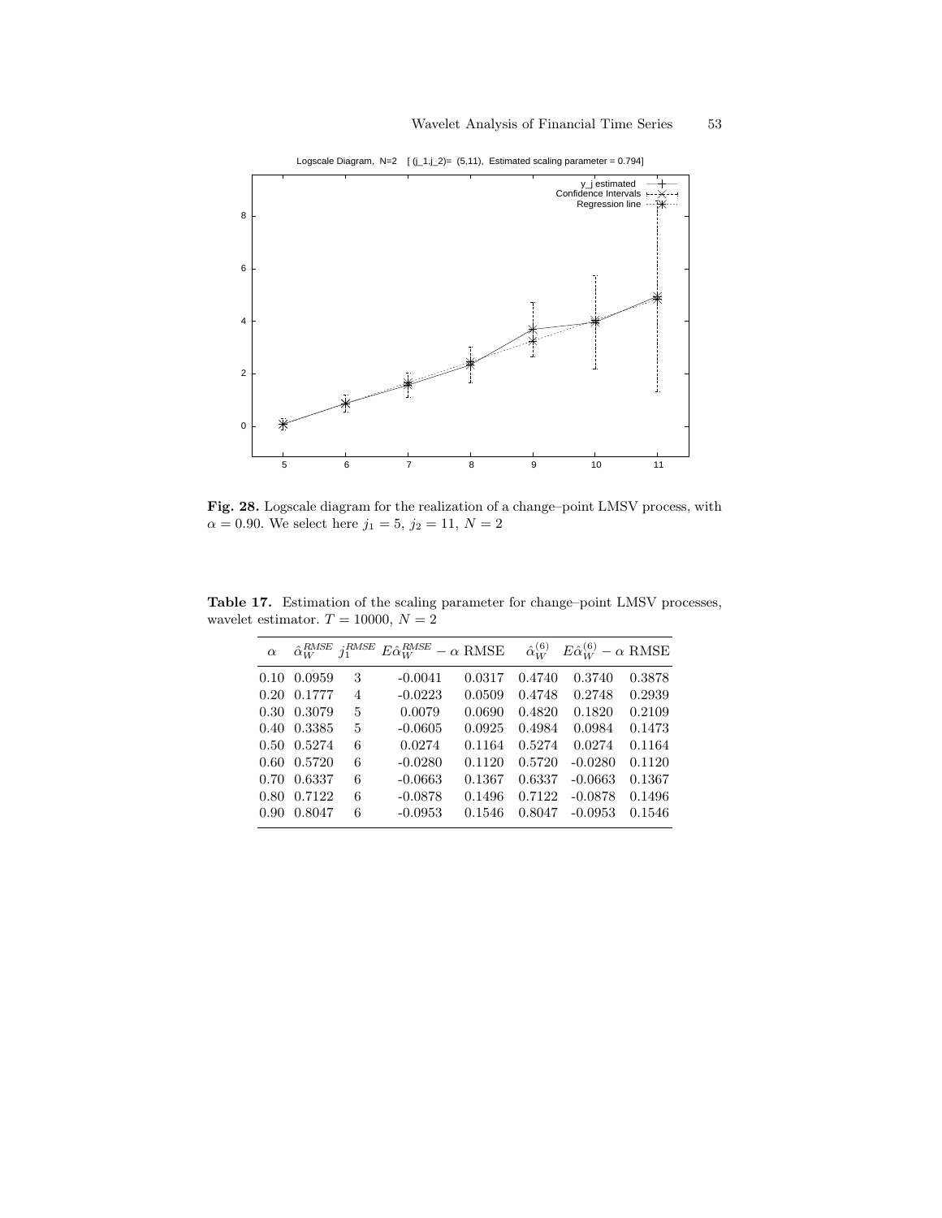**Fig. 28.** Logscale diagram for the realization of a change–point LMSV process, with $\alpha = 0.90$. We select here $j_1 = 5$, $j_2 = 11$, $N = 2$

**Table 17.** Estimation of the scaling parameter for change–point LMSV processes, wavelet estimator. $T = 10000$, $N = 2$

| $\alpha$ | $\hat{\alpha}_W^{RMSE}$ | $j_1^{RMSE}$ | $E\hat{\alpha}_W^{RMSE} - \alpha$ | RMSE | $\hat{\alpha}_W^{(6)}$ | $E\hat{\alpha}_W^{(6)} - \alpha$ | RMSE |
|---|---|---|---|---|---|---|---|
| 0.10 | 0.0959 | 3 | -0.0041 | 0.0317 | 0.4740 | 0.3740 | 0.3878 |
| 0.20 | 0.1777 | 4 | -0.0223 | 0.0509 | 0.4748 | 0.2748 | 0.2939 |
| 0.30 | 0.3079 | 5 | 0.0079 | 0.0690 | 0.4820 | 0.1820 | 0.2109 |
| 0.40 | 0.3385 | 5 | -0.0605 | 0.0925 | 0.4984 | 0.0984 | 0.1473 |
| 0.50 | 0.5274 | 6 | 0.0274 | 0.1164 | 0.5274 | 0.0274 | 0.1164 |
| 0.60 | 0.5720 | 6 | -0.0280 | 0.1120 | 0.5720 | -0.0280 | 0.1120 |
| 0.70 | 0.6337 | 6 | -0.0663 | 0.1367 | 0.6337 | -0.0663 | 0.1367 |
| 0.80 | 0.7122 | 6 | -0.0878 | 0.1496 | 0.7122 | -0.0878 | 0.1496 |
| 0.90 | 0.8047 | 6 | -0.0953 | 0.1546 | 0.8047 | -0.0953 | 0.1546 |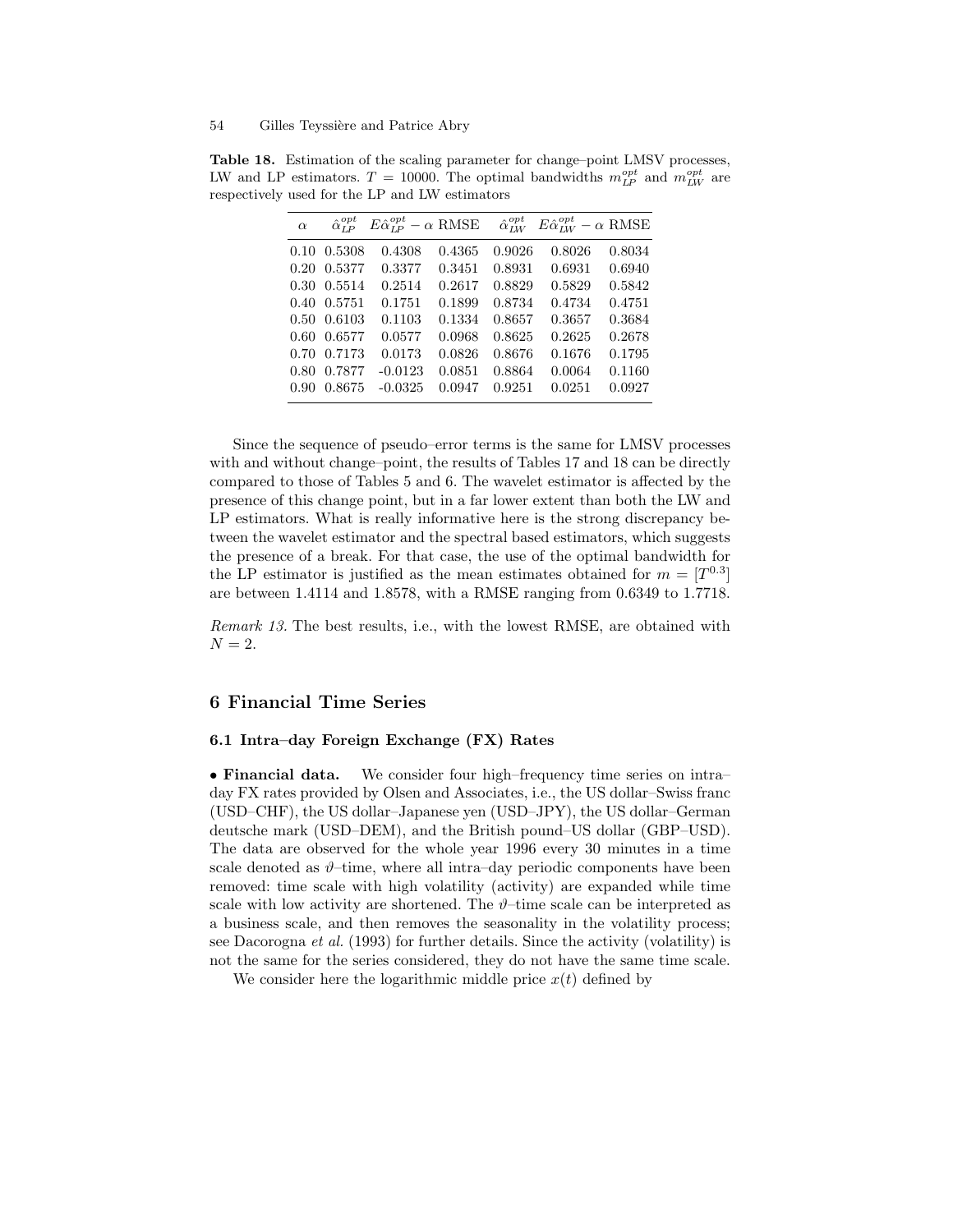**Table 18.** Estimation of the scaling parameter for change–point LMSV processes, LW and LP estimators. $T = 10000$. The optimal bandwidths $m_{LP}^{opt}$ and $m_{LW}^{opt}$ are respectively used for the LP and LW estimators

| $\alpha$ | $\hat{\alpha}_{LP}^{opt}$ | $E\hat{\alpha}_{LP}^{opt} - \alpha$ | RMSE | $\hat{\alpha}_{LW}^{opt}$ | $E\hat{\alpha}_{LW}^{opt} - \alpha$ | RMSE |
|---|---|---|---|---|---|---|
| 0.10 | 0.5308 | 0.4308 | 0.4365 | 0.9026 | 0.8026 | 0.8034 |
| 0.20 | 0.5377 | 0.3377 | 0.3451 | 0.8931 | 0.6931 | 0.6940 |
| 0.30 | 0.5514 | 0.2514 | 0.2617 | 0.8829 | 0.5829 | 0.5842 |
| 0.40 | 0.5751 | 0.1751 | 0.1899 | 0.8734 | 0.4734 | 0.4751 |
| 0.50 | 0.6103 | 0.1103 | 0.1334 | 0.8657 | 0.3657 | 0.3684 |
| 0.60 | 0.6577 | 0.0577 | 0.0968 | 0.8625 | 0.2625 | 0.2678 |
| 0.70 | 0.7173 | 0.0173 | 0.0826 | 0.8676 | 0.1676 | 0.1795 |
| 0.80 | 0.7877 | -0.0123 | 0.0851 | 0.8864 | 0.0064 | 0.1160 |
| 0.90 | 0.8675 | -0.0325 | 0.0947 | 0.9251 | 0.0251 | 0.0927 |

Since the sequence of pseudo–error terms is the same for LMSV processes with and without change–point, the results of Tables 17 and 18 can be directly compared to those of Tables 5 and 6. The wavelet estimator is affected by the presence of this change point, but in a far lower extent than both the LW and LP estimators. What is really informative here is the strong discrepancy between the wavelet estimator and the spectral based estimators, which suggests the presence of a break. For that case, the use of the optimal bandwidth for the LP estimator is justified as the mean estimates obtained for $m = [T^{0.3}]$ are between 1.4114 and 1.8578, with a RMSE ranging from 0.6349 to 1.7718.

*Remark 13.* The best results, i.e., with the lowest RMSE, are obtained with $N = 2$.

## 6 Financial Time Series

### 6.1 Intra–day Foreign Exchange (FX) Rates

• **Financial data.** We consider four high–frequency time series on intra–day FX rates provided by Olsen and Associates, i.e., the US dollar–Swiss franc (USD–CHF), the US dollar–Japanese yen (USD–JPY), the US dollar–German deutsche mark (USD–DEM), and the British pound–US dollar (GBP–USD). The data are observed for the whole year 1996 every 30 minutes in a time scale denoted as $\vartheta$–time, where all intra–day periodic components have been removed: time scale with high volatility (activity) are expanded while time scale with low activity are shortened. The $\vartheta$–time scale can be interpreted as a business scale, and then removes the seasonality in the volatility process; see Dacorogna *et al.* (1993) for further details. Since the activity (volatility) is not the same for the series considered, they do not have the same time scale.

We consider here the logarithmic middle price $x(t)$ defined by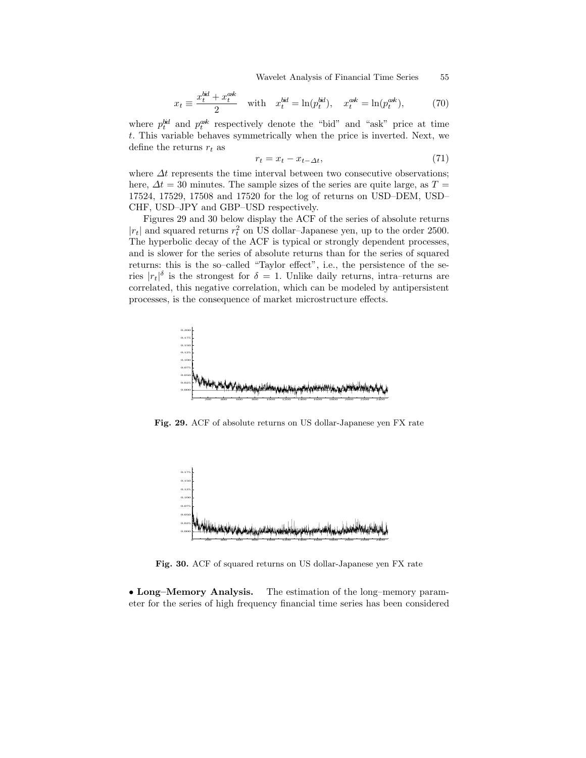$$x_t \equiv \frac{x_t^{bid} + x_t^{ask}}{2} \quad \text{with} \quad x_t^{bid} = \ln(p_t^{bid}), \quad x_t^{ask} = \ln(p_t^{ask}), \tag{70}$$

where $p_t^{bid}$ and $p_t^{ask}$ respectively denote the "bid" and "ask" price at time $t$. This variable behaves symmetrically when the price is inverted. Next, we define the returns $r_t$ as

$$r_t = x_t - x_{t-\Delta t}, \tag{71}$$

where $\Delta t$ represents the time interval between two consecutive observations; here, $\Delta t = 30$ minutes. The sample sizes of the series are quite large, as $T =$ 17524, 17529, 17508 and 17520 for the log of returns on USD–DEM, USD–CHF, USD–JPY and GBP–USD respectively.

Figures 29 and 30 below display the ACF of the series of absolute returns $|r_t|$ and squared returns $r_t^2$ on US dollar–Japanese yen, up to the order 2500. The hyperbolic decay of the ACF is typical or strongly dependent processes, and is slower for the series of absolute returns than for the series of squared returns: this is the so–called "Taylor effect", i.e., the persistence of the series $|r_t|^\delta$ is the strongest for $\delta = 1$. Unlike daily returns, intra–returns are correlated, this negative correlation, which can be modeled by antipersistent processes, is the consequence of market microstructure effects.

**Fig. 29.** ACF of absolute returns on US dollar-Japanese yen FX rate

**Fig. 30.** ACF of squared returns on US dollar-Japanese yen FX rate

• **Long–Memory Analysis.** The estimation of the long–memory parameter for the series of high frequency financial time series has been considered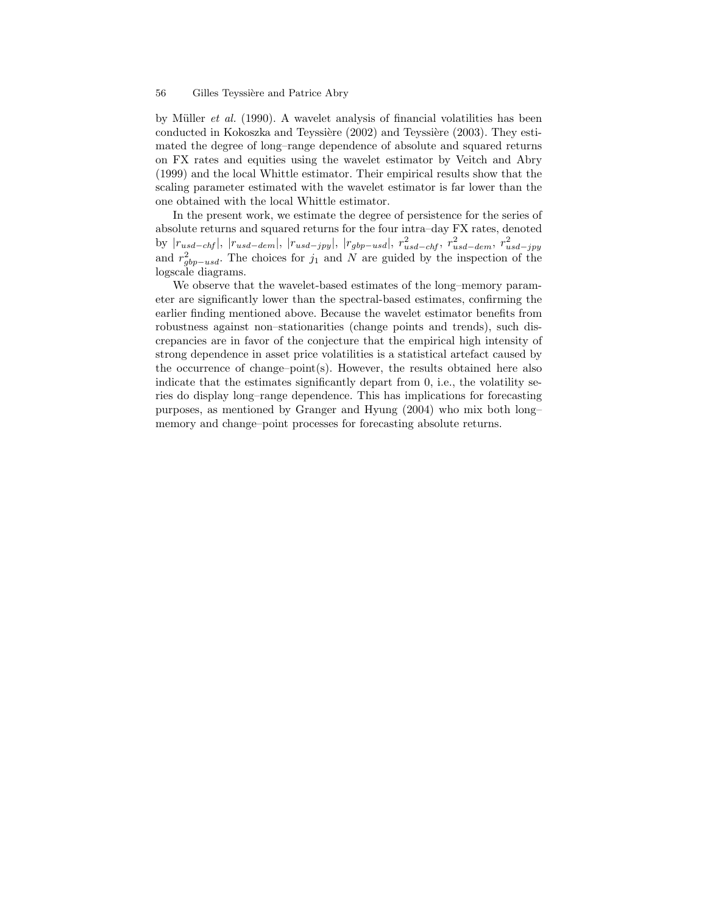by Müller *et al.* (1990). A wavelet analysis of financial volatilities has been conducted in Kokoszka and Teyssière (2002) and Teyssière (2003). They estimated the degree of long–range dependence of absolute and squared returns on FX rates and equities using the wavelet estimator by Veitch and Abry (1999) and the local Whittle estimator. Their empirical results show that the scaling parameter estimated with the wavelet estimator is far lower than the one obtained with the local Whittle estimator.

In the present work, we estimate the degree of persistence for the series of absolute returns and squared returns for the four intra–day FX rates, denoted by $|r_{usd-chf}|$, $|r_{usd-dem}|$, $|r_{usd-jpy}|$, $|r_{gbp-usd}|$, $r^2_{usd-chf}$, $r^2_{usd-dem}$, $r^2_{usd-jpy}$ and $r^2_{gbp-usd}$. The choices for $j_1$ and $N$ are guided by the inspection of the logscale diagrams.

We observe that the wavelet-based estimates of the long–memory parameter are significantly lower than the spectral-based estimates, confirming the earlier finding mentioned above. Because the wavelet estimator benefits from robustness against non–stationarities (change points and trends), such discrepancies are in favor of the conjecture that the empirical high intensity of strong dependence in asset price volatilities is a statistical artefact caused by the occurrence of change–point(s). However, the results obtained here also indicate that the estimates significantly depart from 0, i.e., the volatility series do display long–range dependence. This has implications for forecasting purposes, as mentioned by Granger and Hyung (2004) who mix both long–memory and change–point processes for forecasting absolute returns.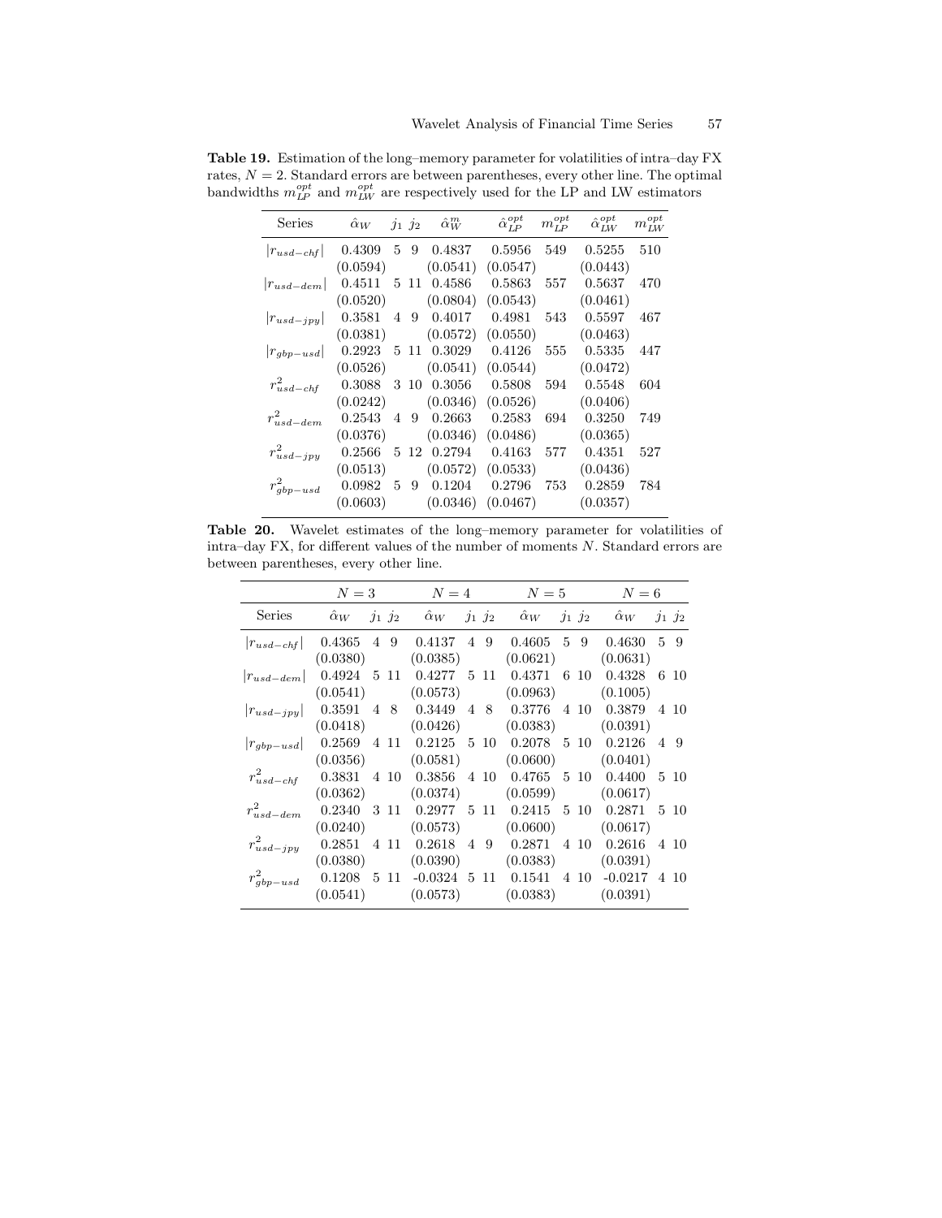**Table 19.** Estimation of the long–memory parameter for volatilities of intra–day FX rates, $N = 2$. Standard errors are between parentheses, every other line. The optimal bandwidths $m_{LP}^{opt}$ and $m_{LW}^{opt}$ are respectively used for the LP and LW estimators

| Series | $\hat{\alpha}_W$ | $j_1$ | $j_2$ | $\hat{\alpha}_W^m$ | $\hat{\alpha}_{LP}^{opt}$ | $m_{LP}^{opt}$ | $\hat{\alpha}_{LW}^{opt}$ | $m_{LW}^{opt}$ |
|---|---|---|---|---|---|---|---|---|
| $\|r_{usd-chf}\|$ | 0.4309 | 5 | 9 | 0.4837 | 0.5956 | 549 | 0.5255 | 510 |
| | (0.0594) | | | (0.0541) | (0.0547) | | (0.0443) | |
| $\|r_{usd-dem}\|$ | 0.4511 | 5 | 11 | 0.4586 | 0.5863 | 557 | 0.5637 | 470 |
| | (0.0520) | | | (0.0804) | (0.0543) | | (0.0461) | |
| $\|r_{usd-jpy}\|$ | 0.3581 | 4 | 9 | 0.4017 | 0.4981 | 543 | 0.5597 | 467 |
| | (0.0381) | | | (0.0572) | (0.0550) | | (0.0463) | |
| $\|r_{gbp-usd}\|$ | 0.2923 | 5 | 11 | 0.3029 | 0.4126 | 555 | 0.5335 | 447 |
| | (0.0526) | | | (0.0541) | (0.0544) | | (0.0472) | |
| $r_{usd-chf}^2$ | 0.3088 | 3 | 10 | 0.3056 | 0.5808 | 594 | 0.5548 | 604 |
| | (0.0242) | | | (0.0346) | (0.0526) | | (0.0406) | |
| $r_{usd-dem}^2$ | 0.2543 | 4 | 9 | 0.2663 | 0.2583 | 694 | 0.3250 | 749 |
| | (0.0376) | | | (0.0346) | (0.0486) | | (0.0365) | |
| $r_{usd-jpy}^2$ | 0.2566 | 5 | 12 | 0.2794 | 0.4163 | 577 | 0.4351 | 527 |
| | (0.0513) | | | (0.0572) | (0.0533) | | (0.0436) | |
| $r_{gbp-usd}^2$ | 0.0982 | 5 | 9 | 0.1204 | 0.2796 | 753 | 0.2859 | 784 |
| | (0.0603) | | | (0.0346) | (0.0467) | | (0.0357) | |

**Table 20.** Wavelet estimates of the long–memory parameter for volatilities of intra–day FX, for different values of the number of moments $N$. Standard errors are between parentheses, every other line.

| | $N = 3$ | | | $N = 4$ | | | $N = 5$ | | | $N = 6$ | | |
|---|---|---|---|---|---|---|---|---|---|---|---|---|
| Series | $\hat{\alpha}_W$ | $j_1$ | $j_2$ | $\hat{\alpha}_W$ | $j_1$ | $j_2$ | $\hat{\alpha}_W$ | $j_1$ | $j_2$ | $\hat{\alpha}_W$ | $j_1$ | $j_2$ |
| $\|r_{usd-chf}\|$ | 0.4365 | 4 | 9 | 0.4137 | 4 | 9 | 0.4605 | 5 | 9 | 0.4630 | 5 | 9 |
| | (0.0380) | | | (0.0385) | | | (0.0621) | | | (0.0631) | | |
| $\|r_{usd-dem}\|$ | 0.4924 | 5 | 11 | 0.4277 | 5 | 11 | 0.4371 | 6 | 10 | 0.4328 | 6 | 10 |
| | (0.0541) | | | (0.0573) | | | (0.0963) | | | (0.1005) | | |
| $\|r_{usd-jpy}\|$ | 0.3591 | 4 | 8 | 0.3449 | 4 | 8 | 0.3776 | 4 | 10 | 0.3879 | 4 | 10 |
| | (0.0418) | | | (0.0426) | | | (0.0383) | | | (0.0391) | | |
| $\|r_{gbp-usd}\|$ | 0.2569 | 4 | 11 | 0.2125 | 5 | 10 | 0.2078 | 5 | 10 | 0.2126 | 4 | 9 |
| | (0.0356) | | | (0.0581) | | | (0.0600) | | | (0.0401) | | |
| $r_{usd-chf}^2$ | 0.3831 | 4 | 10 | 0.3856 | 4 | 10 | 0.4765 | 5 | 10 | 0.4400 | 5 | 10 |
| | (0.0362) | | | (0.0374) | | | (0.0599) | | | (0.0617) | | |
| $r_{usd-dem}^2$ | 0.2340 | 3 | 11 | 0.2977 | 5 | 11 | 0.2415 | 5 | 10 | 0.2871 | 5 | 10 |
| | (0.0240) | | | (0.0573) | | | (0.0600) | | | (0.0617) | | |
| $r_{usd-jpy}^2$ | 0.2851 | 4 | 11 | 0.2618 | 4 | 9 | 0.2871 | 4 | 10 | 0.2616 | 4 | 10 |
| | (0.0380) | | | (0.0390) | | | (0.0383) | | | (0.0391) | | |
| $r_{gbp-usd}^2$ | 0.1208 | 5 | 11 | -0.0324 | 5 | 11 | 0.1541 | 4 | 10 | -0.0217 | 4 | 10 |
| | (0.0541) | | | (0.0573) | | | (0.0383) | | | (0.0391) | | |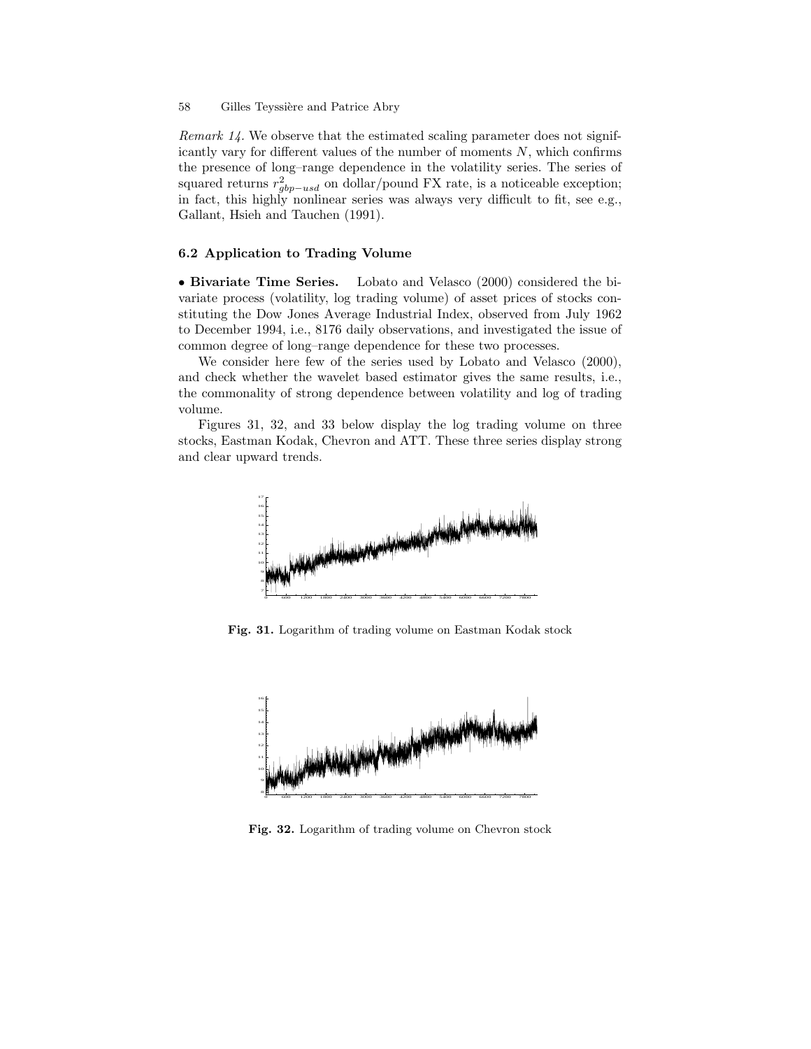*Remark 14.* We observe that the estimated scaling parameter does not significantly vary for different values of the number of moments $N$, which confirms the presence of long–range dependence in the volatility series. The series of squared returns $r^2_{gbp-usd}$ on dollar/pound FX rate, is a noticeable exception; in fact, this highly nonlinear series was always very difficult to fit, see e.g., Gallant, Hsieh and Tauchen (1991).

### 6.2 Application to Trading Volume

• **Bivariate Time Series.** Lobato and Velasco (2000) considered the bivariate process (volatility, log trading volume) of asset prices of stocks constituting the Dow Jones Average Industrial Index, observed from July 1962 to December 1994, i.e., 8176 daily observations, and investigated the issue of common degree of long–range dependence for these two processes.

We consider here few of the series used by Lobato and Velasco (2000), and check whether the wavelet based estimator gives the same results, i.e., the commonality of strong dependence between volatility and log of trading volume.

Figures 31, 32, and 33 below display the log trading volume on three stocks, Eastman Kodak, Chevron and ATT. These three series display strong and clear upward trends.

**Fig. 31.** Logarithm of trading volume on Eastman Kodak stock

**Fig. 32.** Logarithm of trading volume on Chevron stock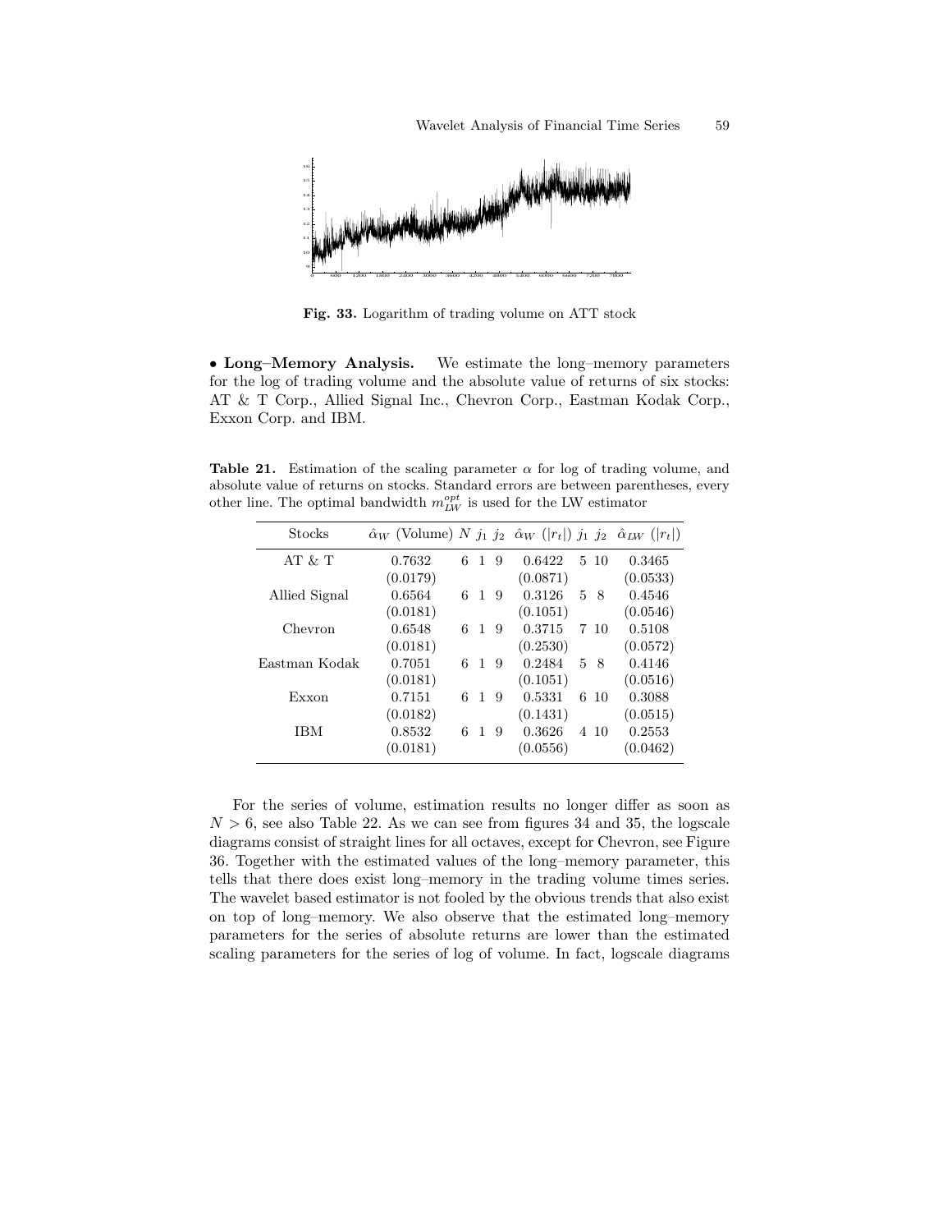**Fig. 33.** Logarithm of trading volume on ATT stock

• **Long–Memory Analysis.** We estimate the long–memory parameters for the log of trading volume and the absolute value of returns of six stocks: AT & T Corp., Allied Signal Inc., Chevron Corp., Eastman Kodak Corp., Exxon Corp. and IBM.

**Table 21.** Estimation of the scaling parameter $\alpha$ for log of trading volume, and absolute value of returns on stocks. Standard errors are between parentheses, every other line. The optimal bandwidth $m_{LW}^{opt}$ is used for the LW estimator

| Stocks | $\hat{\alpha}_W$ (Volume) | $N$ | $j_1$ | $j_2$ | $\hat{\alpha}_W$ ($\lvert r_t \rvert$) | $j_1$ | $j_2$ | $\hat{\alpha}_{LW}$ ($\lvert r_t \rvert$) |
|---|---|---|---|---|---|---|---|---|
| AT & T | 0.7632 | 6 | 1 | 9 | 0.6422 | 5 | 10 | 0.3465 |
| | (0.0179) | | | | (0.0871) | | | (0.0533) |
| Allied Signal | 0.6564 | 6 | 1 | 9 | 0.3126 | 5 | 8 | 0.4546 |
| | (0.0181) | | | | (0.1051) | | | (0.0546) |
| Chevron | 0.6548 | 6 | 1 | 9 | 0.3715 | 7 | 10 | 0.5108 |
| | (0.0181) | | | | (0.2530) | | | (0.0572) |
| Eastman Kodak | 0.7051 | 6 | 1 | 9 | 0.2484 | 5 | 8 | 0.4146 |
| | (0.0181) | | | | (0.1051) | | | (0.0516) |
| Exxon | 0.7151 | 6 | 1 | 9 | 0.5331 | 6 | 10 | 0.3088 |
| | (0.0182) | | | | (0.1431) | | | (0.0515) |
| IBM | 0.8532 | 6 | 1 | 9 | 0.3626 | 4 | 10 | 0.2553 |
| | (0.0181) | | | | (0.0556) | | | (0.0462) |

For the series of volume, estimation results no longer differ as soon as $N > 6$, see also Table 22. As we can see from figures 34 and 35, the logscale diagrams consist of straight lines for all octaves, except for Chevron, see Figure 36. Together with the estimated values of the long–memory parameter, this tells that there does exist long–memory in the trading volume times series. The wavelet based estimator is not fooled by the obvious trends that also exist on top of long–memory. We also observe that the estimated long–memory parameters for the series of absolute returns are lower than the estimated scaling parameters for the series of log of volume. In fact, logscale diagrams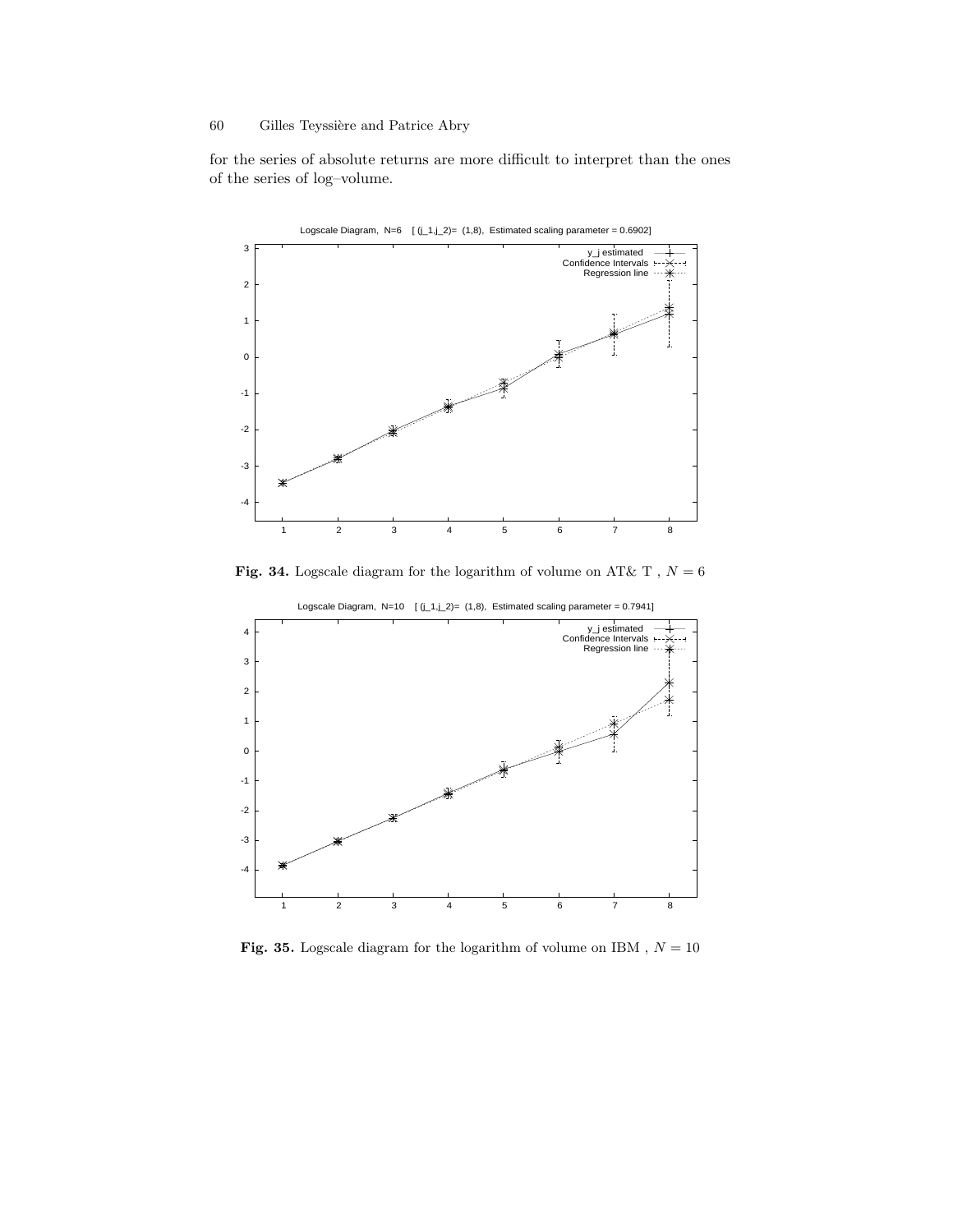for the series of absolute returns are more difficult to interpret than the ones of the series of log–volume.

**Fig. 34.** Logscale diagram for the logarithm of volume on AT& T , $N = 6$

**Fig. 35.** Logscale diagram for the logarithm of volume on IBM , $N = 10$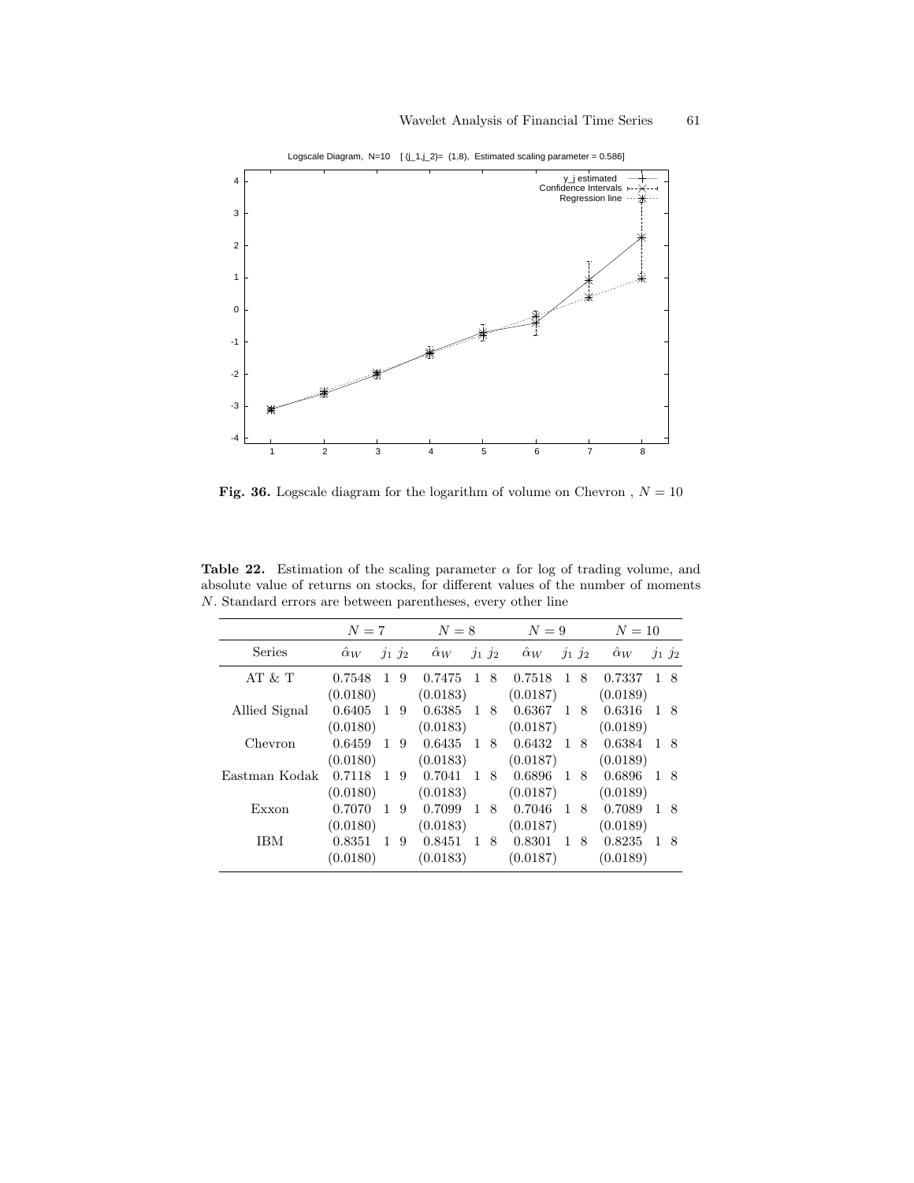**Fig. 36.** Logscale diagram for the logarithm of volume on Chevron , $N = 10$

**Table 22.** Estimation of the scaling parameter $\alpha$ for log of trading volume, and absolute value of returns on stocks, for different values of the number of moments $N$. Standard errors are between parentheses, every other line

| | $N = 7$ | | | $N = 8$ | | | $N = 9$ | | | $N = 10$ | | |
|---|---|---|---|---|---|---|---|---|---|---|---|---|
| Series | $\hat{\alpha}_W$ | $j_1$ | $j_2$ | $\hat{\alpha}_W$ | $j_1$ | $j_2$ | $\hat{\alpha}_W$ | $j_1$ | $j_2$ | $\hat{\alpha}_W$ | $j_1$ | $j_2$ |
| AT & T | 0.7548 | 1 | 9 | 0.7475 | 1 | 8 | 0.7518 | 1 | 8 | 0.7337 | 1 | 8 |
| | (0.0180) | | | (0.0183) | | | (0.0187) | | | (0.0189) | | |
| Allied Signal | 0.6405 | 1 | 9 | 0.6385 | 1 | 8 | 0.6367 | 1 | 8 | 0.6316 | 1 | 8 |
| | (0.0180) | | | (0.0183) | | | (0.0187) | | | (0.0189) | | |
| Chevron | 0.6459 | 1 | 9 | 0.6435 | 1 | 8 | 0.6432 | 1 | 8 | 0.6384 | 1 | 8 |
| | (0.0180) | | | (0.0183) | | | (0.0187) | | | (0.0189) | | |
| Eastman Kodak | 0.7118 | 1 | 9 | 0.7041 | 1 | 8 | 0.6896 | 1 | 8 | 0.6896 | 1 | 8 |
| | (0.0180) | | | (0.0183) | | | (0.0187) | | | (0.0189) | | |
| Exxon | 0.7070 | 1 | 9 | 0.7099 | 1 | 8 | 0.7046 | 1 | 8 | 0.7089 | 1 | 8 |
| | (0.0180) | | | (0.0183) | | | (0.0187) | | | (0.0189) | | |
| IBM | 0.8351 | 1 | 9 | 0.8451 | 1 | 8 | 0.8301 | 1 | 8 | 0.8235 | 1 | 8 |
| | (0.0180) | | | (0.0183) | | | (0.0187) | | | (0.0189) | | |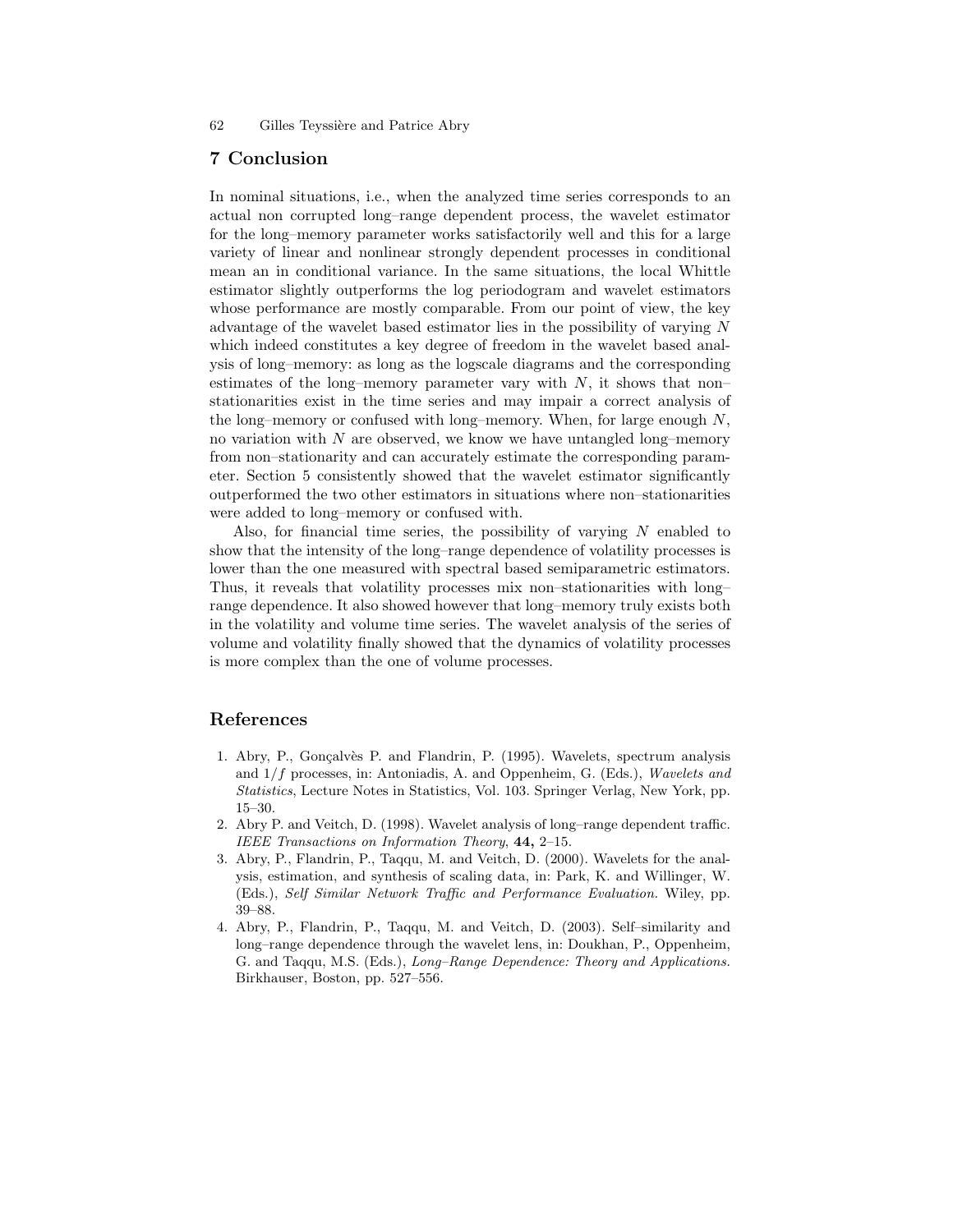## 7 Conclusion

In nominal situations, i.e., when the analyzed time series corresponds to an actual non corrupted long–range dependent process, the wavelet estimator for the long–memory parameter works satisfactorily well and this for a large variety of linear and nonlinear strongly dependent processes in conditional mean an in conditional variance. In the same situations, the local Whittle estimator slightly outperforms the log periodogram and wavelet estimators whose performance are mostly comparable. From our point of view, the key advantage of the wavelet based estimator lies in the possibility of varying $N$ which indeed constitutes a key degree of freedom in the wavelet based analysis of long–memory: as long as the logscale diagrams and the corresponding estimates of the long–memory parameter vary with $N$, it shows that non–stationarities exist in the time series and may impair a correct analysis of the long–memory or confused with long–memory. When, for large enough $N$, no variation with $N$ are observed, we know we have untangled long–memory from non–stationarity and can accurately estimate the corresponding parameter. Section 5 consistently showed that the wavelet estimator significantly outperformed the two other estimators in situations where non–stationarities were added to long–memory or confused with.

Also, for financial time series, the possibility of varying $N$ enabled to show that the intensity of the long–range dependence of volatility processes is lower than the one measured with spectral based semiparametric estimators. Thus, it reveals that volatility processes mix non–stationarities with long–range dependence. It also showed however that long–memory truly exists both in the volatility and volume time series. The wavelet analysis of the series of volume and volatility finally showed that the dynamics of volatility processes is more complex than the one of volume processes.

## References

1. Abry, P., Gonçalvès P. and Flandrin, P. (1995). Wavelets, spectrum analysis and $1/f$ processes, in: Antoniadis, A. and Oppenheim, G. (Eds.), *Wavelets and Statistics*, Lecture Notes in Statistics, Vol. 103. Springer Verlag, New York, pp. 15–30.
2. Abry P. and Veitch, D. (1998). Wavelet analysis of long–range dependent traffic. *IEEE Transactions on Information Theory*, **44,** 2–15.
3. Abry, P., Flandrin, P., Taqqu, M. and Veitch, D. (2000). Wavelets for the analysis, estimation, and synthesis of scaling data, in: Park, K. and Willinger, W. (Eds.), *Self Similar Network Traffic and Performance Evaluation.* Wiley, pp. 39–88.
4. Abry, P., Flandrin, P., Taqqu, M. and Veitch, D. (2003). Self–similarity and long–range dependence through the wavelet lens, in: Doukhan, P., Oppenheim, G. and Taqqu, M.S. (Eds.), *Long–Range Dependence: Theory and Applications.* Birkhauser, Boston, pp. 527–556.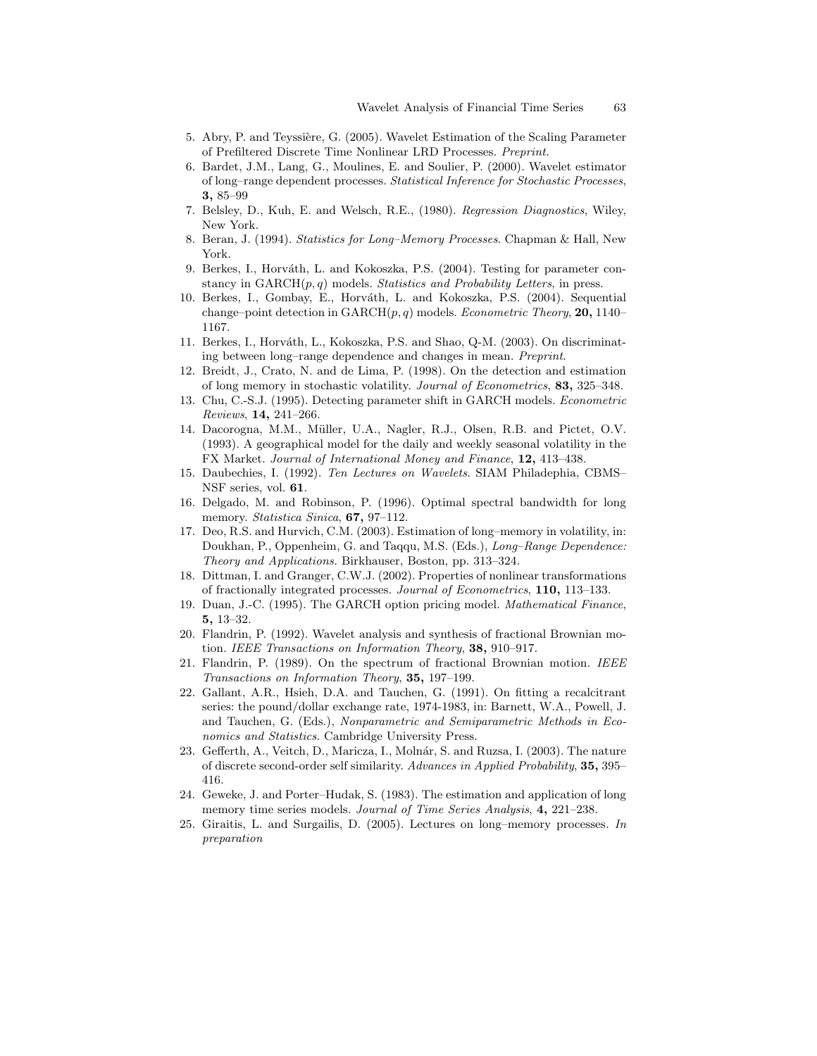5. Abry, P. and Teyssière, G. (2005). Wavelet Estimation of the Scaling Parameter of Prefiltered Discrete Time Nonlinear LRD Processes. *Preprint.*
6. Bardet, J.M., Lang, G., Moulines, E. and Soulier, P. (2000). Wavelet estimator of long–range dependent processes. *Statistical Inference for Stochastic Processes*, **3,** 85–99
7. Belsley, D., Kuh, E. and Welsch, R.E., (1980). *Regression Diagnostics*, Wiley, New York.
8. Beran, J. (1994). *Statistics for Long–Memory Processes*. Chapman & Hall, New York.
9. Berkes, I., Horváth, L. and Kokoszka, P.S. (2004). Testing for parameter constancy in GARCH$(p, q)$ models. *Statistics and Probability Letters*, in press.
10. Berkes, I., Gombay, E., Horváth, L. and Kokoszka, P.S. (2004). Sequential change–point detection in GARCH$(p, q)$ models. *Econometric Theory*, **20,** 1140–1167.
11. Berkes, I., Horváth, L., Kokoszka, P.S. and Shao, Q-M. (2003). On discriminating between long–range dependence and changes in mean. *Preprint*.
12. Breidt, J., Crato, N. and de Lima, P. (1998). On the detection and estimation of long memory in stochastic volatility. *Journal of Econometrics*, **83,** 325–348.
13. Chu, C.-S.J. (1995). Detecting parameter shift in GARCH models. *Econometric Reviews*, **14,** 241–266.
14. Dacorogna, M.M., Müller, U.A., Nagler, R.J., Olsen, R.B. and Pictet, O.V. (1993). A geographical model for the daily and weekly seasonal volatility in the FX Market. *Journal of International Money and Finance*, **12,** 413–438.
15. Daubechies, I. (1992). *Ten Lectures on Wavelets*. SIAM Philadephia, CBMS–NSF series, vol. **61**.
16. Delgado, M. and Robinson, P. (1996). Optimal spectral bandwidth for long memory. *Statistica Sinica*, **67,** 97–112.
17. Deo, R.S. and Hurvich, C.M. (2003). Estimation of long–memory in volatility, in: Doukhan, P., Oppenheim, G. and Taqqu, M.S. (Eds.), *Long–Range Dependence: Theory and Applications.* Birkhauser, Boston, pp. 313–324.
18. Dittman, I. and Granger, C.W.J. (2002). Properties of nonlinear transformations of fractionally integrated processes. *Journal of Econometrics*, **110,** 113–133.
19. Duan, J.-C. (1995). The GARCH option pricing model. *Mathematical Finance*, **5,** 13–32.
20. Flandrin, P. (1992). Wavelet analysis and synthesis of fractional Brownian motion. *IEEE Transactions on Information Theory*, **38,** 910–917.
21. Flandrin, P. (1989). On the spectrum of fractional Brownian motion. *IEEE Transactions on Information Theory*, **35,** 197–199.
22. Gallant, A.R., Hsieh, D.A. and Tauchen, G. (1991). On fitting a recalcitrant series: the pound/dollar exchange rate, 1974-1983, in: Barnett, W.A., Powell, J. and Tauchen, G. (Eds.), *Nonparametric and Semiparametric Methods in Economics and Statistics*. Cambridge University Press.
23. Gefferth, A., Veitch, D., Maricza, I., Molnár, S. and Ruzsa, I. (2003). The nature of discrete second-order self similarity. *Advances in Applied Probability*, **35,** 395–416.
24. Geweke, J. and Porter–Hudak, S. (1983). The estimation and application of long memory time series models. *Journal of Time Series Analysis*, **4,** 221–238.
25. Giraitis, L. and Surgailis, D. (2005). Lectures on long–memory processes. *In preparation*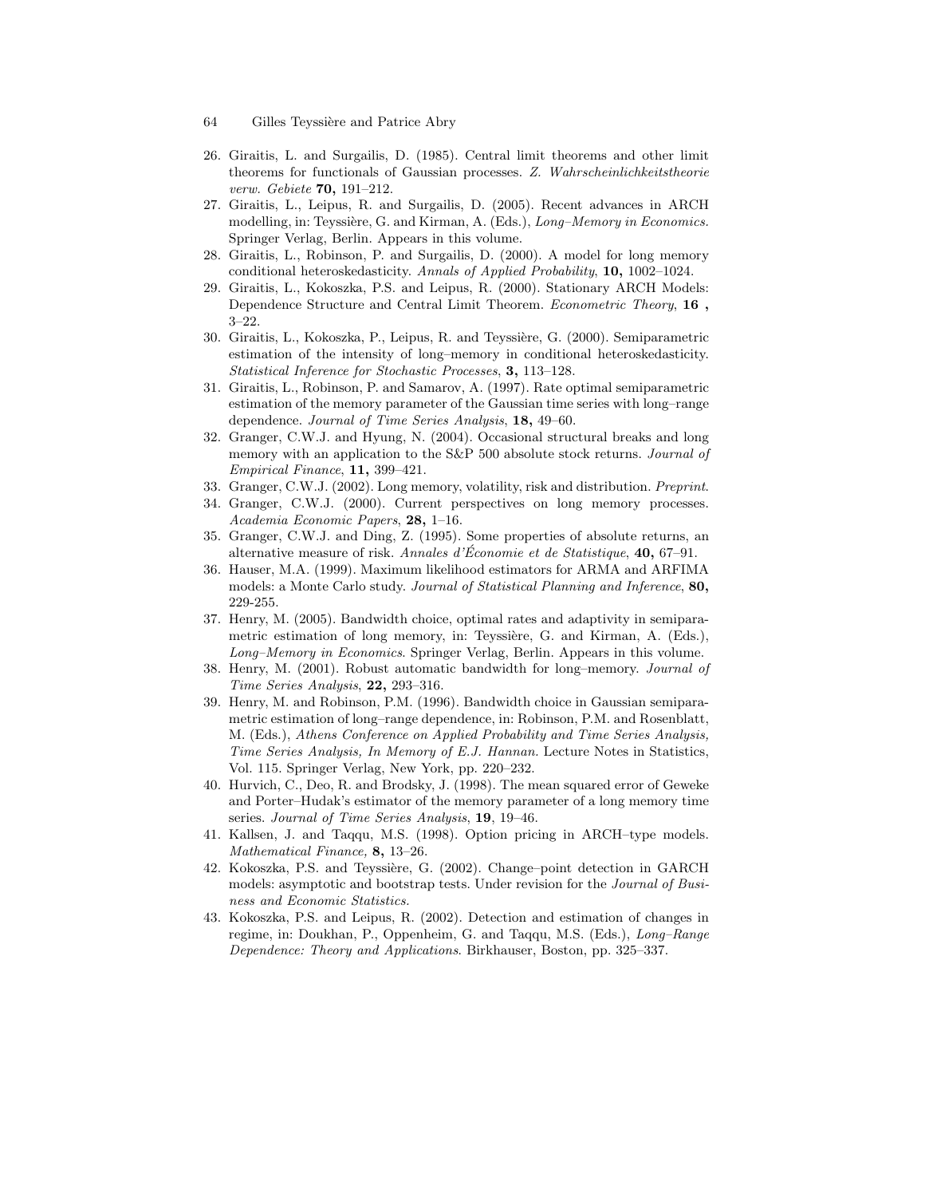26. Giraitis, L. and Surgailis, D. (1985). Central limit theorems and other limit theorems for functionals of Gaussian processes. *Z. Wahrscheinlichkeitstheorie verw. Gebiete* **70,** 191–212.
27. Giraitis, L., Leipus, R. and Surgailis, D. (2005). Recent advances in ARCH modelling, in: Teyssière, G. and Kirman, A. (Eds.), *Long–Memory in Economics.* Springer Verlag, Berlin. Appears in this volume.
28. Giraitis, L., Robinson, P. and Surgailis, D. (2000). A model for long memory conditional heteroskedasticity. *Annals of Applied Probability*, **10,** 1002–1024.
29. Giraitis, L., Kokoszka, P.S. and Leipus, R. (2000). Stationary ARCH Models: Dependence Structure and Central Limit Theorem. *Econometric Theory*, **16 ,** 3–22.
30. Giraitis, L., Kokoszka, P., Leipus, R. and Teyssière, G. (2000). Semiparametric estimation of the intensity of long–memory in conditional heteroskedasticity. *Statistical Inference for Stochastic Processes*, **3,** 113–128.
31. Giraitis, L., Robinson, P. and Samarov, A. (1997). Rate optimal semiparametric estimation of the memory parameter of the Gaussian time series with long–range dependence. *Journal of Time Series Analysis*, **18,** 49–60.
32. Granger, C.W.J. and Hyung, N. (2004). Occasional structural breaks and long memory with an application to the S&P 500 absolute stock returns. *Journal of Empirical Finance*, **11,** 399–421.
33. Granger, C.W.J. (2002). Long memory, volatility, risk and distribution. *Preprint*.
34. Granger, C.W.J. (2000). Current perspectives on long memory processes. *Academia Economic Papers*, **28,** 1–16.
35. Granger, C.W.J. and Ding, Z. (1995). Some properties of absolute returns, an alternative measure of risk. *Annales d'Économie et de Statistique*, **40,** 67–91.
36. Hauser, M.A. (1999). Maximum likelihood estimators for ARMA and ARFIMA models: a Monte Carlo study. *Journal of Statistical Planning and Inference*, **80,** 229-255.
37. Henry, M. (2005). Bandwidth choice, optimal rates and adaptivity in semiparametric estimation of long memory, in: Teyssière, G. and Kirman, A. (Eds.), *Long–Memory in Economics*. Springer Verlag, Berlin. Appears in this volume.
38. Henry, M. (2001). Robust automatic bandwidth for long–memory. *Journal of Time Series Analysis*, **22,** 293–316.
39. Henry, M. and Robinson, P.M. (1996). Bandwidth choice in Gaussian semiparametric estimation of long–range dependence, in: Robinson, P.M. and Rosenblatt, M. (Eds.), *Athens Conference on Applied Probability and Time Series Analysis, Time Series Analysis, In Memory of E.J. Hannan.* Lecture Notes in Statistics, Vol. 115. Springer Verlag, New York, pp. 220–232.
40. Hurvich, C., Deo, R. and Brodsky, J. (1998). The mean squared error of Geweke and Porter–Hudak's estimator of the memory parameter of a long memory time series. *Journal of Time Series Analysis*, **19**, 19–46.
41. Kallsen, J. and Taqqu, M.S. (1998). Option pricing in ARCH–type models. *Mathematical Finance,* **8,** 13–26.
42. Kokoszka, P.S. and Teyssière, G. (2002). Change–point detection in GARCH models: asymptotic and bootstrap tests. Under revision for the *Journal of Business and Economic Statistics.*
43. Kokoszka, P.S. and Leipus, R. (2002). Detection and estimation of changes in regime, in: Doukhan, P., Oppenheim, G. and Taqqu, M.S. (Eds.), *Long–Range Dependence: Theory and Applications*. Birkhauser, Boston, pp. 325–337.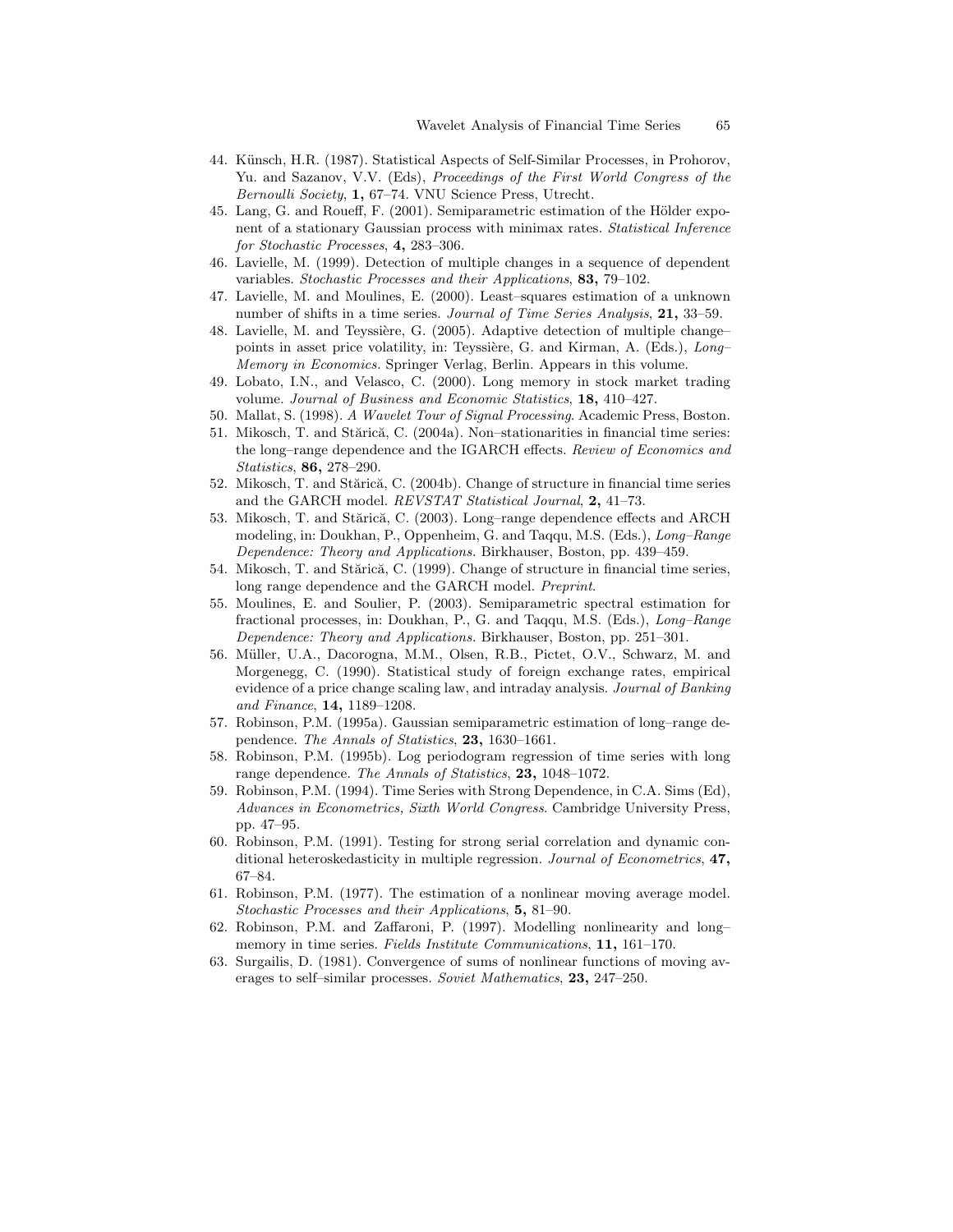44. Künsch, H.R. (1987). Statistical Aspects of Self-Similar Processes, in Prohorov, Yu. and Sazanov, V.V. (Eds), *Proceedings of the First World Congress of the Bernoulli Society*, **1,** 67–74. VNU Science Press, Utrecht.
45. Lang, G. and Roueff, F. (2001). Semiparametric estimation of the Hölder exponent of a stationary Gaussian process with minimax rates. *Statistical Inference for Stochastic Processes*, **4,** 283–306.
46. Lavielle, M. (1999). Detection of multiple changes in a sequence of dependent variables. *Stochastic Processes and their Applications*, **83,** 79–102.
47. Lavielle, M. and Moulines, E. (2000). Least–squares estimation of a unknown number of shifts in a time series. *Journal of Time Series Analysis*, **21,** 33–59.
48. Lavielle, M. and Teyssière, G. (2005). Adaptive detection of multiple change–points in asset price volatility, in: Teyssière, G. and Kirman, A. (Eds.), *Long–Memory in Economics*. Springer Verlag, Berlin. Appears in this volume.
49. Lobato, I.N., and Velasco, C. (2000). Long memory in stock market trading volume. *Journal of Business and Economic Statistics*, **18,** 410–427.
50. Mallat, S. (1998). *A Wavelet Tour of Signal Processing*. Academic Press, Boston.
51. Mikosch, T. and Stărică, C. (2004a). Non–stationarities in financial time series: the long–range dependence and the IGARCH effects. *Review of Economics and Statistics*, **86,** 278–290.
52. Mikosch, T. and Stărică, C. (2004b). Change of structure in financial time series and the GARCH model. *REVSTAT Statistical Journal*, **2,** 41–73.
53. Mikosch, T. and Stărică, C. (2003). Long–range dependence effects and ARCH modeling, in: Doukhan, P., Oppenheim, G. and Taqqu, M.S. (Eds.), *Long–Range Dependence: Theory and Applications*. Birkhauser, Boston, pp. 439–459.
54. Mikosch, T. and Stărică, C. (1999). Change of structure in financial time series, long range dependence and the GARCH model. *Preprint*.
55. Moulines, E. and Soulier, P. (2003). Semiparametric spectral estimation for fractional processes, in: Doukhan, P., G. and Taqqu, M.S. (Eds.), *Long–Range Dependence: Theory and Applications*. Birkhauser, Boston, pp. 251–301.
56. Müller, U.A., Dacorogna, M.M., Olsen, R.B., Pictet, O.V., Schwarz, M. and Morgenegg, C. (1990). Statistical study of foreign exchange rates, empirical evidence of a price change scaling law, and intraday analysis. *Journal of Banking and Finance*, **14,** 1189–1208.
57. Robinson, P.M. (1995a). Gaussian semiparametric estimation of long–range dependence. *The Annals of Statistics*, **23,** 1630–1661.
58. Robinson, P.M. (1995b). Log periodogram regression of time series with long range dependence. *The Annals of Statistics*, **23,** 1048–1072.
59. Robinson, P.M. (1994). Time Series with Strong Dependence, in C.A. Sims (Ed), *Advances in Econometrics, Sixth World Congress*. Cambridge University Press, pp. 47–95.
60. Robinson, P.M. (1991). Testing for strong serial correlation and dynamic conditional heteroskedasticity in multiple regression. *Journal of Econometrics*, **47,** 67–84.
61. Robinson, P.M. (1977). The estimation of a nonlinear moving average model. *Stochastic Processes and their Applications*, **5,** 81–90.
62. Robinson, P.M. and Zaffaroni, P. (1997). Modelling nonlinearity and long–memory in time series. *Fields Institute Communications*, **11,** 161–170.
63. Surgailis, D. (1981). Convergence of sums of nonlinear functions of moving averages to self–similar processes. *Soviet Mathematics*, **23,** 247–250.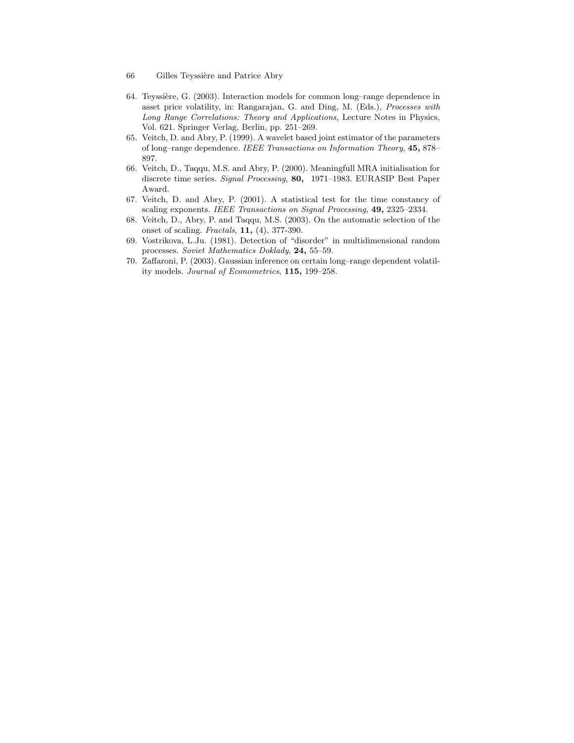64. Teyssière, G. (2003). Interaction models for common long–range dependence in asset price volatility, in: Rangarajan, G. and Ding, M. (Eds.), *Processes with Long Range Correlations: Theory and Applications,* Lecture Notes in Physics, Vol. 621. Springer Verlag, Berlin, pp. 251–269.
65. Veitch, D. and Abry, P. (1999). A wavelet based joint estimator of the parameters of long–range dependence. *IEEE Transactions on Information Theory*, **45,** 878–897.
66. Veitch, D., Taqqu, M.S. and Abry, P. (2000). Meaningfull MRA initialisation for discrete time series. *Signal Processing*, **80,** 1971–1983. EURASIP Best Paper Award.
67. Veitch, D. and Abry, P. (2001). A statistical test for the time constancy of scaling exponents. *IEEE Transactions on Signal Processing*, **49,** 2325–2334.
68. Veitch, D., Abry, P. and Taqqu, M.S. (2003). On the automatic selection of the onset of scaling. *Fractals*, **11,** (4), 377-390.
69. Vostrikova, L.Ju. (1981). Detection of "disorder" in multidimensional random processes. *Soviet Mathematics Doklady*, **24,** 55–59.
70. Zaffaroni, P. (2003). Gaussian inference on certain long–range dependent volatility models. *Journal of Econometrics*, **115,** 199–258.